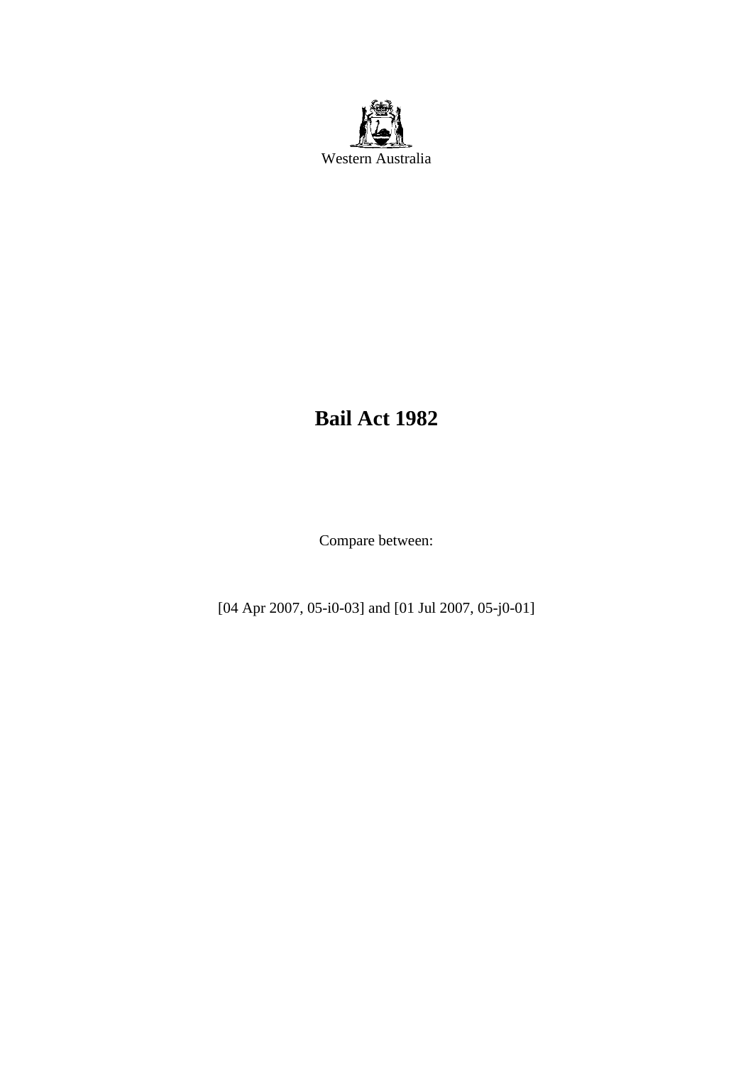Western Australia

# Bail Act 1982

Compare between:

[04 Apr 2007, 05-i0-03] and [01 Jul 2007, 05-j0-01]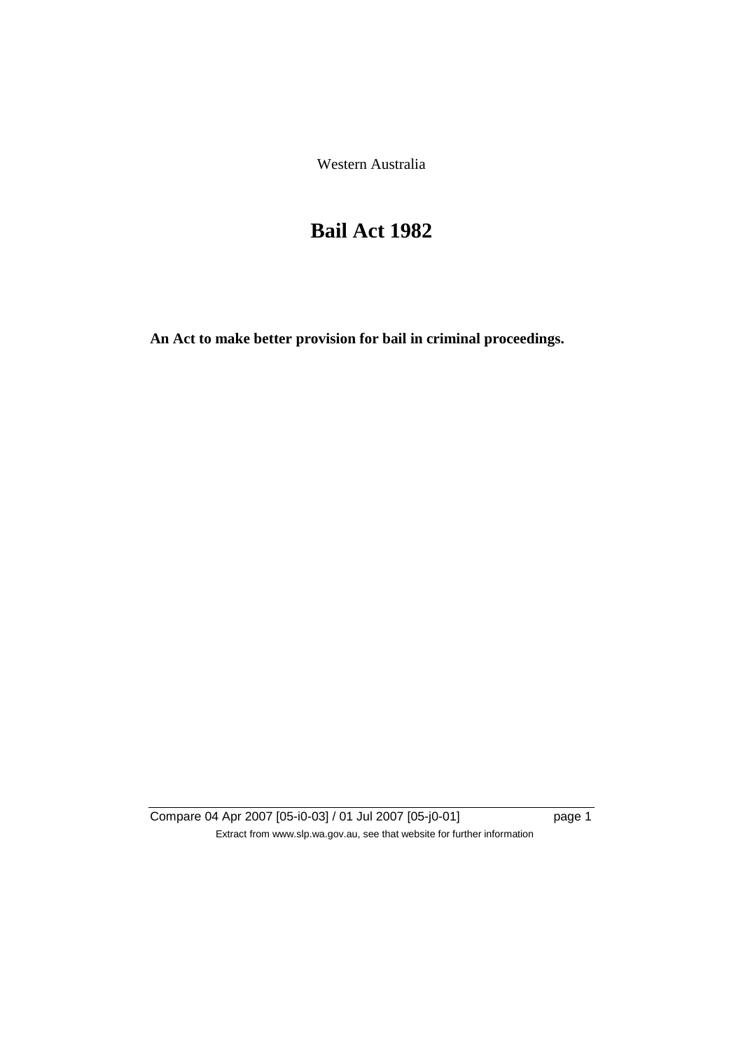Western Australia

# Bail Act 1982

**An Act to make better provision for bail in criminal proceedings.**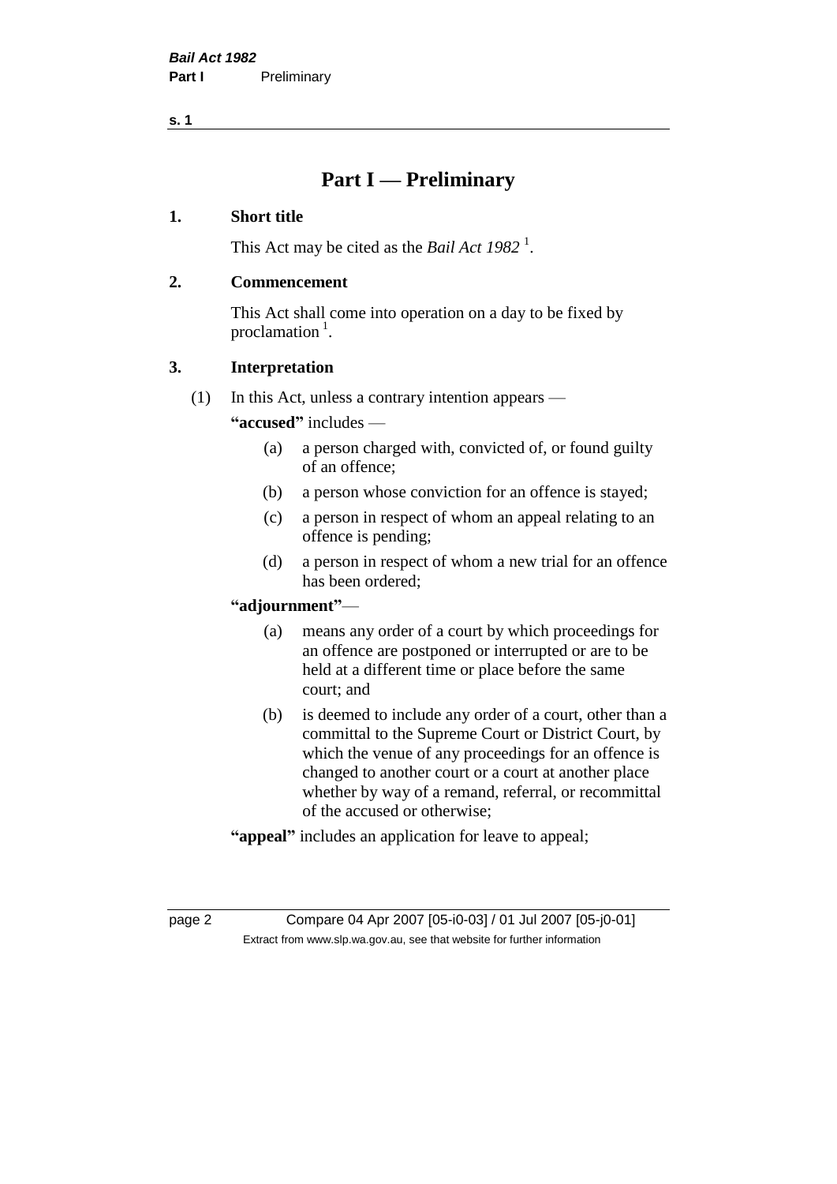# Part I — Preliminary

## 1. Short title

This Act may be cited as the *Bail Act 1982* [1].

## 2. Commencement

This Act shall come into operation on a day to be fixed by proclamation [1].

## 3. Interpretation

(1) In this Act, unless a contrary intention appears —

**"accused"** includes —

- (a) a person charged with, convicted of, or found guilty of an offence;
- (b) a person whose conviction for an offence is stayed;
- (c) a person in respect of whom an appeal relating to an offence is pending;
- (d) a person in respect of whom a new trial for an offence has been ordered;

**"adjournment"**—

- (a) means any order of a court by which proceedings for an offence are postponed or interrupted or are to be held at a different time or place before the same court; and
- (b) is deemed to include any order of a court, other than a committal to the Supreme Court or District Court, by which the venue of any proceedings for an offence is changed to another court or a court at another place whether by way of a remand, referral, or recommittal of the accused or otherwise;

**"appeal"** includes an application for leave to appeal;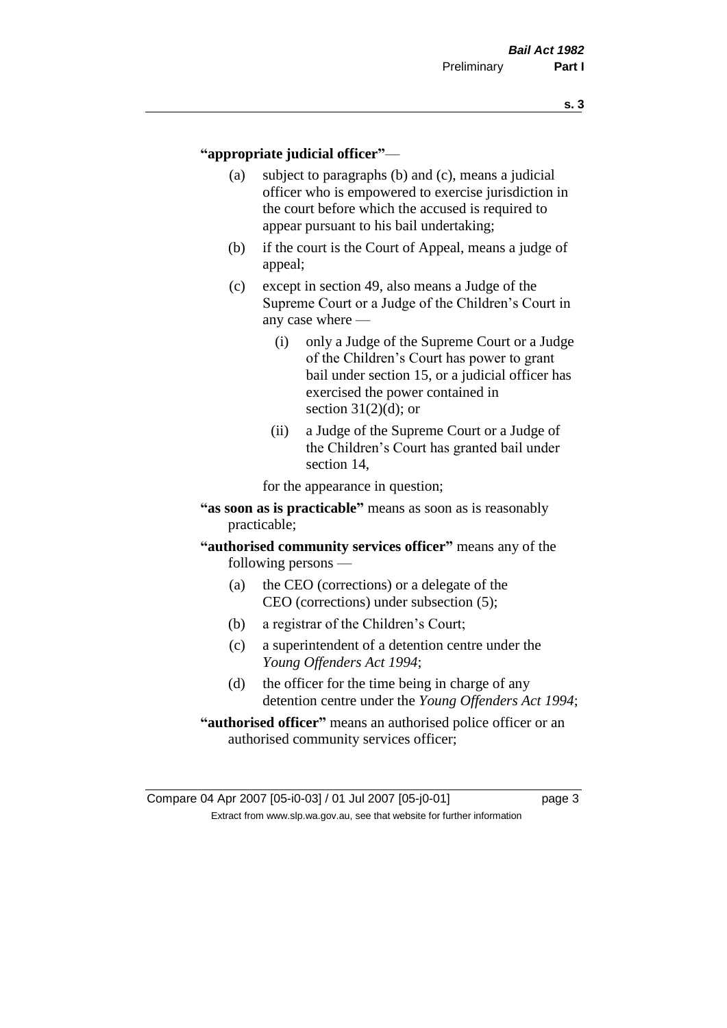**"appropriate judicial officer"** —

(a) subject to paragraphs (b) and (c), means a judicial officer who is empowered to exercise jurisdiction in the court before which the accused is required to appear pursuant to his bail undertaking;

(b) if the court is the Court of Appeal, means a judge of appeal;

(c) except in section 49, also means a Judge of the Supreme Court or a Judge of the Children's Court in any case where —

   (i) only a Judge of the Supreme Court or a Judge of the Children's Court has power to grant bail under section 15, or a judicial officer has exercised the power contained in section 31(2)(d); or

   (ii) a Judge of the Supreme Court or a Judge of the Children's Court has granted bail under section 14,

for the appearance in question;

**"as soon as is practicable"** means as soon as is reasonably practicable;

**"authorised community services officer"** means any of the following persons —

(a) the CEO (corrections) or a delegate of the CEO (corrections) under subsection (5);

(b) a registrar of the Children's Court;

(c) a superintendent of a detention centre under the *Young Offenders Act 1994*;

(d) the officer for the time being in charge of any detention centre under the *Young Offenders Act 1994*;

**"authorised officer"** means an authorised police officer or an authorised community services officer;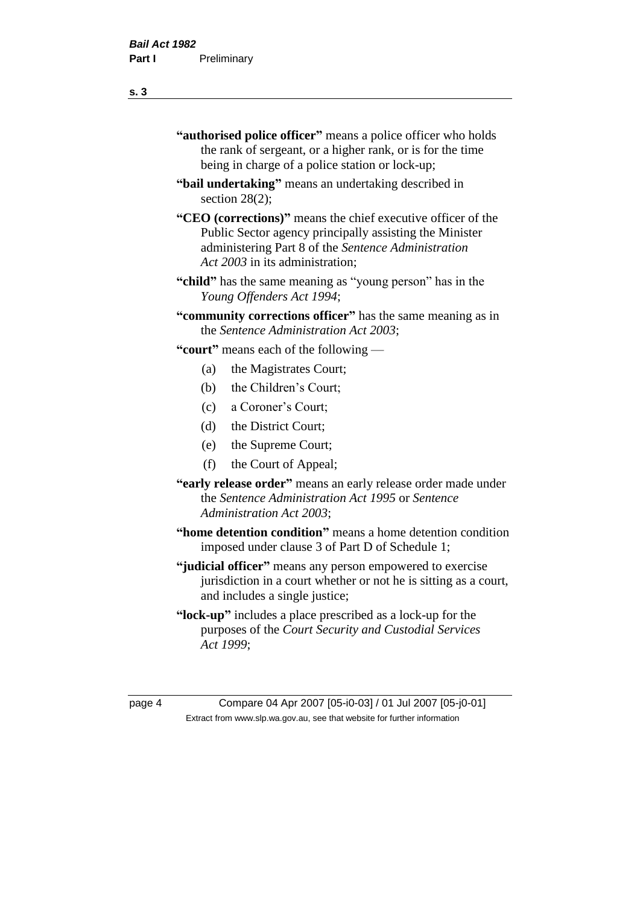**"authorised police officer"** means a police officer who holds the rank of sergeant, or a higher rank, or is for the time being in charge of a police station or lock-up;

**"bail undertaking"** means an undertaking described in section 28(2);

**"CEO (corrections)"** means the chief executive officer of the Public Sector agency principally assisting the Minister administering Part 8 of the *Sentence Administration Act 2003* in its administration;

**"child"** has the same meaning as "young person" has in the *Young Offenders Act 1994*;

**"community corrections officer"** has the same meaning as in the *Sentence Administration Act 2003*;

**"court"** means each of the following —

- (a) the Magistrates Court;
- (b) the Children's Court;
- (c) a Coroner's Court;
- (d) the District Court;
- (e) the Supreme Court;
- (f) the Court of Appeal;

**"early release order"** means an early release order made under the *Sentence Administration Act 1995* or *Sentence Administration Act 2003*;

**"home detention condition"** means a home detention condition imposed under clause 3 of Part D of Schedule 1;

**"judicial officer"** means any person empowered to exercise jurisdiction in a court whether or not he is sitting as a court, and includes a single justice;

**"lock-up"** includes a place prescribed as a lock-up for the purposes of the *Court Security and Custodial Services Act 1999*;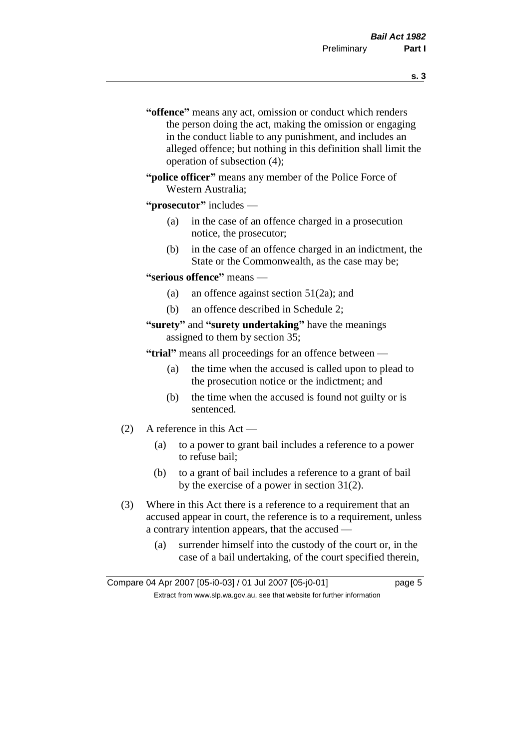**"offence"** means any act, omission or conduct which renders the person doing the act, making the omission or engaging in the conduct liable to any punishment, and includes an alleged offence; but nothing in this definition shall limit the operation of subsection (4);

**"police officer"** means any member of the Police Force of Western Australia;

**"prosecutor"** includes —

- (a) in the case of an offence charged in a prosecution notice, the prosecutor;
- (b) in the case of an offence charged in an indictment, the State or the Commonwealth, as the case may be;

**"serious offence"** means —

- (a) an offence against section 51(2a); and
- (b) an offence described in Schedule 2;

**"surety"** and **"surety undertaking"** have the meanings assigned to them by section 35;

**"trial"** means all proceedings for an offence between —

- (a) the time when the accused is called upon to plead to the prosecution notice or the indictment; and
- (b) the time when the accused is found not guilty or is sentenced.

(2) A reference in this Act —

- (a) to a power to grant bail includes a reference to a power to refuse bail;
- (b) to a grant of bail includes a reference to a grant of bail by the exercise of a power in section 31(2).

(3) Where in this Act there is a reference to a requirement that an accused appear in court, the reference is to a requirement, unless a contrary intention appears, that the accused —

- (a) surrender himself into the custody of the court or, in the case of a bail undertaking, of the court specified therein,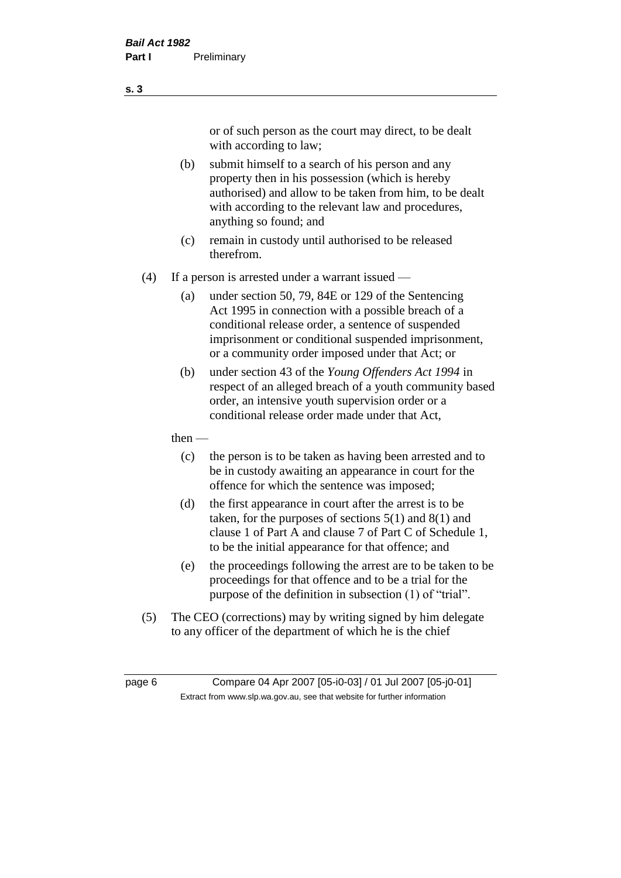or of such person as the court may direct, to be dealt with according to law;

(b) submit himself to a search of his person and any property then in his possession (which is hereby authorised) and allow to be taken from him, to be dealt with according to the relevant law and procedures, anything so found; and

(c) remain in custody until authorised to be released therefrom.

(4) If a person is arrested under a warrant issued —

(a) under section 50, 79, 84E or 129 of the Sentencing Act 1995 in connection with a possible breach of a conditional release order, a sentence of suspended imprisonment or conditional suspended imprisonment, or a community order imposed under that Act; or

(b) under section 43 of the *Young Offenders Act 1994* in respect of an alleged breach of a youth community based order, an intensive youth supervision order or a conditional release order made under that Act,

then —

(c) the person is to be taken as having been arrested and to be in custody awaiting an appearance in court for the offence for which the sentence was imposed;

(d) the first appearance in court after the arrest is to be taken, for the purposes of sections 5(1) and 8(1) and clause 1 of Part A and clause 7 of Part C of Schedule 1, to be the initial appearance for that offence; and

(e) the proceedings following the arrest are to be taken to be proceedings for that offence and to be a trial for the purpose of the definition in subsection (1) of "trial".

(5) The CEO (corrections) may by writing signed by him delegate to any officer of the department of which he is the chief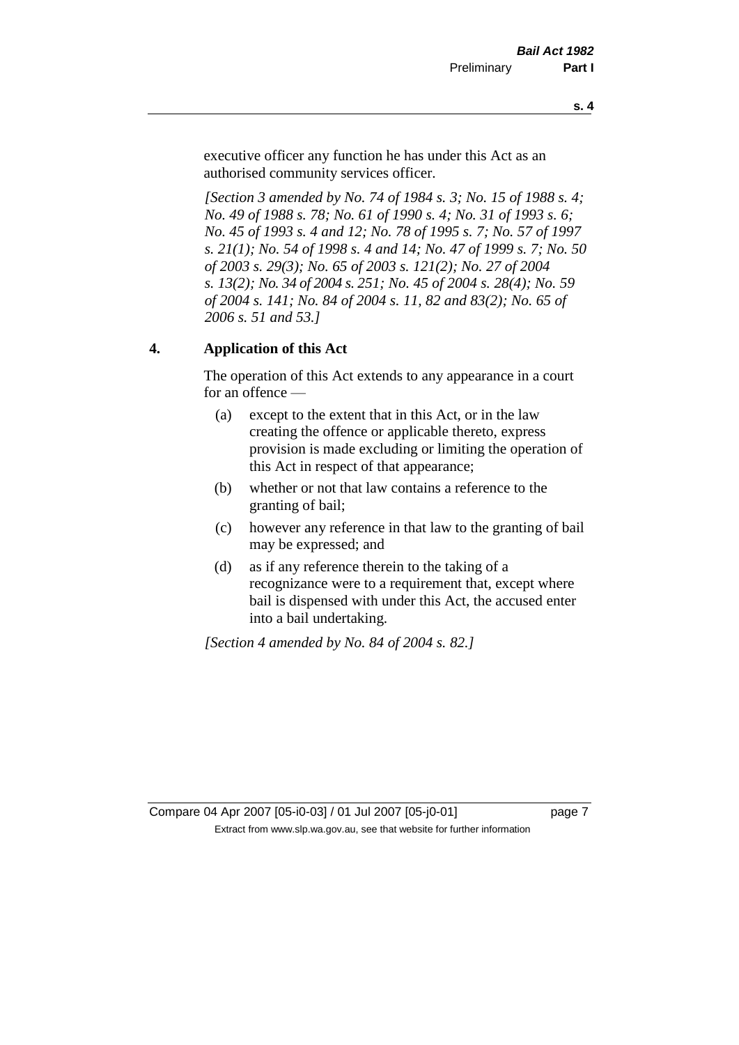executive officer any function he has under this Act as an authorised community services officer.

*[Section 3 amended by No. 74 of 1984 s. 3; No. 15 of 1988 s. 4; No. 49 of 1988 s. 78; No. 61 of 1990 s. 4; No. 31 of 1993 s. 6; No. 45 of 1993 s. 4 and 12; No. 78 of 1995 s. 7; No. 57 of 1997 s. 21(1); No. 54 of 1998 s. 4 and 14; No. 47 of 1999 s. 7; No. 50 of 2003 s. 29(3); No. 65 of 2003 s. 121(2); No. 27 of 2004 s. 13(2); No. 34 of 2004 s. 251; No. 45 of 2004 s. 28(4); No. 59 of 2004 s. 141; No. 84 of 2004 s. 11, 82 and 83(2); No. 65 of 2006 s. 51 and 53.]*

## 4. Application of this Act

The operation of this Act extends to any appearance in a court for an offence —

(a) except to the extent that in this Act, or in the law creating the offence or applicable thereto, express provision is made excluding or limiting the operation of this Act in respect of that appearance;

(b) whether or not that law contains a reference to the granting of bail;

(c) however any reference in that law to the granting of bail may be expressed; and

(d) as if any reference therein to the taking of a recognizance were to a requirement that, except where bail is dispensed with under this Act, the accused enter into a bail undertaking.

*[Section 4 amended by No. 84 of 2004 s. 82.]*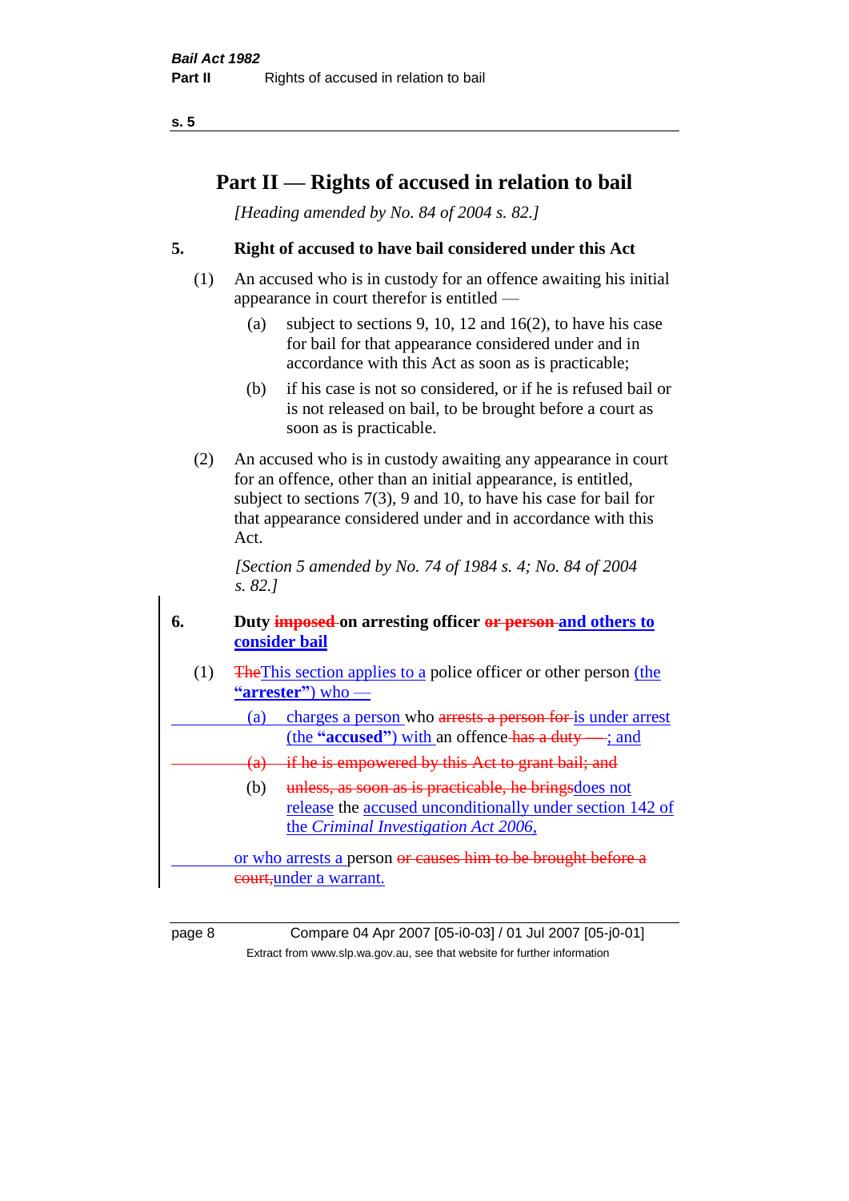# Part II — Rights of accused in relation to bail

*[Heading amended by No. 84 of 2004 s. 82.]*

## 5. Right of accused to have bail considered under this Act

(1) An accused who is in custody for an offence awaiting his initial appearance in court therefor is entitled —

(a) subject to sections 9, 10, 12 and 16(2), to have his case for bail for that appearance considered under and in accordance with this Act as soon as is practicable;

(b) if his case is not so considered, or if he is refused bail or is not released on bail, to be brought before a court as soon as is practicable.

(2) An accused who is in custody awaiting any appearance in court for an offence, other than an initial appearance, is entitled, subject to sections 7(3), 9 and 10, to have his case for bail for that appearance considered under and in accordance with this Act.

*[Section 5 amended by No. 74 of 1984 s. 4; No. 84 of 2004 s. 82.]*

## 6. Duty ~~imposed~~ on arresting officer ~~or person~~ and others to consider bail

(1) ~~The~~This section applies to a police officer or other person (the **"arrester"**) who —

(a) charges a person who ~~arrests a person for~~ is under arrest (the **"accused"**) with an offence ~~has a duty —~~; and

~~(a) if he is empowered by this Act to grant bail; and~~

(b) ~~unless, as soon as is practicable, he brings~~does not release the accused unconditionally under section 142 of the *Criminal Investigation Act 2006*,

or who arrests a person ~~or causes him to be brought before a court,~~under a warrant.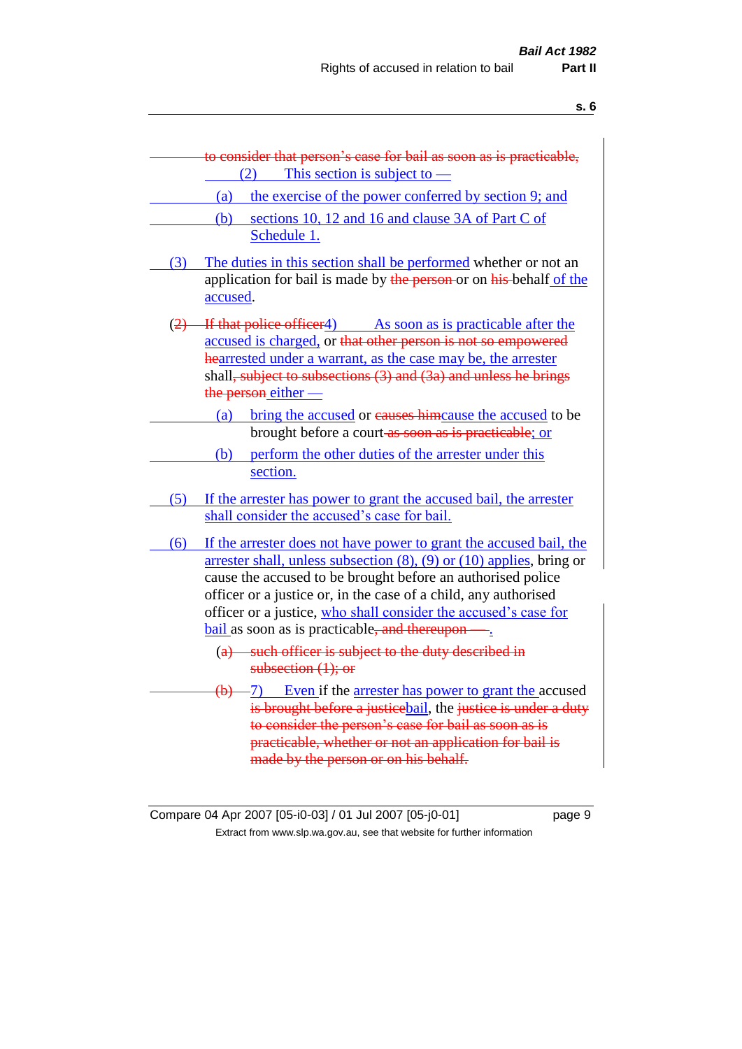to consider that person's case for bail as soon as is practicable,

(2) This section is subject to —

(a) the exercise of the power conferred by section 9; and

(b) sections 10, 12 and 16 and clause 3A of Part C of Schedule 1.

(3) The duties in this section shall be performed whether or not an application for bail is made by the person or on his behalf of the accused.

(2) If that police officer4) As soon as is practicable after the accused is charged, or that other person is not so empowered hearrested under a warrant, as the case may be, the arrester shall, subject to subsections (3) and (3a) and unless he brings the person either —

(a) bring the accused or causes himcause the accused to be brought before a court as soon as is practicable; or

(b) perform the other duties of the arrester under this section.

(5) If the arrester has power to grant the accused bail, the arrester shall consider the accused's case for bail.

(6) If the arrester does not have power to grant the accused bail, the arrester shall, unless subsection (8), (9) or (10) applies, bring or cause the accused to be brought before an authorised police officer or a justice or, in the case of a child, any authorised officer or a justice, who shall consider the accused's case for bail as soon as is practicable, and thereupon —.

(a) such officer is subject to the duty described in subsection (1); or

(b) 7) Even if the arrester has power to grant the accused is brought before a justicebail, the justice is under a duty to consider the person's case for bail as soon as is practicable, whether or not an application for bail is made by the person or on his behalf.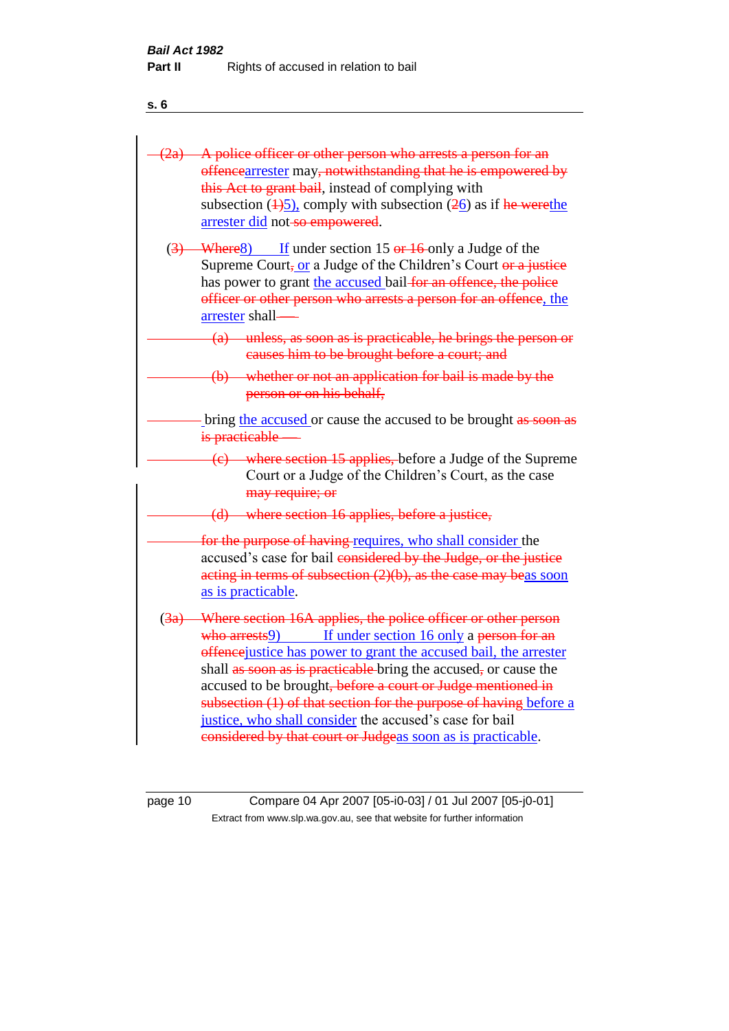(2a) A police officer or other person who arrests a person for an offencearrester may, notwithstanding that he is empowered by this Act to grant bail, instead of complying with subsection (1)5), comply with subsection (26) as if he werethe arrester did not so empowered.

(3) Where8) If under section 15 or 16 only a Judge of the Supreme Court, or a Judge of the Children's Court or a justice has power to grant the accused bail for an offence, the police officer or other person who arrests a person for an offence, the arrester shall—

(a) unless, as soon as is practicable, he brings the person or causes him to be brought before a court; and

(b) whether or not an application for bail is made by the person or on his behalf,

bring the accused or cause the accused to be brought as soon as is practicable —

(c) where section 15 applies, before a Judge of the Supreme Court or a Judge of the Children's Court, as the case may require; or

(d) where section 16 applies, before a justice,

for the purpose of having requires, who shall consider the accused's case for bail considered by the Judge, or the justice acting in terms of subsection (2)(b), as the case may beas soon as is practicable.

(3a) Where section 16A applies, the police officer or other person who arrests9) If under section 16 only a person for an offencejustice has power to grant the accused bail, the arrester shall as soon as is practicable bring the accused, or cause the accused to be brought, before a court or Judge mentioned in subsection (1) of that section for the purpose of having before a justice, who shall consider the accused's case for bail considered by that court or Judgeas soon as is practicable.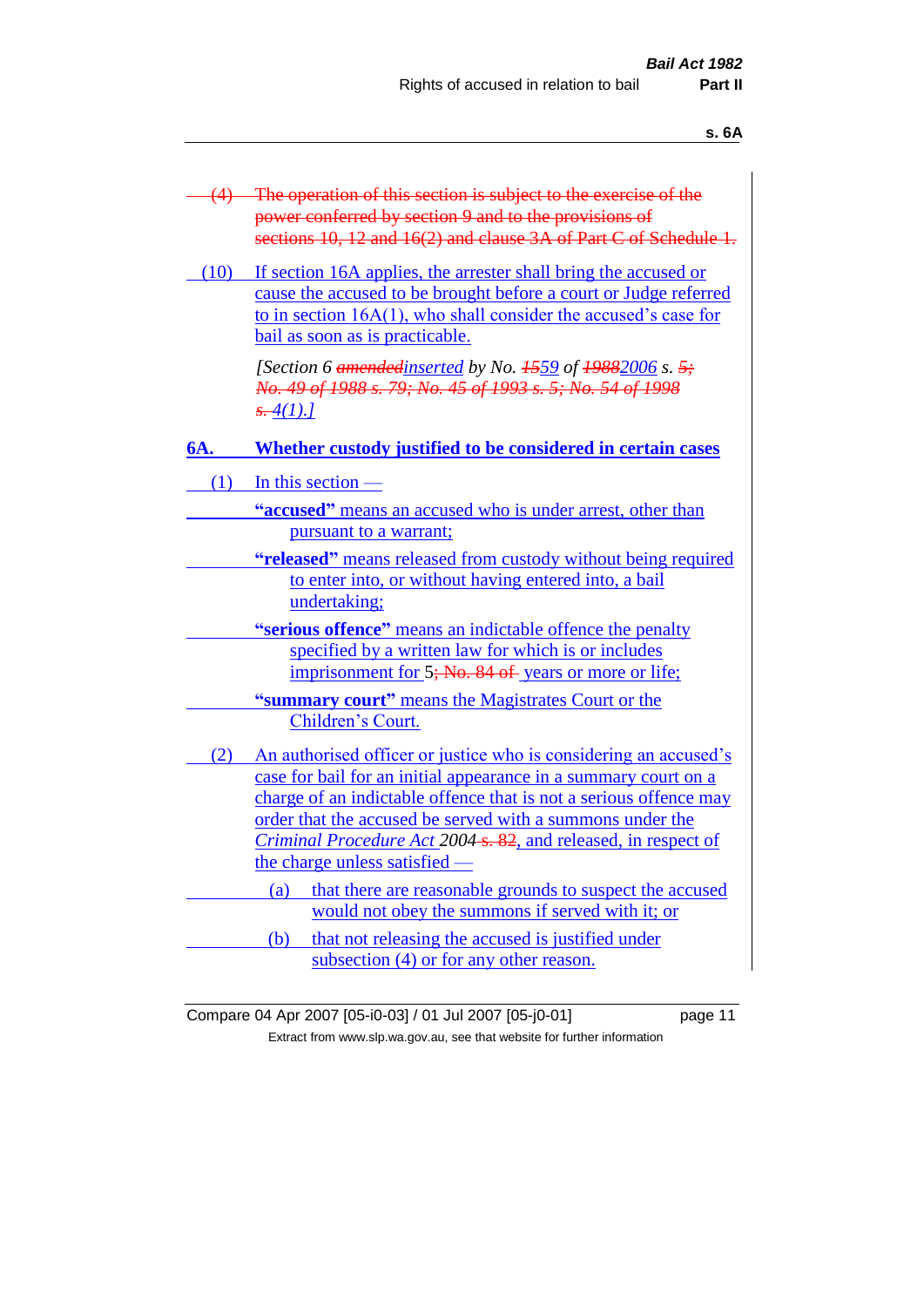(4) The operation of this section is subject to the exercise of the power conferred by section 9 and to the provisions of sections 10, 12 and 16(2) and clause 3A of Part C of Schedule 1.

(10) If section 16A applies, the arrester shall bring the accused or cause the accused to be brought before a court or Judge referred to in section 16A(1), who shall consider the accused's case for bail as soon as is practicable.

*[Section 6 amendedinserted by No. 1559 of 19882006 s. 5; No. 49 of 1988 s. 79; No. 45 of 1993 s. 5; No. 54 of 1998 s. 4(1).]*

## 6A. Whether custody justified to be considered in certain cases

(1) In this section —

**"accused"** means an accused who is under arrest, other than pursuant to a warrant;

**"released"** means released from custody without being required to enter into, or without having entered into, a bail undertaking;

**"serious offence"** means an indictable offence the penalty specified by a written law for which is or includes imprisonment for 5; No. 84 of years or more or life;

**"summary court"** means the Magistrates Court or the Children's Court.

(2) An authorised officer or justice who is considering an accused's case for bail for an initial appearance in a summary court on a charge of an indictable offence that is not a serious offence may order that the accused be served with a summons under the *Criminal Procedure Act* 2004 s. 82, and released, in respect of the charge unless satisfied —

(a) that there are reasonable grounds to suspect the accused would not obey the summons if served with it; or

(b) that not releasing the accused is justified under subsection (4) or for any other reason.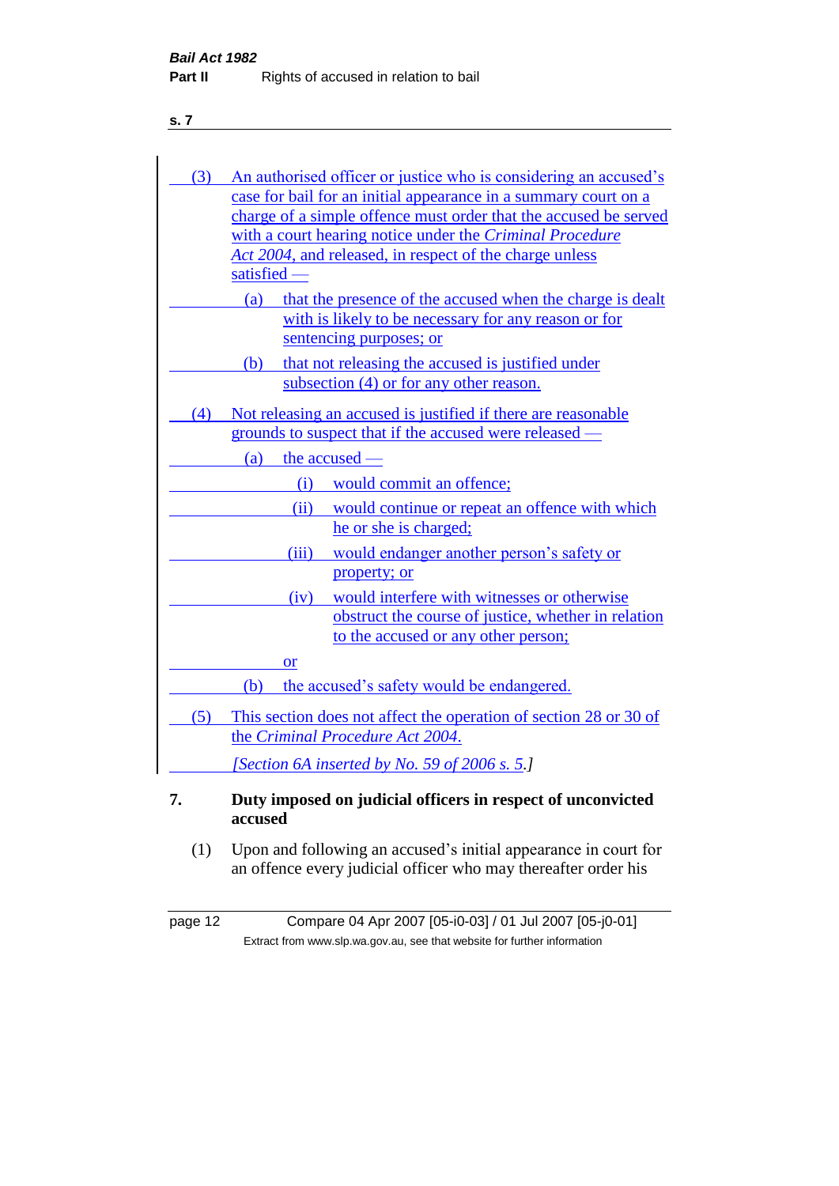(3) An authorised officer or justice who is considering an accused's case for bail for an initial appearance in a summary court on a charge of a simple offence must order that the accused be served with a court hearing notice under the *Criminal Procedure Act 2004*, and released, in respect of the charge unless satisfied —

(a) that the presence of the accused when the charge is dealt with is likely to be necessary for any reason or for sentencing purposes; or

(b) that not releasing the accused is justified under subsection (4) or for any other reason.

(4) Not releasing an accused is justified if there are reasonable grounds to suspect that if the accused were released —

(a) the accused —

(i) would commit an offence;

(ii) would continue or repeat an offence with which he or she is charged;

(iii) would endanger another person's safety or property; or

(iv) would interfere with witnesses or otherwise obstruct the course of justice, whether in relation to the accused or any other person;

or

(b) the accused's safety would be endangered.

(5) This section does not affect the operation of section 28 or 30 of the *Criminal Procedure Act 2004*.

*[Section 6A inserted by No. 59 of 2006 s. 5.]*

## 7. Duty imposed on judicial officers in respect of unconvicted accused

(1) Upon and following an accused's initial appearance in court for an offence every judicial officer who may thereafter order his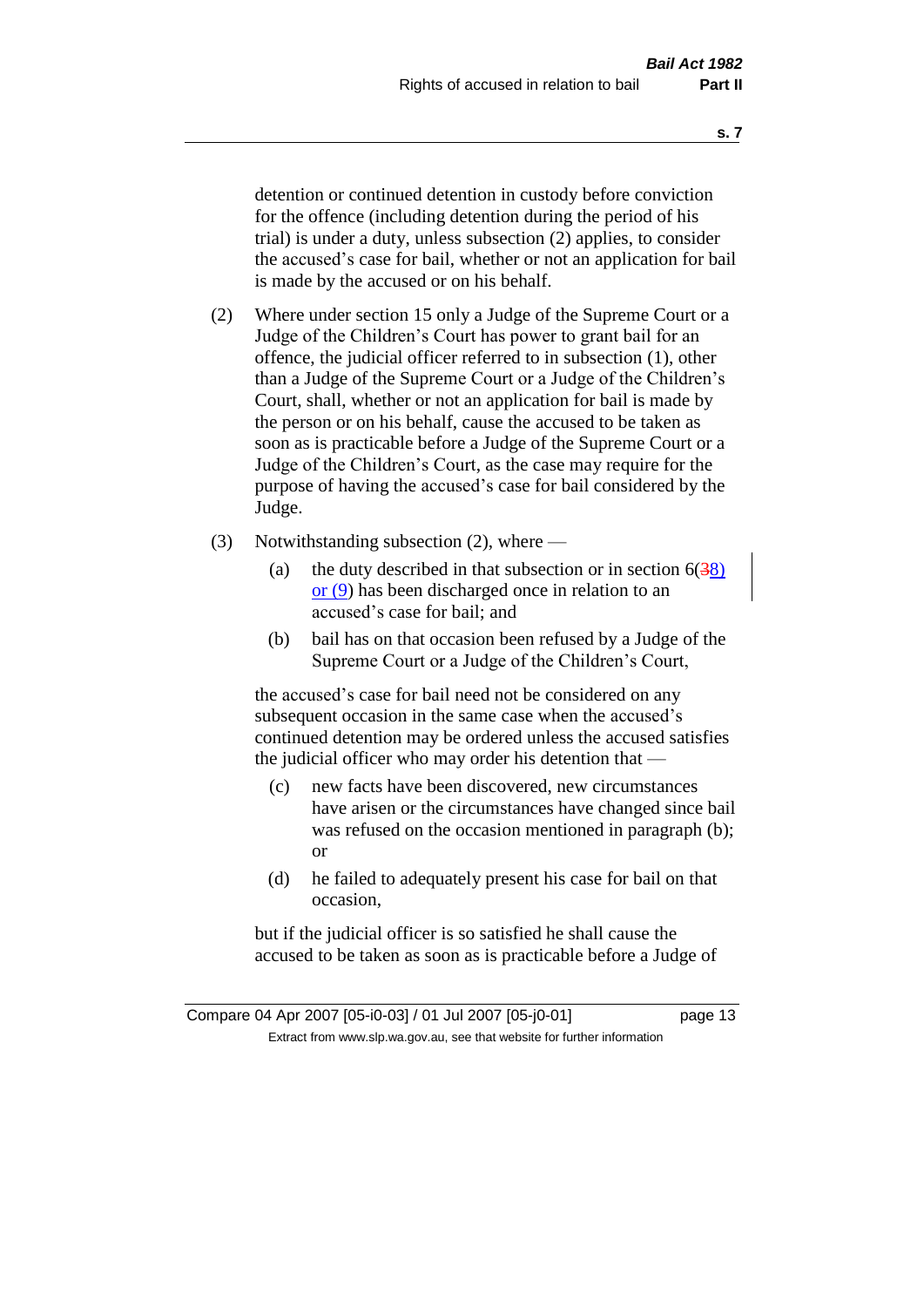detention or continued detention in custody before conviction for the offence (including detention during the period of his trial) is under a duty, unless subsection (2) applies, to consider the accused's case for bail, whether or not an application for bail is made by the accused or on his behalf.

(2) Where under section 15 only a Judge of the Supreme Court or a Judge of the Children's Court has power to grant bail for an offence, the judicial officer referred to in subsection (1), other than a Judge of the Supreme Court or a Judge of the Children's Court, shall, whether or not an application for bail is made by the person or on his behalf, cause the accused to be taken as soon as is practicable before a Judge of the Supreme Court or a Judge of the Children's Court, as the case may require for the purpose of having the accused's case for bail considered by the Judge.

(3) Notwithstanding subsection (2), where —

(a) the duty described in that subsection or in section 6(38) or (9) has been discharged once in relation to an accused's case for bail; and

(b) bail has on that occasion been refused by a Judge of the Supreme Court or a Judge of the Children's Court,

the accused's case for bail need not be considered on any subsequent occasion in the same case when the accused's continued detention may be ordered unless the accused satisfies the judicial officer who may order his detention that —

(c) new facts have been discovered, new circumstances have arisen or the circumstances have changed since bail was refused on the occasion mentioned in paragraph (b); or

(d) he failed to adequately present his case for bail on that occasion,

but if the judicial officer is so satisfied he shall cause the accused to be taken as soon as is practicable before a Judge of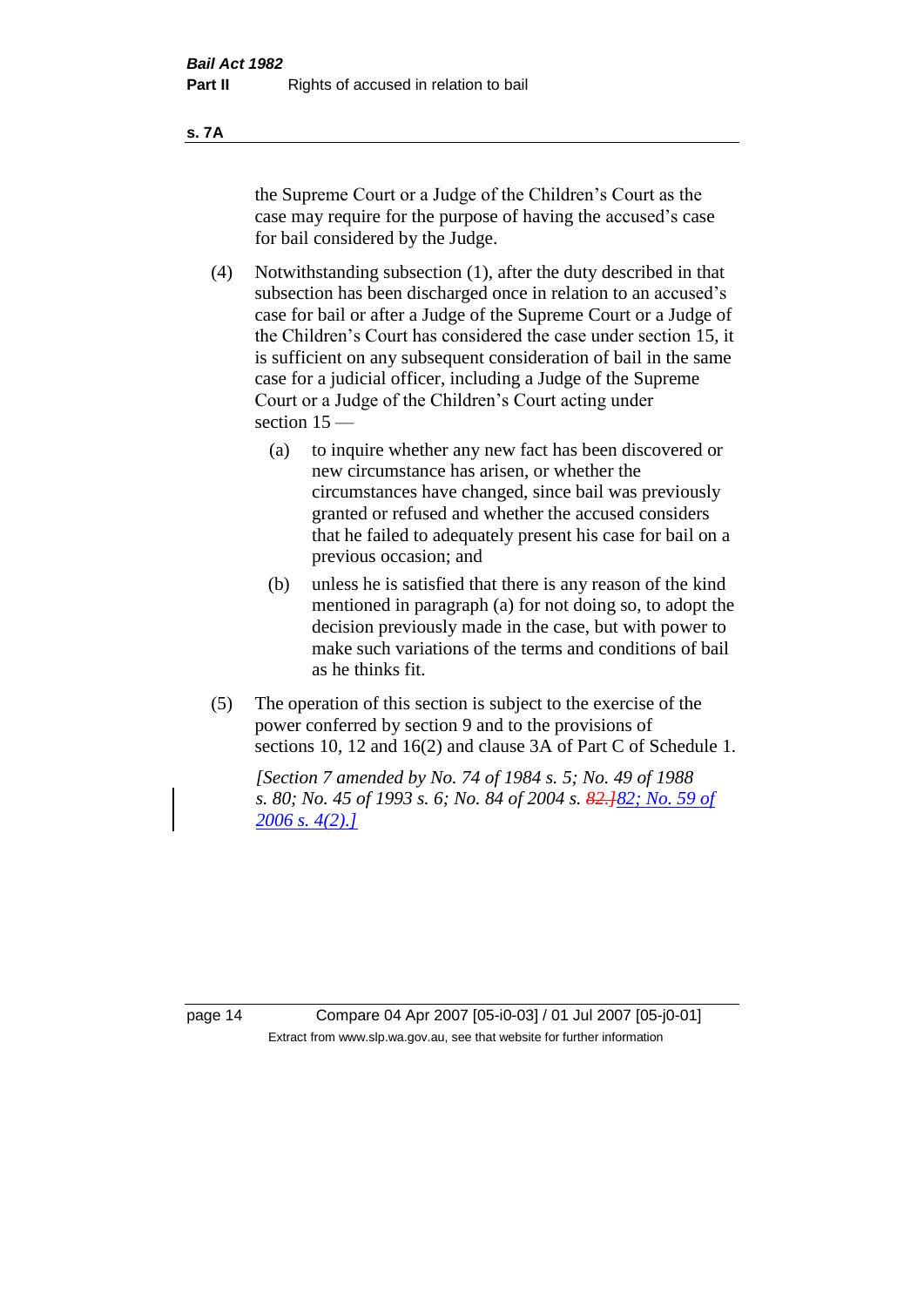the Supreme Court or a Judge of the Children's Court as the case may require for the purpose of having the accused's case for bail considered by the Judge.

(4) Notwithstanding subsection (1), after the duty described in that subsection has been discharged once in relation to an accused's case for bail or after a Judge of the Supreme Court or a Judge of the Children's Court has considered the case under section 15, it is sufficient on any subsequent consideration of bail in the same case for a judicial officer, including a Judge of the Supreme Court or a Judge of the Children's Court acting under section 15 —

(a) to inquire whether any new fact has been discovered or new circumstance has arisen, or whether the circumstances have changed, since bail was previously granted or refused and whether the accused considers that he failed to adequately present his case for bail on a previous occasion; and

(b) unless he is satisfied that there is any reason of the kind mentioned in paragraph (a) for not doing so, to adopt the decision previously made in the case, but with power to make such variations of the terms and conditions of bail as he thinks fit.

(5) The operation of this section is subject to the exercise of the power conferred by section 9 and to the provisions of sections 10, 12 and 16(2) and clause 3A of Part C of Schedule 1.

*[Section 7 amended by No. 74 of 1984 s. 5; No. 49 of 1988 s. 80; No. 45 of 1993 s. 6; No. 84 of 2004 s. ~~82.]~~82; No. 59 of 2006 s. 4(2).]*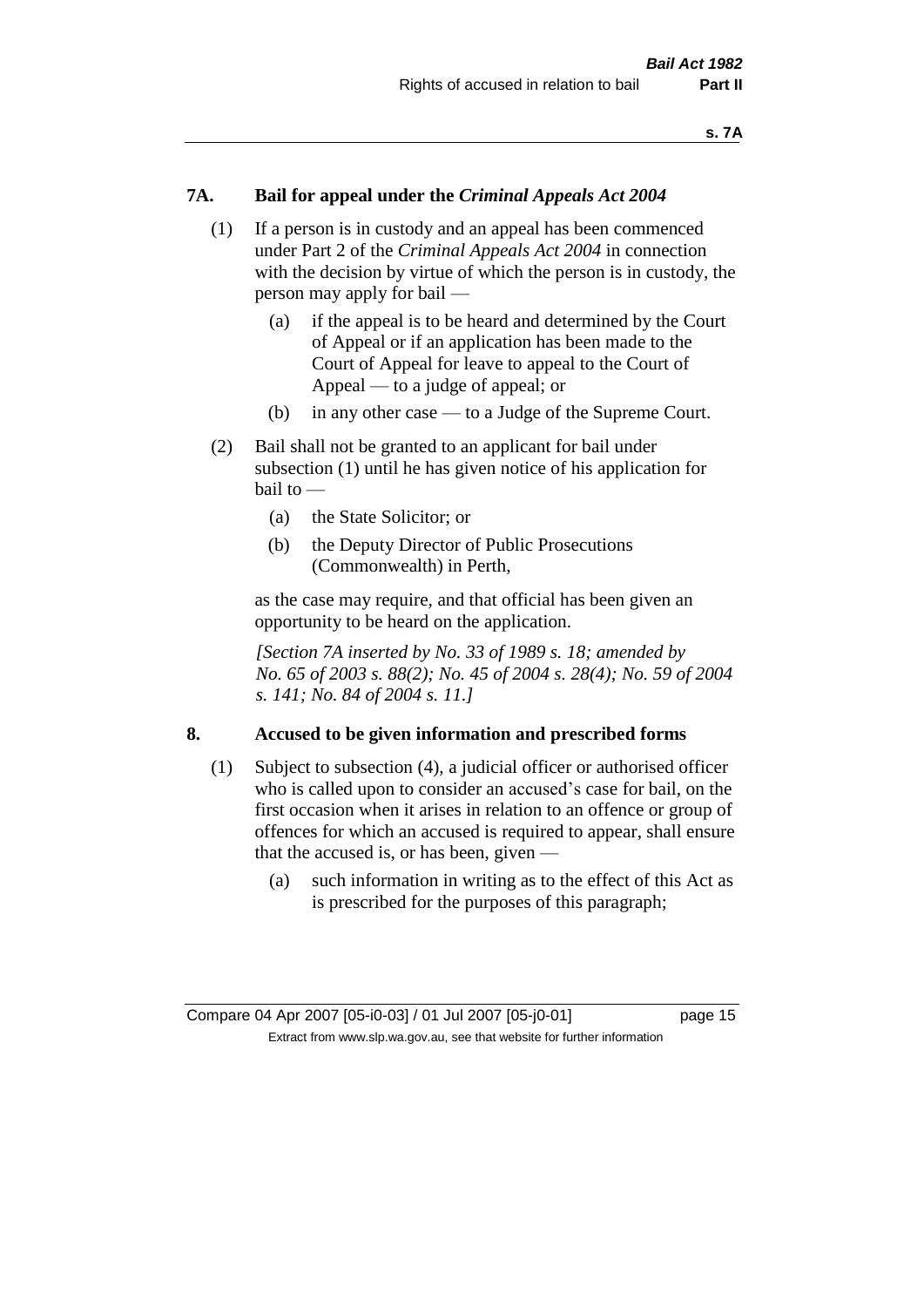### 7A. Bail for appeal under the *Criminal Appeals Act 2004*

(1) If a person is in custody and an appeal has been commenced under Part 2 of the *Criminal Appeals Act 2004* in connection with the decision by virtue of which the person is in custody, the person may apply for bail —

- (a) if the appeal is to be heard and determined by the Court of Appeal or if an application has been made to the Court of Appeal for leave to appeal to the Court of Appeal — to a judge of appeal; or
- (b) in any other case — to a Judge of the Supreme Court.

(2) Bail shall not be granted to an applicant for bail under subsection (1) until he has given notice of his application for bail to —

- (a) the State Solicitor; or
- (b) the Deputy Director of Public Prosecutions (Commonwealth) in Perth,

as the case may require, and that official has been given an opportunity to be heard on the application.

*[Section 7A inserted by No. 33 of 1989 s. 18; amended by No. 65 of 2003 s. 88(2); No. 45 of 2004 s. 28(4); No. 59 of 2004 s. 141; No. 84 of 2004 s. 11.]*

### 8. Accused to be given information and prescribed forms

(1) Subject to subsection (4), a judicial officer or authorised officer who is called upon to consider an accused's case for bail, on the first occasion when it arises in relation to an offence or group of offences for which an accused is required to appear, shall ensure that the accused is, or has been, given —

- (a) such information in writing as to the effect of this Act as is prescribed for the purposes of this paragraph;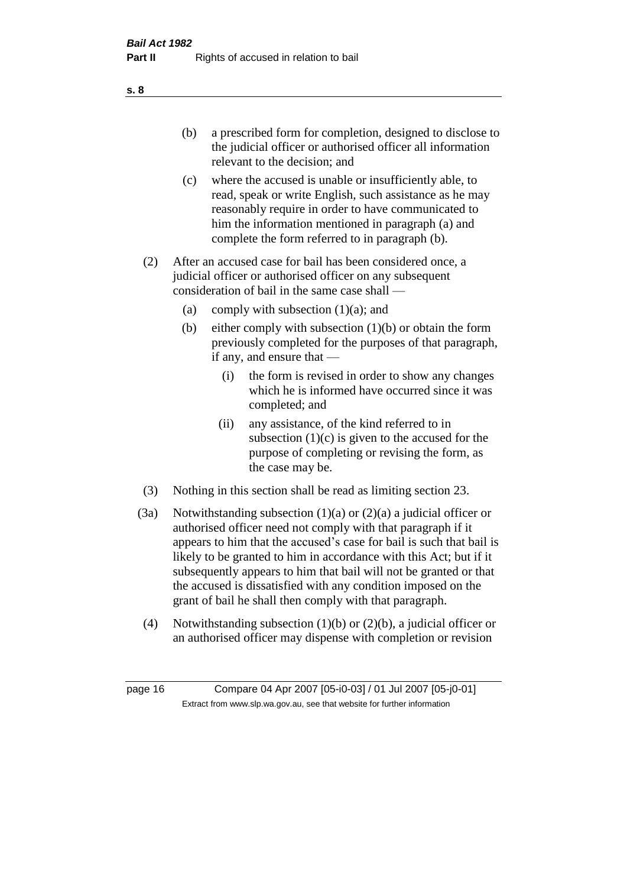(b) a prescribed form for completion, designed to disclose to the judicial officer or authorised officer all information relevant to the decision; and

(c) where the accused is unable or insufficiently able, to read, speak or write English, such assistance as he may reasonably require in order to have communicated to him the information mentioned in paragraph (a) and complete the form referred to in paragraph (b).

(2) After an accused case for bail has been considered once, a judicial officer or authorised officer on any subsequent consideration of bail in the same case shall —

(a) comply with subsection (1)(a); and

(b) either comply with subsection (1)(b) or obtain the form previously completed for the purposes of that paragraph, if any, and ensure that —

(i) the form is revised in order to show any changes which he is informed have occurred since it was completed; and

(ii) any assistance, of the kind referred to in subsection (1)(c) is given to the accused for the purpose of completing or revising the form, as the case may be.

(3) Nothing in this section shall be read as limiting section 23.

(3a) Notwithstanding subsection (1)(a) or (2)(a) a judicial officer or authorised officer need not comply with that paragraph if it appears to him that the accused's case for bail is such that bail is likely to be granted to him in accordance with this Act; but if it subsequently appears to him that bail will not be granted or that the accused is dissatisfied with any condition imposed on the grant of bail he shall then comply with that paragraph.

(4) Notwithstanding subsection (1)(b) or (2)(b), a judicial officer or an authorised officer may dispense with completion or revision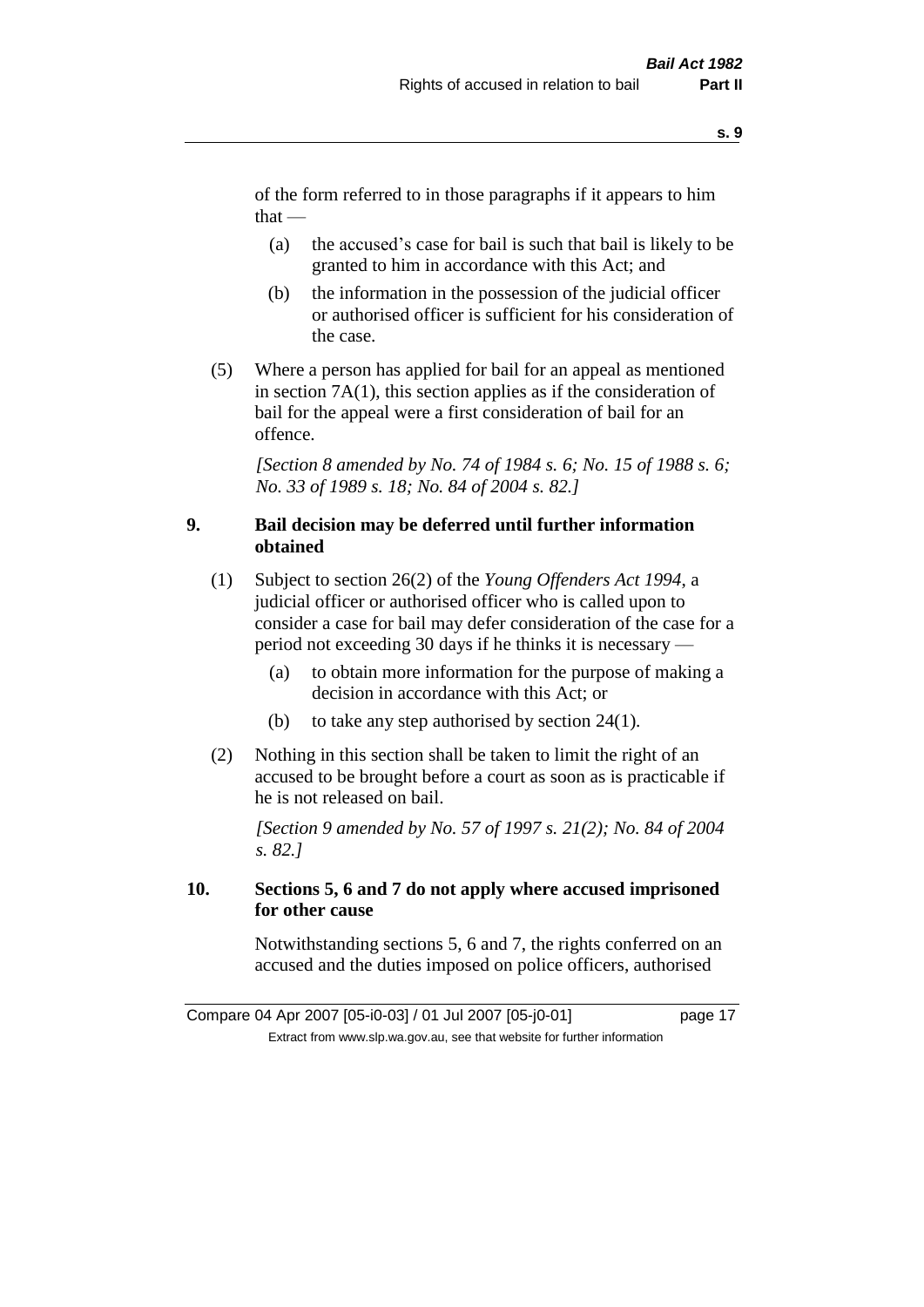of the form referred to in those paragraphs if it appears to him that —

(a) the accused's case for bail is such that bail is likely to be granted to him in accordance with this Act; and

(b) the information in the possession of the judicial officer or authorised officer is sufficient for his consideration of the case.

(5) Where a person has applied for bail for an appeal as mentioned in section 7A(1), this section applies as if the consideration of bail for the appeal were a first consideration of bail for an offence.

*[Section 8 amended by No. 74 of 1984 s. 6; No. 15 of 1988 s. 6; No. 33 of 1989 s. 18; No. 84 of 2004 s. 82.]*

## 9. Bail decision may be deferred until further information obtained

(1) Subject to section 26(2) of the *Young Offenders Act 1994*, a judicial officer or authorised officer who is called upon to consider a case for bail may defer consideration of the case for a period not exceeding 30 days if he thinks it is necessary —

(a) to obtain more information for the purpose of making a decision in accordance with this Act; or

(b) to take any step authorised by section 24(1).

(2) Nothing in this section shall be taken to limit the right of an accused to be brought before a court as soon as is practicable if he is not released on bail.

*[Section 9 amended by No. 57 of 1997 s. 21(2); No. 84 of 2004 s. 82.]*

## 10. Sections 5, 6 and 7 do not apply where accused imprisoned for other cause

Notwithstanding sections 5, 6 and 7, the rights conferred on an accused and the duties imposed on police officers, authorised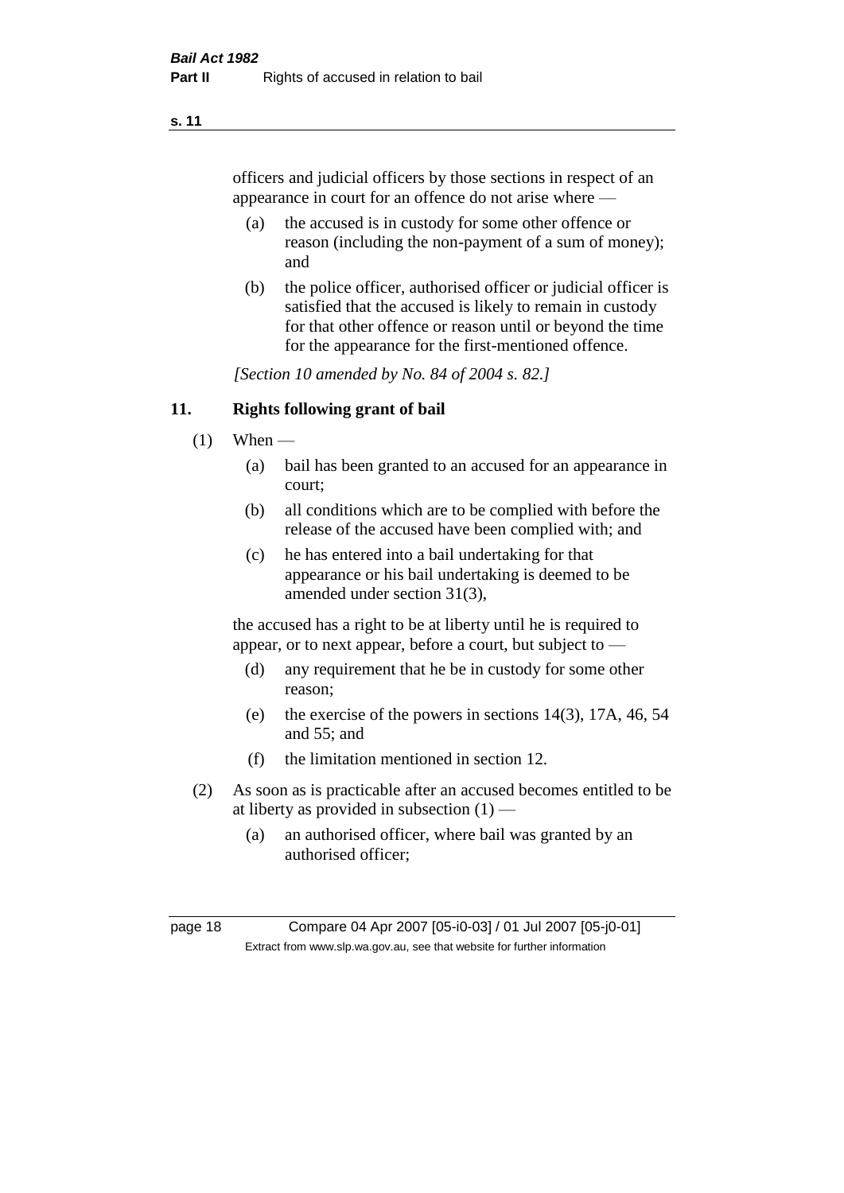officers and judicial officers by those sections in respect of an appearance in court for an offence do not arise where —

- (a) the accused is in custody for some other offence or reason (including the non-payment of a sum of money); and
- (b) the police officer, authorised officer or judicial officer is satisfied that the accused is likely to remain in custody for that other offence or reason until or beyond the time for the appearance for the first-mentioned offence.

*[Section 10 amended by No. 84 of 2004 s. 82.]*

### 11. Rights following grant of bail

(1) When —

- (a) bail has been granted to an accused for an appearance in court;
- (b) all conditions which are to be complied with before the release of the accused have been complied with; and
- (c) he has entered into a bail undertaking for that appearance or his bail undertaking is deemed to be amended under section 31(3),

the accused has a right to be at liberty until he is required to appear, or to next appear, before a court, but subject to —

- (d) any requirement that he be in custody for some other reason;
- (e) the exercise of the powers in sections 14(3), 17A, 46, 54 and 55; and
- (f) the limitation mentioned in section 12.

(2) As soon as is practicable after an accused becomes entitled to be at liberty as provided in subsection (1) —

- (a) an authorised officer, where bail was granted by an authorised officer;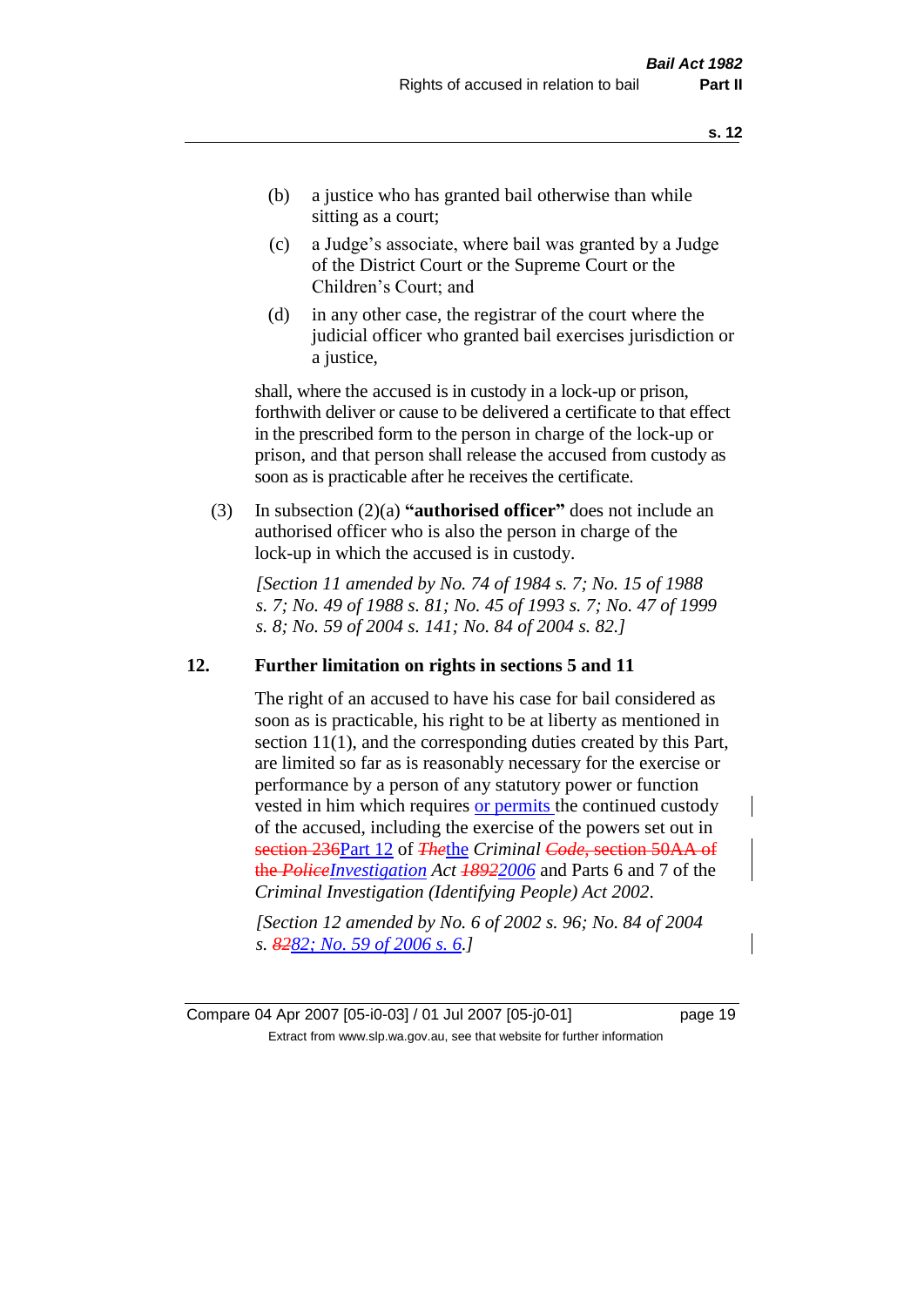(b) a justice who has granted bail otherwise than while sitting as a court;

(c) a Judge's associate, where bail was granted by a Judge of the District Court or the Supreme Court or the Children's Court; and

(d) in any other case, the registrar of the court where the judicial officer who granted bail exercises jurisdiction or a justice,

shall, where the accused is in custody in a lock-up or prison, forthwith deliver or cause to be delivered a certificate to that effect in the prescribed form to the person in charge of the lock-up or prison, and that person shall release the accused from custody as soon as is practicable after he receives the certificate.

(3) In subsection (2)(a) **"authorised officer"** does not include an authorised officer who is also the person in charge of the lock-up in which the accused is in custody.

*[Section 11 amended by No. 74 of 1984 s. 7; No. 15 of 1988 s. 7; No. 49 of 1988 s. 81; No. 45 of 1993 s. 7; No. 47 of 1999 s. 8; No. 59 of 2004 s. 141; No. 84 of 2004 s. 82.]*

## 12. Further limitation on rights in sections 5 and 11

The right of an accused to have his case for bail considered as soon as is practicable, his right to be at liberty as mentioned in section 11(1), and the corresponding duties created by this Part, are limited so far as is reasonably necessary for the exercise or performance by a person of any statutory power or function vested in him which requires or permits the continued custody of the accused, including the exercise of the powers set out in ~~section 236~~Part 12 of ~~*The*~~the *Criminal* ~~*Code*, section 50AA of the *Police*~~*Investigation* *Act* ~~*1892*~~*2006* and Parts 6 and 7 of the *Criminal Investigation (Identifying People) Act 2002*.

*[Section 12 amended by No. 6 of 2002 s. 96; No. 84 of 2004 s. ~~82~~82; No. 59 of 2006 s. 6.]*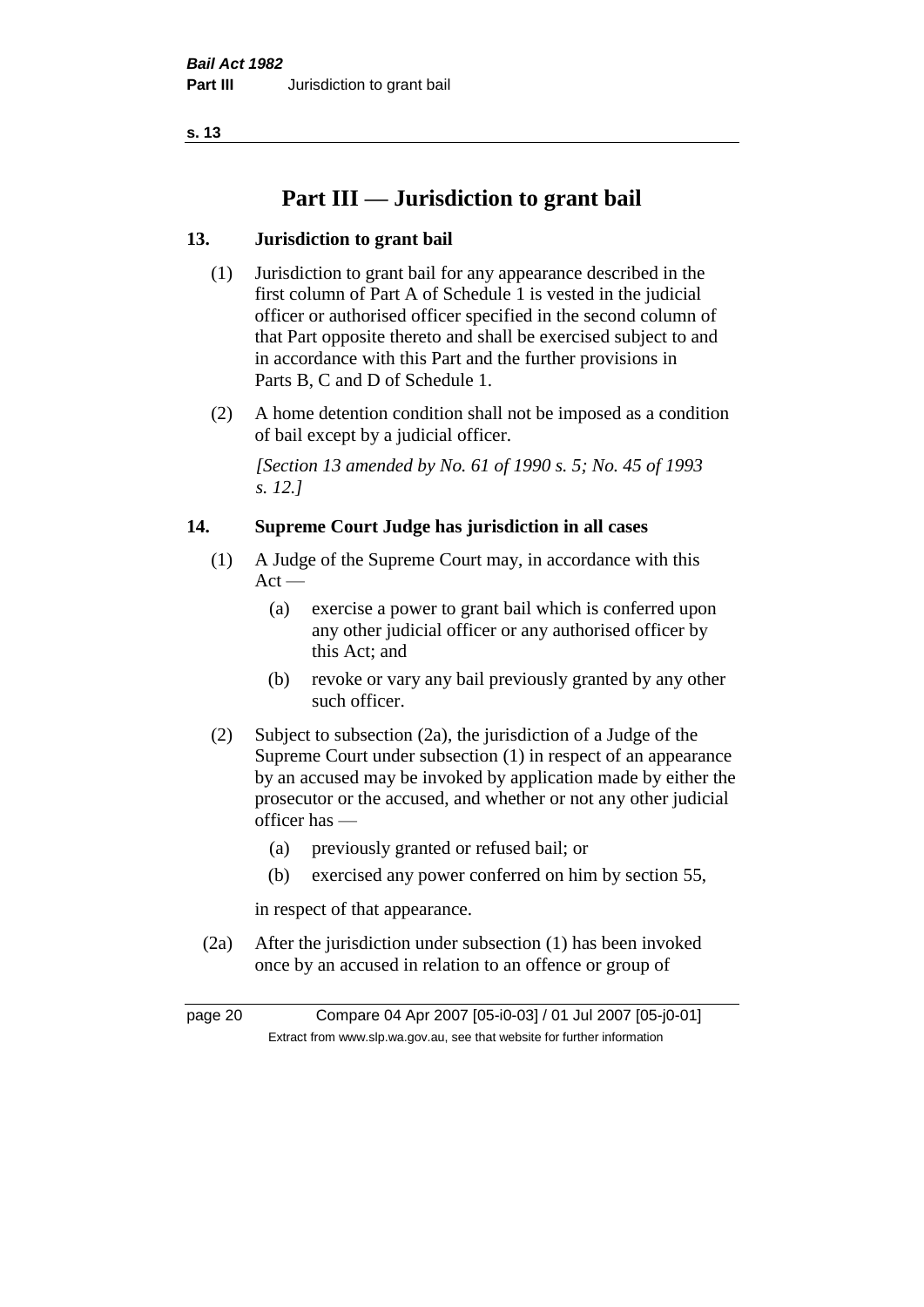# Part III — Jurisdiction to grant bail

### 13. Jurisdiction to grant bail

(1) Jurisdiction to grant bail for any appearance described in the first column of Part A of Schedule 1 is vested in the judicial officer or authorised officer specified in the second column of that Part opposite thereto and shall be exercised subject to and in accordance with this Part and the further provisions in Parts B, C and D of Schedule 1.

(2) A home detention condition shall not be imposed as a condition of bail except by a judicial officer.

*[Section 13 amended by No. 61 of 1990 s. 5; No. 45 of 1993 s. 12.]*

### 14. Supreme Court Judge has jurisdiction in all cases

(1) A Judge of the Supreme Court may, in accordance with this Act —

- (a) exercise a power to grant bail which is conferred upon any other judicial officer or any authorised officer by this Act; and
- (b) revoke or vary any bail previously granted by any other such officer.

(2) Subject to subsection (2a), the jurisdiction of a Judge of the Supreme Court under subsection (1) in respect of an appearance by an accused may be invoked by application made by either the prosecutor or the accused, and whether or not any other judicial officer has —

- (a) previously granted or refused bail; or
- (b) exercised any power conferred on him by section 55,

in respect of that appearance.

(2a) After the jurisdiction under subsection (1) has been invoked once by an accused in relation to an offence or group of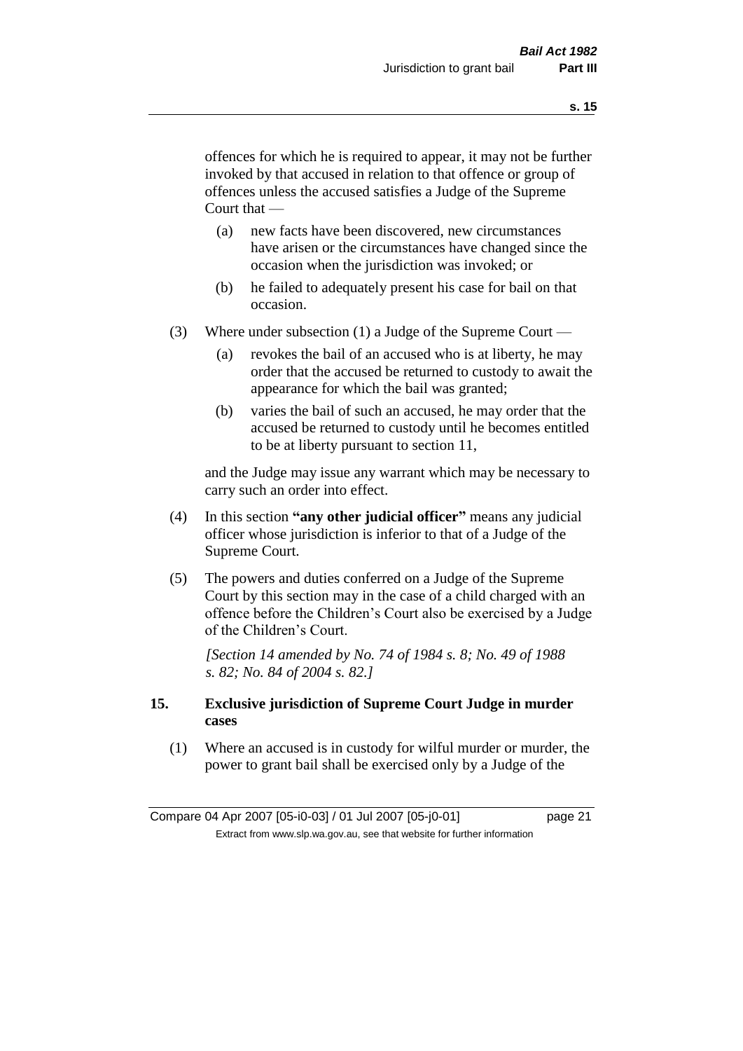offences for which he is required to appear, it may not be further invoked by that accused in relation to that offence or group of offences unless the accused satisfies a Judge of the Supreme Court that —

(a) new facts have been discovered, new circumstances have arisen or the circumstances have changed since the occasion when the jurisdiction was invoked; or

(b) he failed to adequately present his case for bail on that occasion.

(3) Where under subsection (1) a Judge of the Supreme Court —

(a) revokes the bail of an accused who is at liberty, he may order that the accused be returned to custody to await the appearance for which the bail was granted;

(b) varies the bail of such an accused, he may order that the accused be returned to custody until he becomes entitled to be at liberty pursuant to section 11,

and the Judge may issue any warrant which may be necessary to carry such an order into effect.

(4) In this section **"any other judicial officer"** means any judicial officer whose jurisdiction is inferior to that of a Judge of the Supreme Court.

(5) The powers and duties conferred on a Judge of the Supreme Court by this section may in the case of a child charged with an offence before the Children's Court also be exercised by a Judge of the Children's Court.

*[Section 14 amended by No. 74 of 1984 s. 8; No. 49 of 1988 s. 82; No. 84 of 2004 s. 82.]*

## 15. Exclusive jurisdiction of Supreme Court Judge in murder cases

(1) Where an accused is in custody for wilful murder or murder, the power to grant bail shall be exercised only by a Judge of the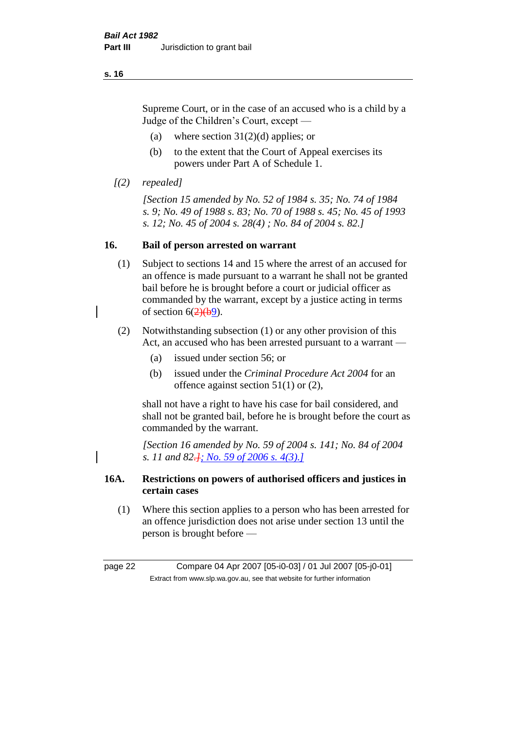Supreme Court, or in the case of an accused who is a child by a Judge of the Children's Court, except —

(a) where section 31(2)(d) applies; or

(b) to the extent that the Court of Appeal exercises its powers under Part A of Schedule 1.

*[(2) repealed]*

*[Section 15 amended by No. 52 of 1984 s. 35; No. 74 of 1984 s. 9; No. 49 of 1988 s. 83; No. 70 of 1988 s. 45; No. 45 of 1993 s. 12; No. 45 of 2004 s. 28(4) ; No. 84 of 2004 s. 82.]*

## 16. Bail of person arrested on warrant

(1) Subject to sections 14 and 15 where the arrest of an accused for an offence is made pursuant to a warrant he shall not be granted bail before he is brought before a court or judicial officer as commanded by the warrant, except by a justice acting in terms of section 6(2)(b9).

(2) Notwithstanding subsection (1) or any other provision of this Act, an accused who has been arrested pursuant to a warrant —

(a) issued under section 56; or

(b) issued under the *Criminal Procedure Act 2004* for an offence against section 51(1) or (2),

shall not have a right to have his case for bail considered, and shall not be granted bail, before he is brought before the court as commanded by the warrant.

*[Section 16 amended by No. 59 of 2004 s. 141; No. 84 of 2004 s. 11 and 82.]; No. 59 of 2006 s. 4(3).]*

## 16A. Restrictions on powers of authorised officers and justices in certain cases

(1) Where this section applies to a person who has been arrested for an offence jurisdiction does not arise under section 13 until the person is brought before —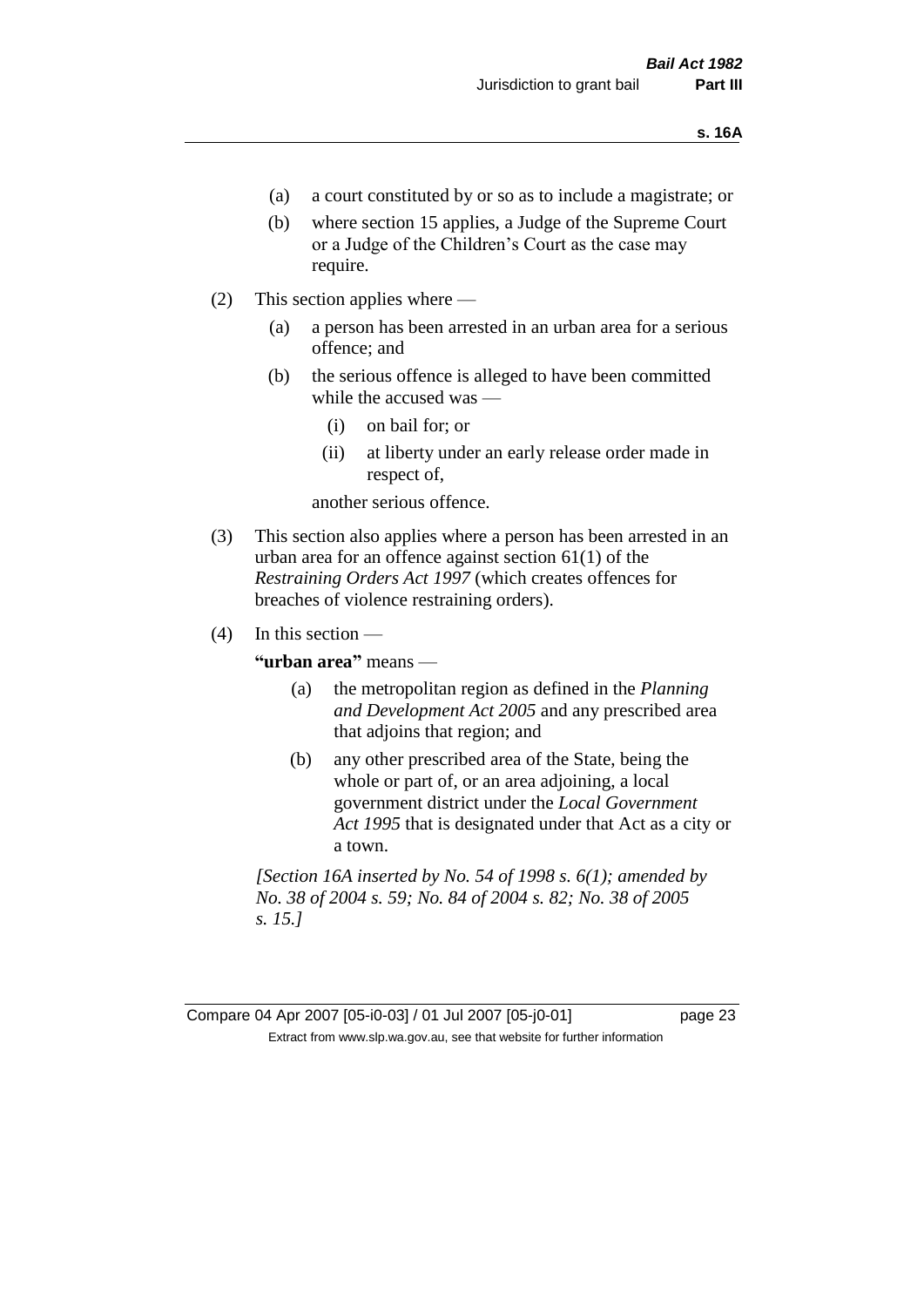(a) a court constituted by or so as to include a magistrate; or

(b) where section 15 applies, a Judge of the Supreme Court or a Judge of the Children's Court as the case may require.

(2) This section applies where —

(a) a person has been arrested in an urban area for a serious offence; and

(b) the serious offence is alleged to have been committed while the accused was —

(i) on bail for; or

(ii) at liberty under an early release order made in respect of,

another serious offence.

(3) This section also applies where a person has been arrested in an urban area for an offence against section 61(1) of the *Restraining Orders Act 1997* (which creates offences for breaches of violence restraining orders).

(4) In this section —

**"urban area"** means —

(a) the metropolitan region as defined in the *Planning and Development Act 2005* and any prescribed area that adjoins that region; and

(b) any other prescribed area of the State, being the whole or part of, or an area adjoining, a local government district under the *Local Government Act 1995* that is designated under that Act as a city or a town.

*[Section 16A inserted by No. 54 of 1998 s. 6(1); amended by No. 38 of 2004 s. 59; No. 84 of 2004 s. 82; No. 38 of 2005 s. 15.]*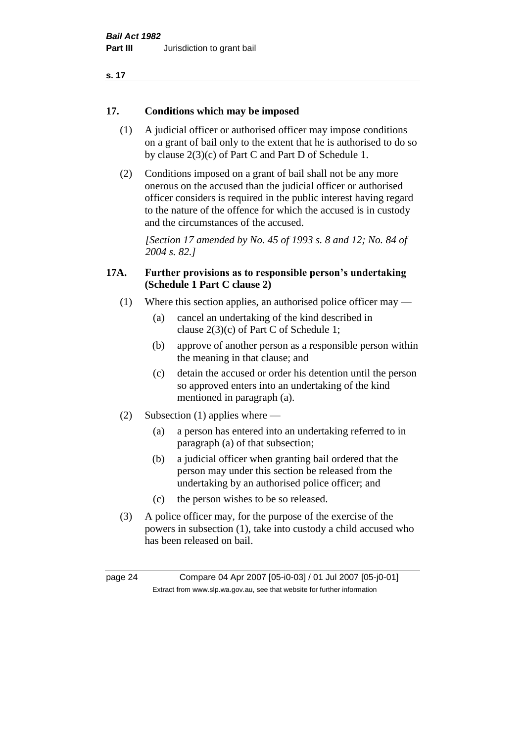## 17. Conditions which may be imposed

(1) A judicial officer or authorised officer may impose conditions on a grant of bail only to the extent that he is authorised to do so by clause 2(3)(c) of Part C and Part D of Schedule 1.

(2) Conditions imposed on a grant of bail shall not be any more onerous on the accused than the judicial officer or authorised officer considers is required in the public interest having regard to the nature of the offence for which the accused is in custody and the circumstances of the accused.

*[Section 17 amended by No. 45 of 1993 s. 8 and 12; No. 84 of 2004 s. 82.]*

## 17A. Further provisions as to responsible person's undertaking (Schedule 1 Part C clause 2)

(1) Where this section applies, an authorised police officer may —

(a) cancel an undertaking of the kind described in clause 2(3)(c) of Part C of Schedule 1;

(b) approve of another person as a responsible person within the meaning in that clause; and

(c) detain the accused or order his detention until the person so approved enters into an undertaking of the kind mentioned in paragraph (a).

(2) Subsection (1) applies where —

(a) a person has entered into an undertaking referred to in paragraph (a) of that subsection;

(b) a judicial officer when granting bail ordered that the person may under this section be released from the undertaking by an authorised police officer; and

(c) the person wishes to be so released.

(3) A police officer may, for the purpose of the exercise of the powers in subsection (1), take into custody a child accused who has been released on bail.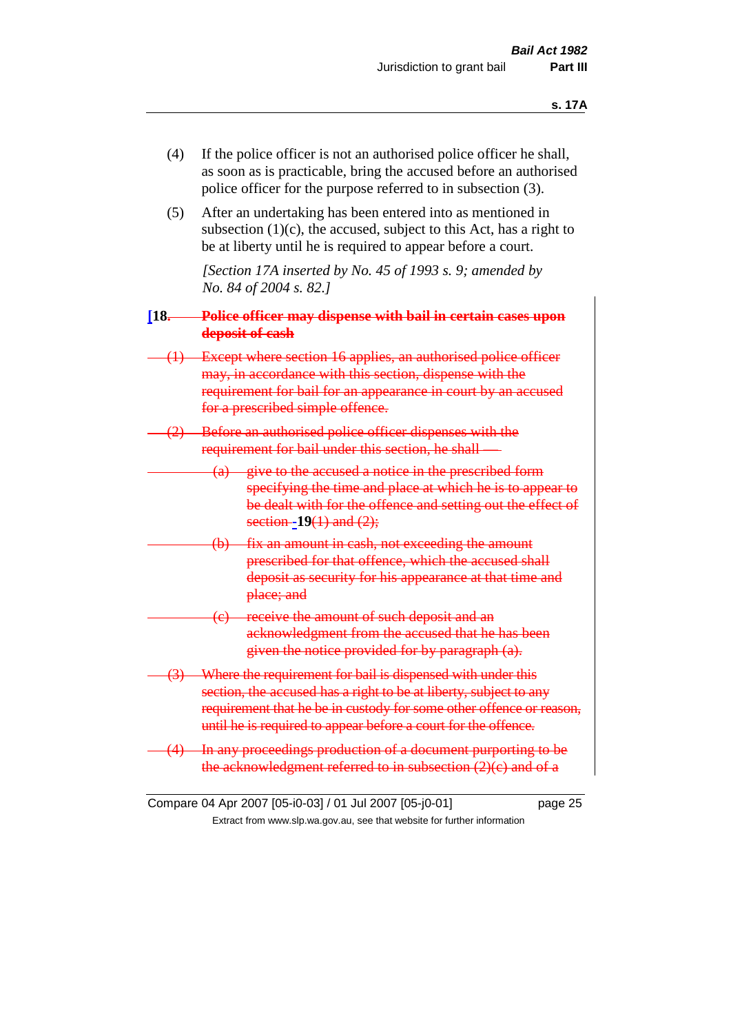(4) If the police officer is not an authorised police officer he shall, as soon as is practicable, bring the accused before an authorised police officer for the purpose referred to in subsection (3).

(5) After an undertaking has been entered into as mentioned in subsection (1)(c), the accused, subject to this Act, has a right to be at liberty until he is required to appear before a court.

*[Section 17A inserted by No. 45 of 1993 s. 9; amended by No. 84 of 2004 s. 82.]*

**[18. ~~Police officer may dispense with bail in certain cases upon deposit of cash~~**

~~(1) Except where section 16 applies, an authorised police officer may, in accordance with this section, dispense with the requirement for bail for an appearance in court by an accused for a prescribed simple offence.~~

~~(2) Before an authorised police officer dispenses with the requirement for bail under this section, he shall —~~

~~(a) give to the accused a notice in the prescribed form specifying the time and place at which he is to appear to be dealt with for the offence and setting out the effect of section~~ **19**~~(1) and (2);~~

~~(b) fix an amount in cash, not exceeding the amount prescribed for that offence, which the accused shall deposit as security for his appearance at that time and place; and~~

~~(c) receive the amount of such deposit and an acknowledgment from the accused that he has been given the notice provided for by paragraph (a).~~

~~(3) Where the requirement for bail is dispensed with under this section, the accused has a right to be at liberty, subject to any requirement that he be in custody for some other offence or reason, until he is required to appear before a court for the offence.~~

~~(4) In any proceedings production of a document purporting to be the acknowledgment referred to in subsection (2)(c) and of a~~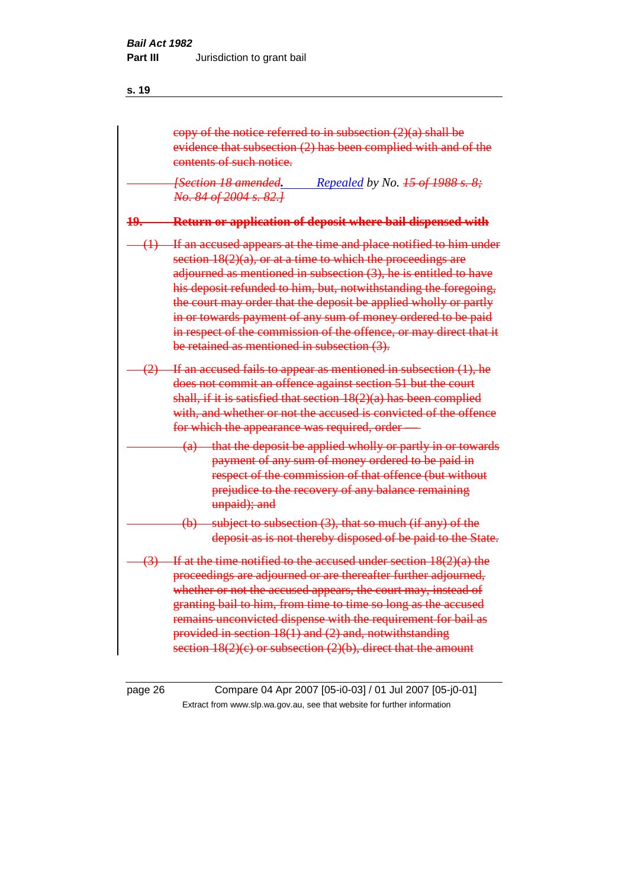copy of the notice referred to in subsection (2)(a) shall be evidence that subsection (2) has been complied with and of the contents of such notice.

*[Section 18 amended. Repealed by No. 15 of 1988 s. 8; No. 84 of 2004 s. 82.]*

**19. Return or application of deposit where bail dispensed with**

(1) If an accused appears at the time and place notified to him under section 18(2)(a), or at a time to which the proceedings are adjourned as mentioned in subsection (3), he is entitled to have his deposit refunded to him, but, notwithstanding the foregoing, the court may order that the deposit be applied wholly or partly in or towards payment of any sum of money ordered to be paid in respect of the commission of the offence, or may direct that it be retained as mentioned in subsection (3).

(2) If an accused fails to appear as mentioned in subsection (1), he does not commit an offence against section 51 but the court shall, if it is satisfied that section 18(2)(a) has been complied with, and whether or not the accused is convicted of the offence for which the appearance was required, order —

(a) that the deposit be applied wholly or partly in or towards payment of any sum of money ordered to be paid in respect of the commission of that offence (but without prejudice to the recovery of any balance remaining unpaid); and

(b) subject to subsection (3), that so much (if any) of the deposit as is not thereby disposed of be paid to the State.

(3) If at the time notified to the accused under section 18(2)(a) the proceedings are adjourned or are thereafter further adjourned, whether or not the accused appears, the court may, instead of granting bail to him, from time to time so long as the accused remains unconvicted dispense with the requirement for bail as provided in section 18(1) and (2) and, notwithstanding section 18(2)(c) or subsection (2)(b), direct that the amount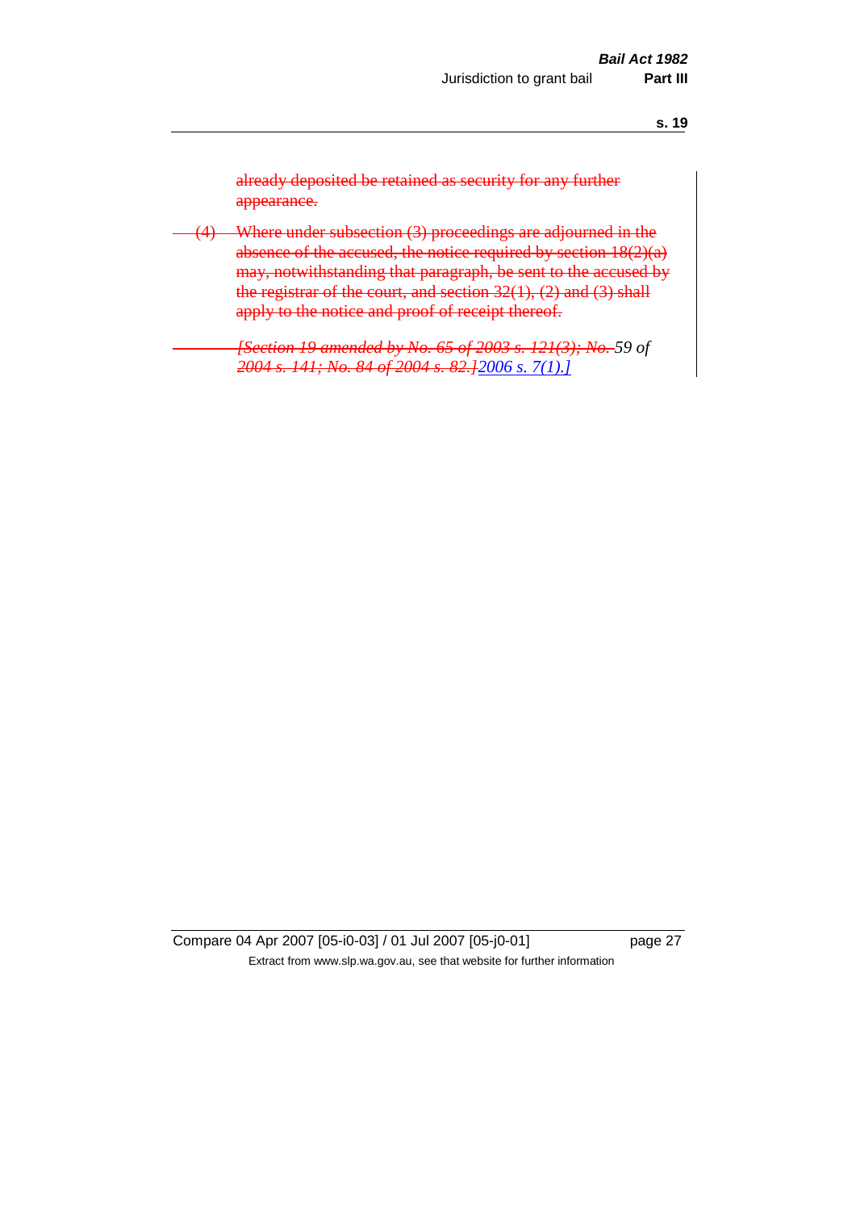~~already deposited be retained as security for any further appearance.~~

~~(4) Where under subsection (3) proceedings are adjourned in the absence of the accused, the notice required by section 18(2)(a) may, notwithstanding that paragraph, be sent to the accused by the registrar of the court, and section 32(1), (2) and (3) shall apply to the notice and proof of receipt thereof.~~

*~~[Section 19 amended by No. 65 of 2003 s. 121(3); No.~~ 59 of ~~2004 s. 141; No. 84 of 2004 s. 82.]~~2006 s. 7(1).]*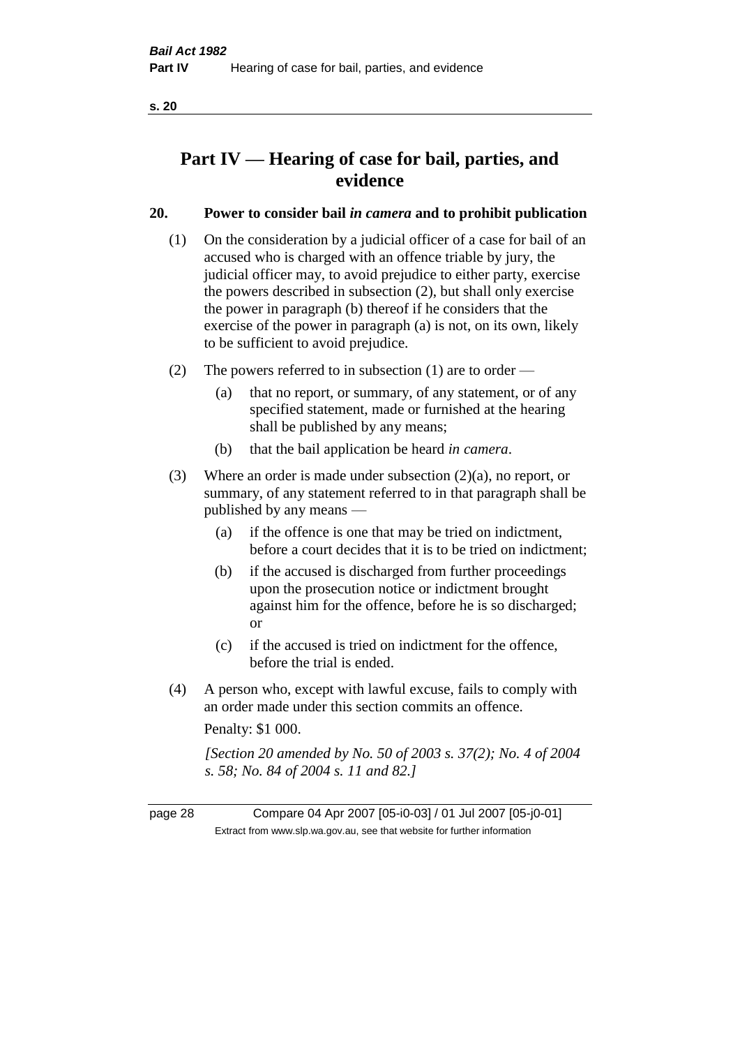# Part IV — Hearing of case for bail, parties, and evidence

## 20. Power to consider bail *in camera* and to prohibit publication

(1) On the consideration by a judicial officer of a case for bail of an accused who is charged with an offence triable by jury, the judicial officer may, to avoid prejudice to either party, exercise the powers described in subsection (2), but shall only exercise the power in paragraph (b) thereof if he considers that the exercise of the power in paragraph (a) is not, on its own, likely to be sufficient to avoid prejudice.

(2) The powers referred to in subsection (1) are to order —

  (a) that no report, or summary, of any statement, or of any specified statement, made or furnished at the hearing shall be published by any means;

  (b) that the bail application be heard *in camera*.

(3) Where an order is made under subsection (2)(a), no report, or summary, of any statement referred to in that paragraph shall be published by any means —

  (a) if the offence is one that may be tried on indictment, before a court decides that it is to be tried on indictment;

  (b) if the accused is discharged from further proceedings upon the prosecution notice or indictment brought against him for the offence, before he is so discharged; or

  (c) if the accused is tried on indictment for the offence, before the trial is ended.

(4) A person who, except with lawful excuse, fails to comply with an order made under this section commits an offence.

Penalty: $1 000.

*[Section 20 amended by No. 50 of 2003 s. 37(2); No. 4 of 2004 s. 58; No. 84 of 2004 s. 11 and 82.]*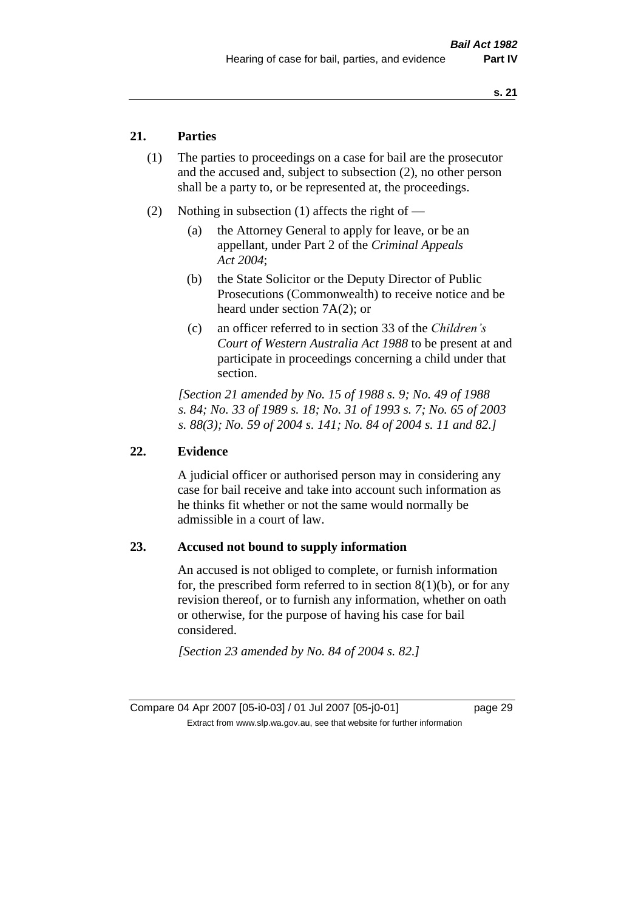## 21. Parties

(1) The parties to proceedings on a case for bail are the prosecutor and the accused and, subject to subsection (2), no other person shall be a party to, or be represented at, the proceedings.

(2) Nothing in subsection (1) affects the right of —

(a) the Attorney General to apply for leave, or be an appellant, under Part 2 of the *Criminal Appeals Act 2004*;

(b) the State Solicitor or the Deputy Director of Public Prosecutions (Commonwealth) to receive notice and be heard under section 7A(2); or

(c) an officer referred to in section 33 of the *Children's Court of Western Australia Act 1988* to be present at and participate in proceedings concerning a child under that section.

*[Section 21 amended by No. 15 of 1988 s. 9; No. 49 of 1988 s. 84; No. 33 of 1989 s. 18; No. 31 of 1993 s. 7; No. 65 of 2003 s. 88(3); No. 59 of 2004 s. 141; No. 84 of 2004 s. 11 and 82.]*

## 22. Evidence

A judicial officer or authorised person may in considering any case for bail receive and take into account such information as he thinks fit whether or not the same would normally be admissible in a court of law.

## 23. Accused not bound to supply information

An accused is not obliged to complete, or furnish information for, the prescribed form referred to in section 8(1)(b), or for any revision thereof, or to furnish any information, whether on oath or otherwise, for the purpose of having his case for bail considered.

*[Section 23 amended by No. 84 of 2004 s. 82.]*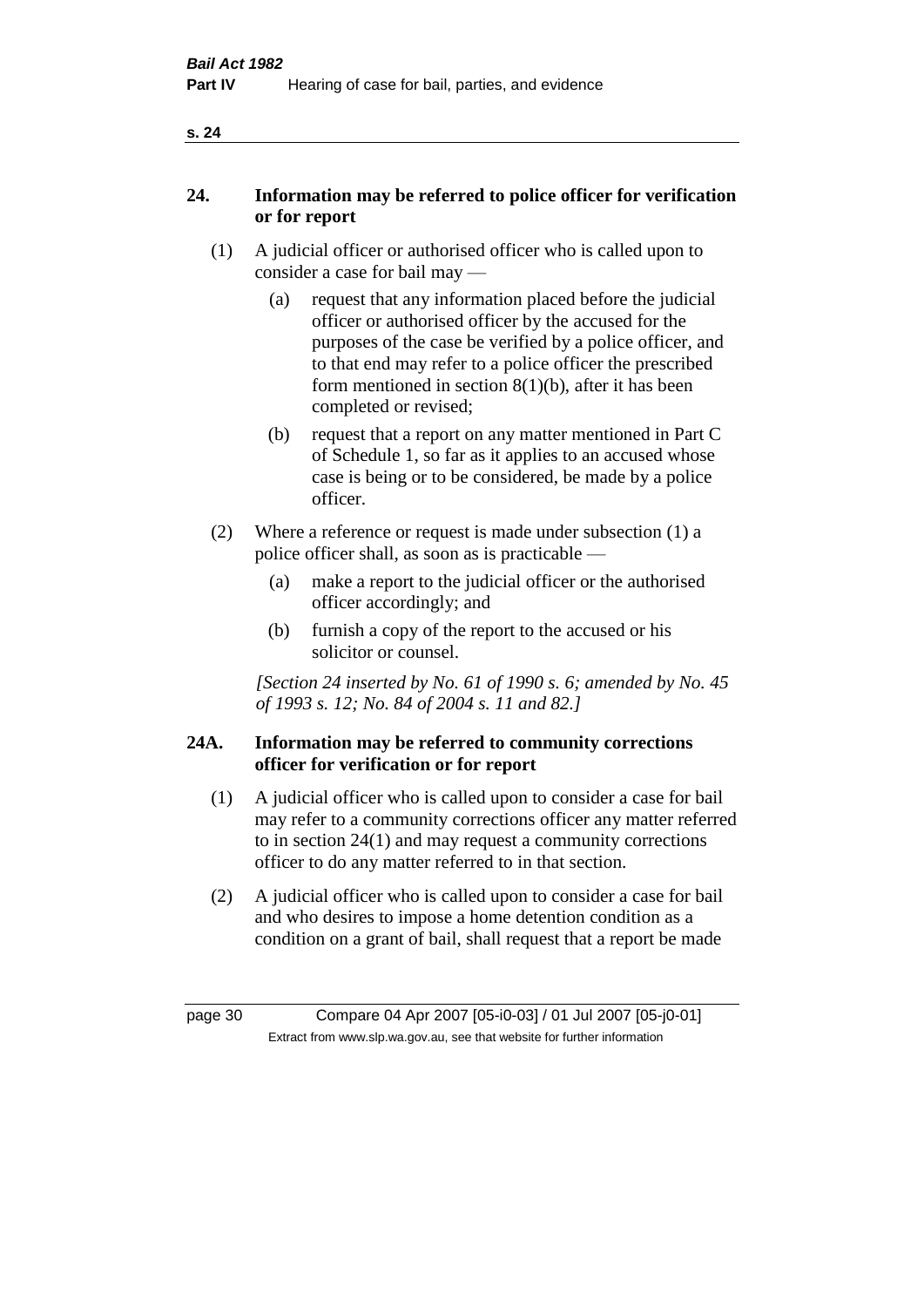## 24. Information may be referred to police officer for verification or for report

(1) A judicial officer or authorised officer who is called upon to consider a case for bail may —

(a) request that any information placed before the judicial officer or authorised officer by the accused for the purposes of the case be verified by a police officer, and to that end may refer to a police officer the prescribed form mentioned in section 8(1)(b), after it has been completed or revised;

(b) request that a report on any matter mentioned in Part C of Schedule 1, so far as it applies to an accused whose case is being or to be considered, be made by a police officer.

(2) Where a reference or request is made under subsection (1) a police officer shall, as soon as is practicable —

(a) make a report to the judicial officer or the authorised officer accordingly; and

(b) furnish a copy of the report to the accused or his solicitor or counsel.

*[Section 24 inserted by No. 61 of 1990 s. 6; amended by No. 45 of 1993 s. 12; No. 84 of 2004 s. 11 and 82.]*

## 24A. Information may be referred to community corrections officer for verification or for report

(1) A judicial officer who is called upon to consider a case for bail may refer to a community corrections officer any matter referred to in section 24(1) and may request a community corrections officer to do any matter referred to in that section.

(2) A judicial officer who is called upon to consider a case for bail and who desires to impose a home detention condition as a condition on a grant of bail, shall request that a report be made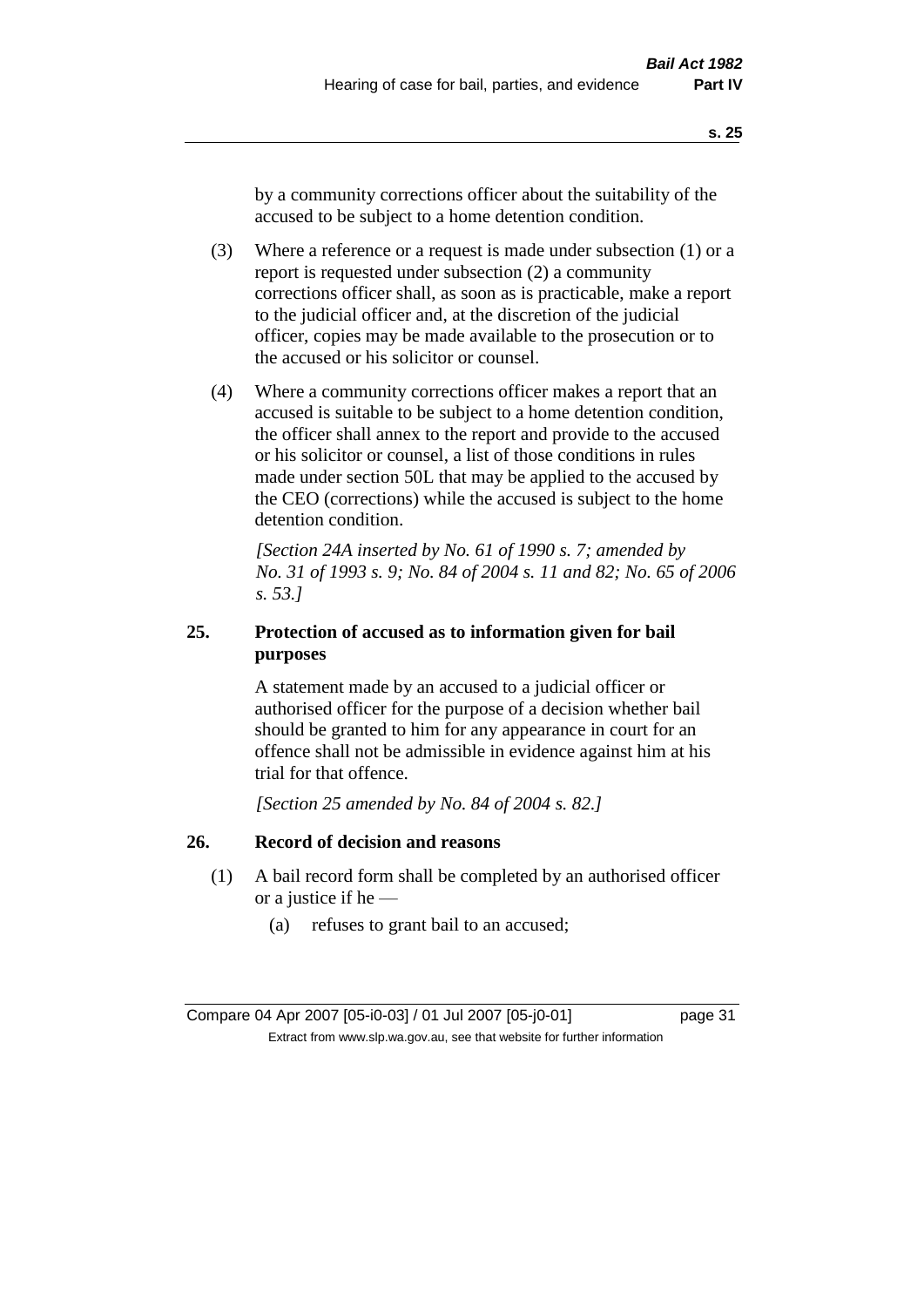by a community corrections officer about the suitability of the accused to be subject to a home detention condition.

(3) Where a reference or a request is made under subsection (1) or a report is requested under subsection (2) a community corrections officer shall, as soon as is practicable, make a report to the judicial officer and, at the discretion of the judicial officer, copies may be made available to the prosecution or to the accused or his solicitor or counsel.

(4) Where a community corrections officer makes a report that an accused is suitable to be subject to a home detention condition, the officer shall annex to the report and provide to the accused or his solicitor or counsel, a list of those conditions in rules made under section 50L that may be applied to the accused by the CEO (corrections) while the accused is subject to the home detention condition.

*[Section 24A inserted by No. 61 of 1990 s. 7; amended by No. 31 of 1993 s. 9; No. 84 of 2004 s. 11 and 82; No. 65 of 2006 s. 53.]*

### 25. Protection of accused as to information given for bail purposes

A statement made by an accused to a judicial officer or authorised officer for the purpose of a decision whether bail should be granted to him for any appearance in court for an offence shall not be admissible in evidence against him at his trial for that offence.

*[Section 25 amended by No. 84 of 2004 s. 82.]*

### 26. Record of decision and reasons

(1) A bail record form shall be completed by an authorised officer or a justice if he —

(a) refuses to grant bail to an accused;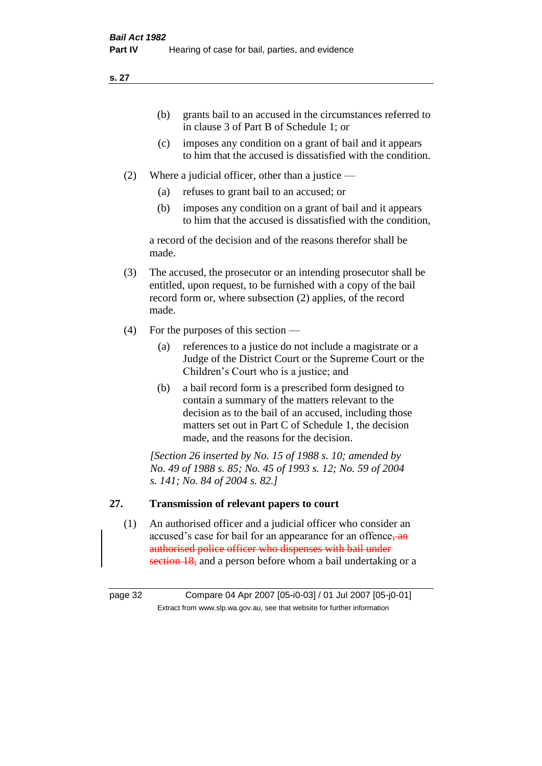(b) grants bail to an accused in the circumstances referred to in clause 3 of Part B of Schedule 1; or

(c) imposes any condition on a grant of bail and it appears to him that the accused is dissatisfied with the condition.

(2) Where a judicial officer, other than a justice —

(a) refuses to grant bail to an accused; or

(b) imposes any condition on a grant of bail and it appears to him that the accused is dissatisfied with the condition,

a record of the decision and of the reasons therefor shall be made.

(3) The accused, the prosecutor or an intending prosecutor shall be entitled, upon request, to be furnished with a copy of the bail record form or, where subsection (2) applies, of the record made.

(4) For the purposes of this section —

(a) references to a justice do not include a magistrate or a Judge of the District Court or the Supreme Court or the Children's Court who is a justice; and

(b) a bail record form is a prescribed form designed to contain a summary of the matters relevant to the decision as to the bail of an accused, including those matters set out in Part C of Schedule 1, the decision made, and the reasons for the decision.

*[Section 26 inserted by No. 15 of 1988 s. 10; amended by No. 49 of 1988 s. 85; No. 45 of 1993 s. 12; No. 59 of 2004 s. 141; No. 84 of 2004 s. 82.]*

## 27. Transmission of relevant papers to court

(1) An authorised officer and a judicial officer who consider an accused's case for bail for an appearance for an offence~~, an authorised police officer who dispenses with bail under section 18,~~ and a person before whom a bail undertaking or a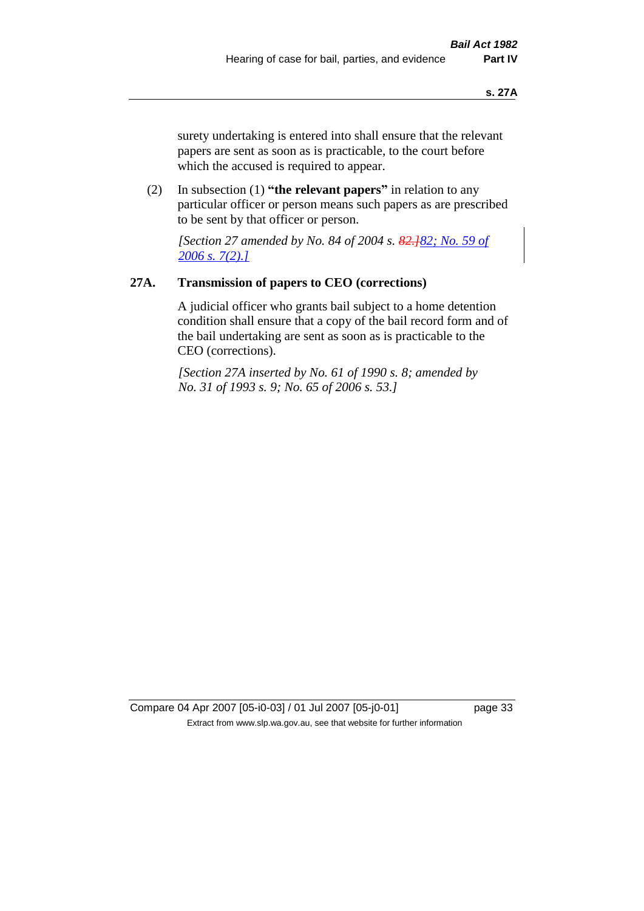surety undertaking is entered into shall ensure that the relevant papers are sent as soon as is practicable, to the court before which the accused is required to appear.

(2) In subsection (1) **"the relevant papers"** in relation to any particular officer or person means such papers as are prescribed to be sent by that officer or person.

*[Section 27 amended by No. 84 of 2004 s. ~~82.]~~82; No. 59 of 2006 s. 7(2).]*

## 27A. Transmission of papers to CEO (corrections)

A judicial officer who grants bail subject to a home detention condition shall ensure that a copy of the bail record form and of the bail undertaking are sent as soon as is practicable to the CEO (corrections).

*[Section 27A inserted by No. 61 of 1990 s. 8; amended by No. 31 of 1993 s. 9; No. 65 of 2006 s. 53.]*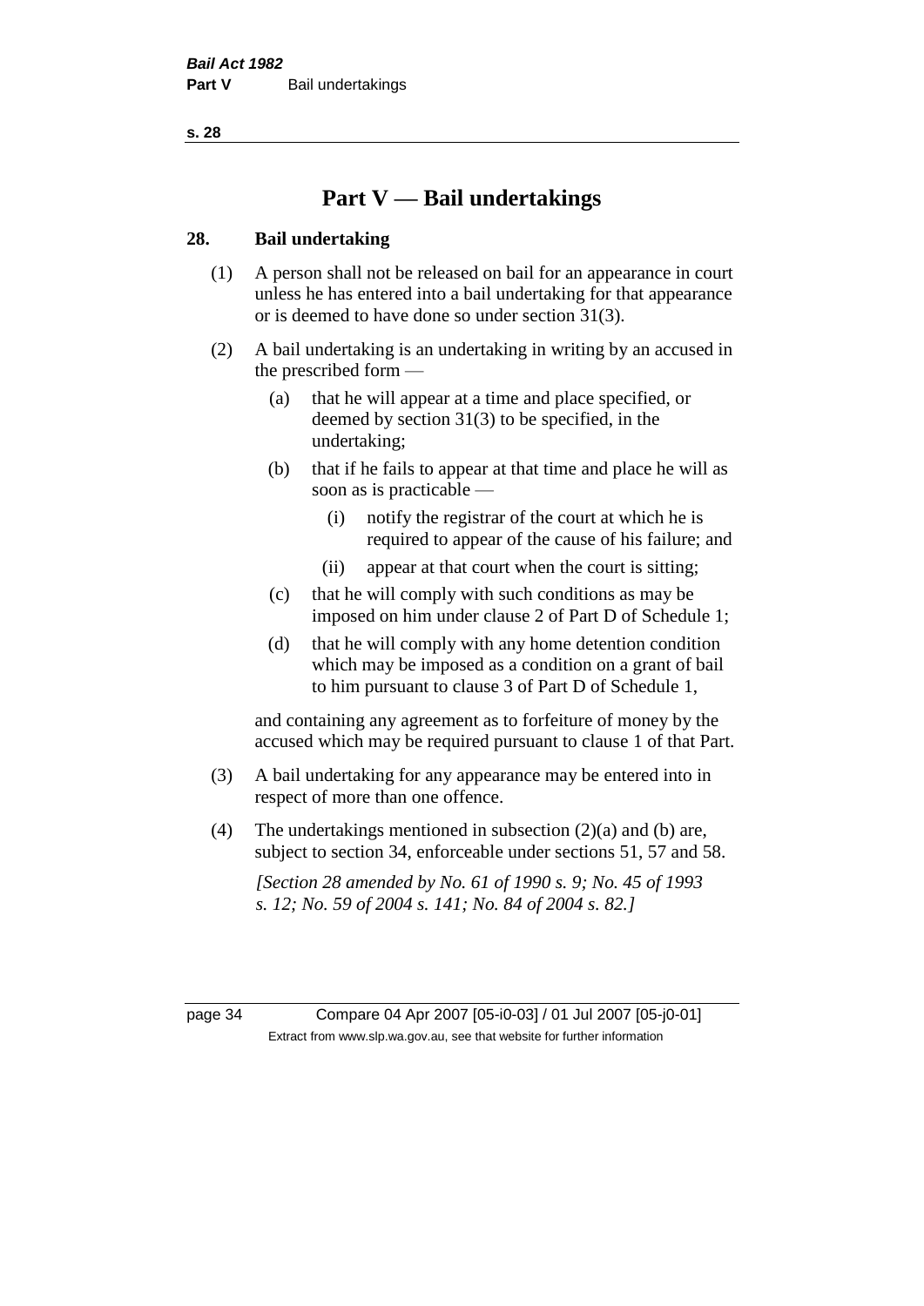# Part V — Bail undertakings

## 28. Bail undertaking

(1) A person shall not be released on bail for an appearance in court unless he has entered into a bail undertaking for that appearance or is deemed to have done so under section 31(3).

(2) A bail undertaking is an undertaking in writing by an accused in the prescribed form —

- (a) that he will appear at a time and place specified, or deemed by section 31(3) to be specified, in the undertaking;
- (b) that if he fails to appear at that time and place he will as soon as is practicable —
  - (i) notify the registrar of the court at which he is required to appear of the cause of his failure; and
  - (ii) appear at that court when the court is sitting;
- (c) that he will comply with such conditions as may be imposed on him under clause 2 of Part D of Schedule 1;
- (d) that he will comply with any home detention condition which may be imposed as a condition on a grant of bail to him pursuant to clause 3 of Part D of Schedule 1,

and containing any agreement as to forfeiture of money by the accused which may be required pursuant to clause 1 of that Part.

(3) A bail undertaking for any appearance may be entered into in respect of more than one offence.

(4) The undertakings mentioned in subsection (2)(a) and (b) are, subject to section 34, enforceable under sections 51, 57 and 58.

*[Section 28 amended by No. 61 of 1990 s. 9; No. 45 of 1993 s. 12; No. 59 of 2004 s. 141; No. 84 of 2004 s. 82.]*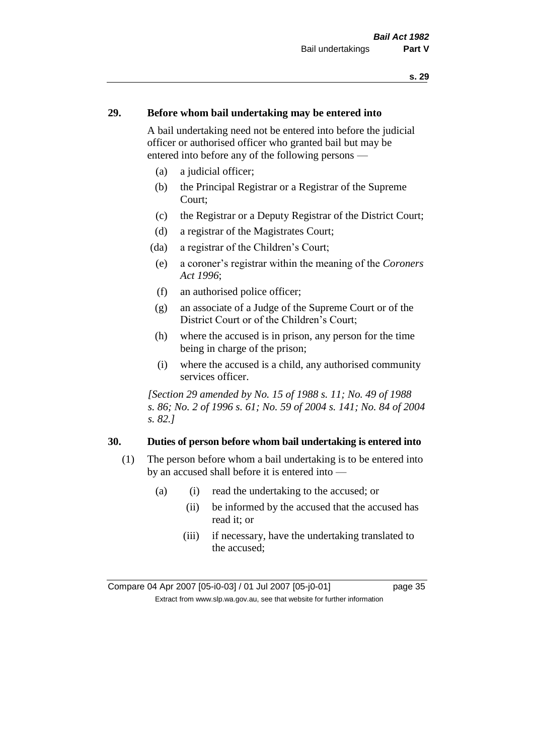## 29. Before whom bail undertaking may be entered into

A bail undertaking need not be entered into before the judicial officer or authorised officer who granted bail but may be entered into before any of the following persons —

- (a) a judicial officer;
- (b) the Principal Registrar or a Registrar of the Supreme Court;
- (c) the Registrar or a Deputy Registrar of the District Court;
- (d) a registrar of the Magistrates Court;
- (da) a registrar of the Children's Court;
- (e) a coroner's registrar within the meaning of the *Coroners Act 1996*;
- (f) an authorised police officer;
- (g) an associate of a Judge of the Supreme Court or of the District Court or of the Children's Court;
- (h) where the accused is in prison, any person for the time being in charge of the prison;
- (i) where the accused is a child, any authorised community services officer.

*[Section 29 amended by No. 15 of 1988 s. 11; No. 49 of 1988 s. 86; No. 2 of 1996 s. 61; No. 59 of 2004 s. 141; No. 84 of 2004 s. 82.]*

## 30. Duties of person before whom bail undertaking is entered into

(1) The person before whom a bail undertaking is to be entered into by an accused shall before it is entered into —

- (a)
  - (i) read the undertaking to the accused; or
  - (ii) be informed by the accused that the accused has read it; or
  - (iii) if necessary, have the undertaking translated to the accused;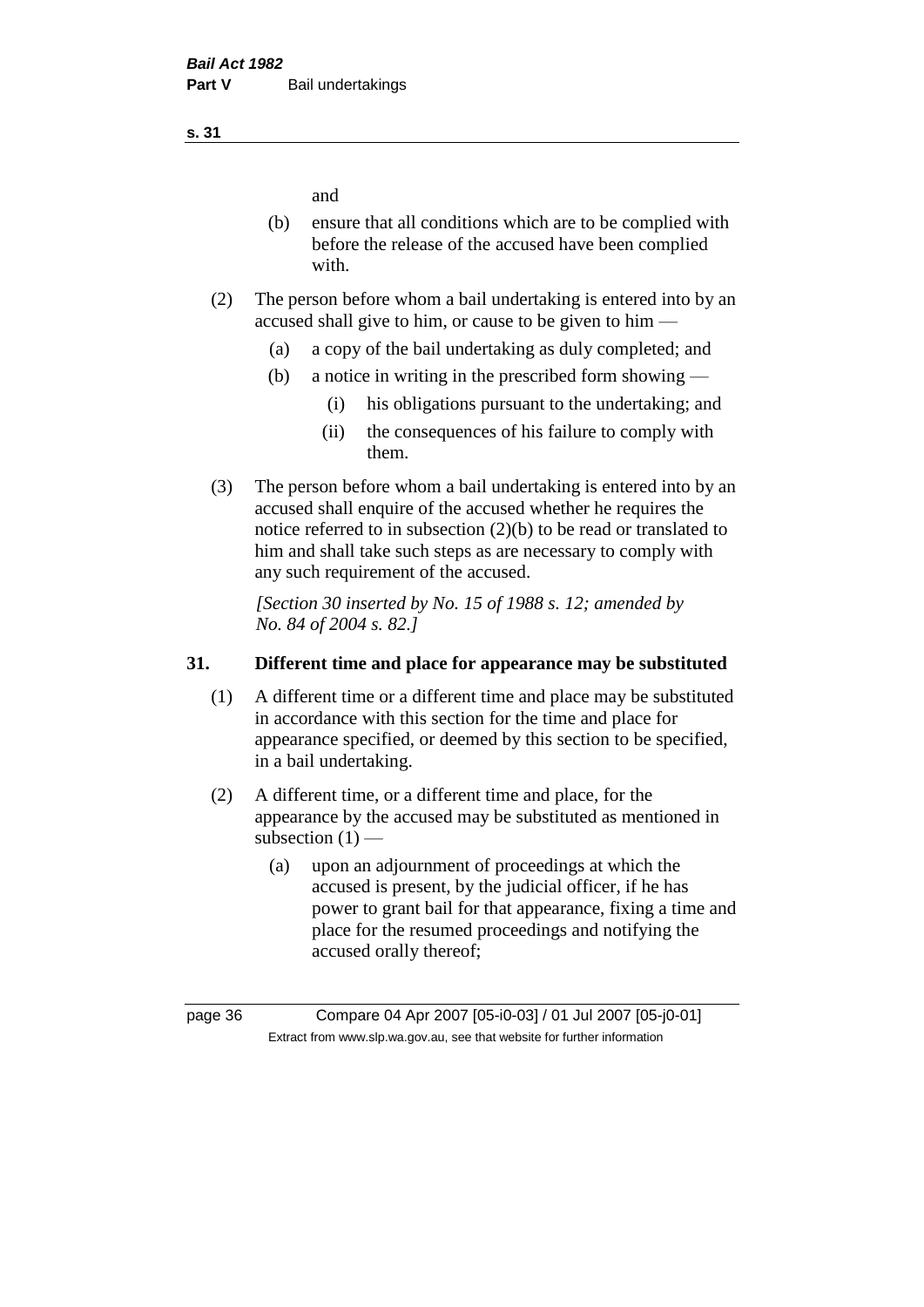and

(b) ensure that all conditions which are to be complied with before the release of the accused have been complied with.

(2) The person before whom a bail undertaking is entered into by an accused shall give to him, or cause to be given to him —

(a) a copy of the bail undertaking as duly completed; and

(b) a notice in writing in the prescribed form showing —

(i) his obligations pursuant to the undertaking; and

(ii) the consequences of his failure to comply with them.

(3) The person before whom a bail undertaking is entered into by an accused shall enquire of the accused whether he requires the notice referred to in subsection (2)(b) to be read or translated to him and shall take such steps as are necessary to comply with any such requirement of the accused.

*[Section 30 inserted by No. 15 of 1988 s. 12; amended by No. 84 of 2004 s. 82.]*

### 31. Different time and place for appearance may be substituted

(1) A different time or a different time and place may be substituted in accordance with this section for the time and place for appearance specified, or deemed by this section to be specified, in a bail undertaking.

(2) A different time, or a different time and place, for the appearance by the accused may be substituted as mentioned in subsection (1) —

(a) upon an adjournment of proceedings at which the accused is present, by the judicial officer, if he has power to grant bail for that appearance, fixing a time and place for the resumed proceedings and notifying the accused orally thereof;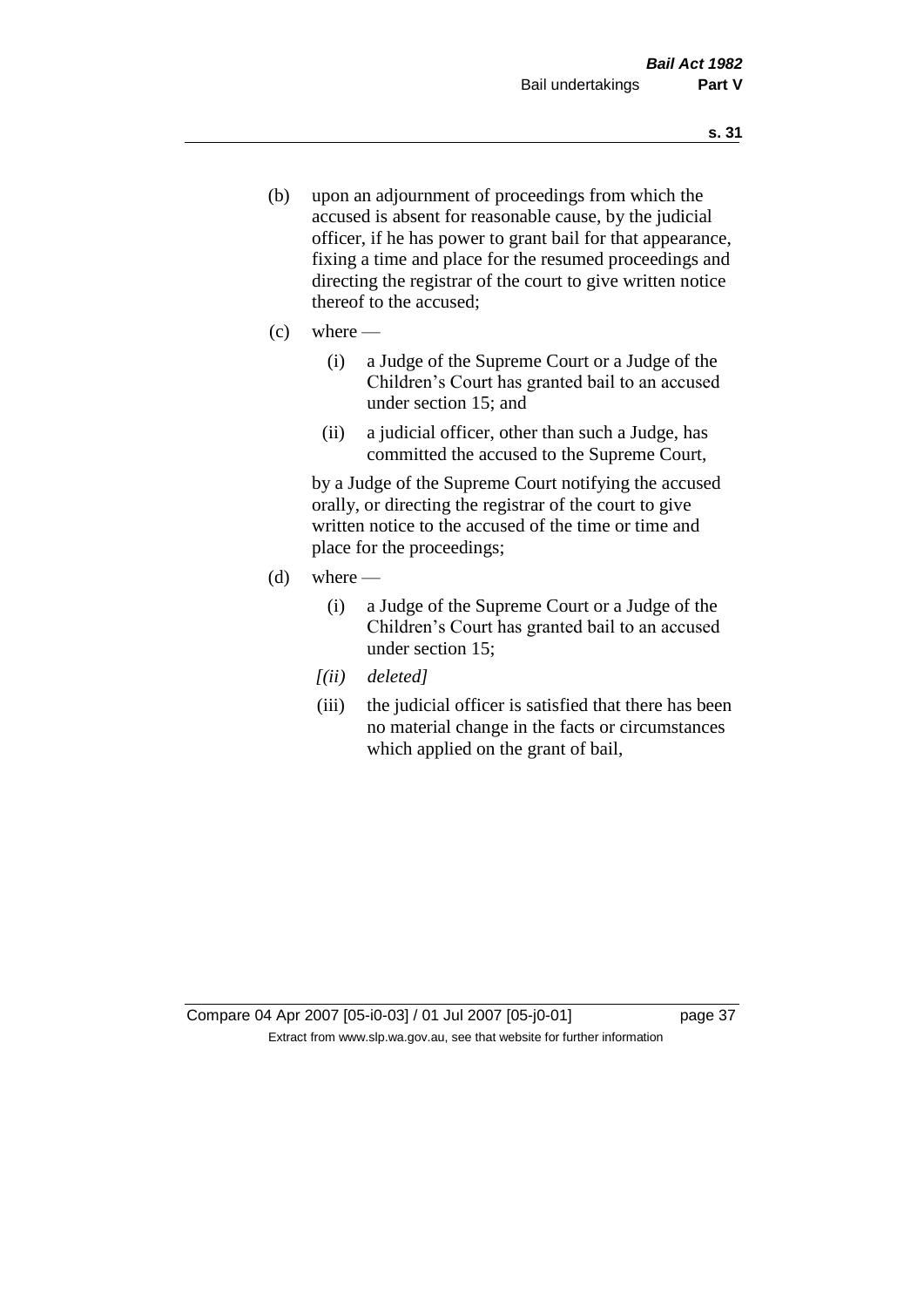(b) upon an adjournment of proceedings from which the accused is absent for reasonable cause, by the judicial officer, if he has power to grant bail for that appearance, fixing a time and place for the resumed proceedings and directing the registrar of the court to give written notice thereof to the accused;

(c) where —

  (i) a Judge of the Supreme Court or a Judge of the Children's Court has granted bail to an accused under section 15; and

  (ii) a judicial officer, other than such a Judge, has committed the accused to the Supreme Court,

  by a Judge of the Supreme Court notifying the accused orally, or directing the registrar of the court to give written notice to the accused of the time or time and place for the proceedings;

(d) where —

  (i) a Judge of the Supreme Court or a Judge of the Children's Court has granted bail to an accused under section 15;

  *[(ii) deleted]*

  (iii) the judicial officer is satisfied that there has been no material change in the facts or circumstances which applied on the grant of bail,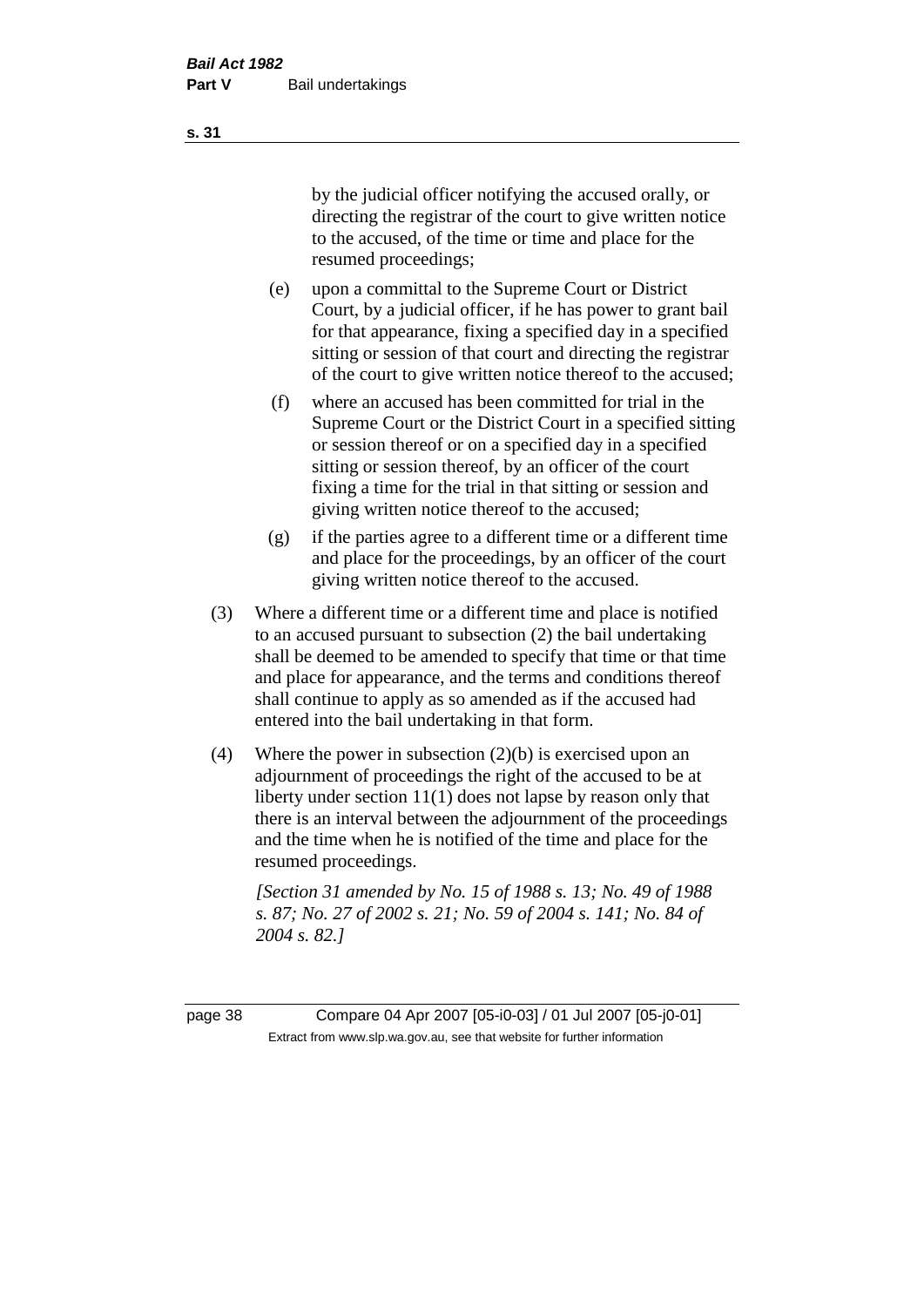by the judicial officer notifying the accused orally, or directing the registrar of the court to give written notice to the accused, of the time or time and place for the resumed proceedings;

(e) upon a committal to the Supreme Court or District Court, by a judicial officer, if he has power to grant bail for that appearance, fixing a specified day in a specified sitting or session of that court and directing the registrar of the court to give written notice thereof to the accused;

(f) where an accused has been committed for trial in the Supreme Court or the District Court in a specified sitting or session thereof or on a specified day in a specified sitting or session thereof, by an officer of the court fixing a time for the trial in that sitting or session and giving written notice thereof to the accused;

(g) if the parties agree to a different time or a different time and place for the proceedings, by an officer of the court giving written notice thereof to the accused.

(3) Where a different time or a different time and place is notified to an accused pursuant to subsection (2) the bail undertaking shall be deemed to be amended to specify that time or that time and place for appearance, and the terms and conditions thereof shall continue to apply as so amended as if the accused had entered into the bail undertaking in that form.

(4) Where the power in subsection (2)(b) is exercised upon an adjournment of proceedings the right of the accused to be at liberty under section 11(1) does not lapse by reason only that there is an interval between the adjournment of the proceedings and the time when he is notified of the time and place for the resumed proceedings.

*[Section 31 amended by No. 15 of 1988 s. 13; No. 49 of 1988 s. 87; No. 27 of 2002 s. 21; No. 59 of 2004 s. 141; No. 84 of 2004 s. 82.]*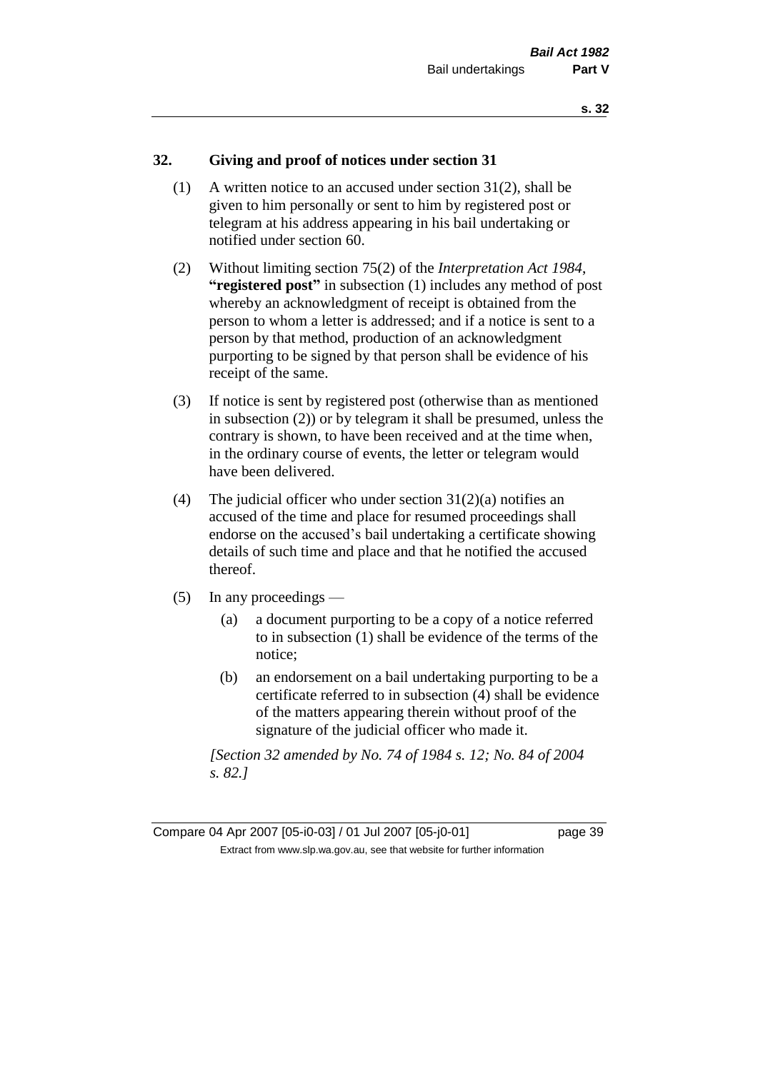## 32. Giving and proof of notices under section 31

(1) A written notice to an accused under section 31(2), shall be given to him personally or sent to him by registered post or telegram at his address appearing in his bail undertaking or notified under section 60.

(2) Without limiting section 75(2) of the *Interpretation Act 1984*, **"registered post"** in subsection (1) includes any method of post whereby an acknowledgment of receipt is obtained from the person to whom a letter is addressed; and if a notice is sent to a person by that method, production of an acknowledgment purporting to be signed by that person shall be evidence of his receipt of the same.

(3) If notice is sent by registered post (otherwise than as mentioned in subsection (2)) or by telegram it shall be presumed, unless the contrary is shown, to have been received and at the time when, in the ordinary course of events, the letter or telegram would have been delivered.

(4) The judicial officer who under section 31(2)(a) notifies an accused of the time and place for resumed proceedings shall endorse on the accused's bail undertaking a certificate showing details of such time and place and that he notified the accused thereof.

(5) In any proceedings —

- (a) a document purporting to be a copy of a notice referred to in subsection (1) shall be evidence of the terms of the notice;
- (b) an endorsement on a bail undertaking purporting to be a certificate referred to in subsection (4) shall be evidence of the matters appearing therein without proof of the signature of the judicial officer who made it.

*[Section 32 amended by No. 74 of 1984 s. 12; No. 84 of 2004 s. 82.]*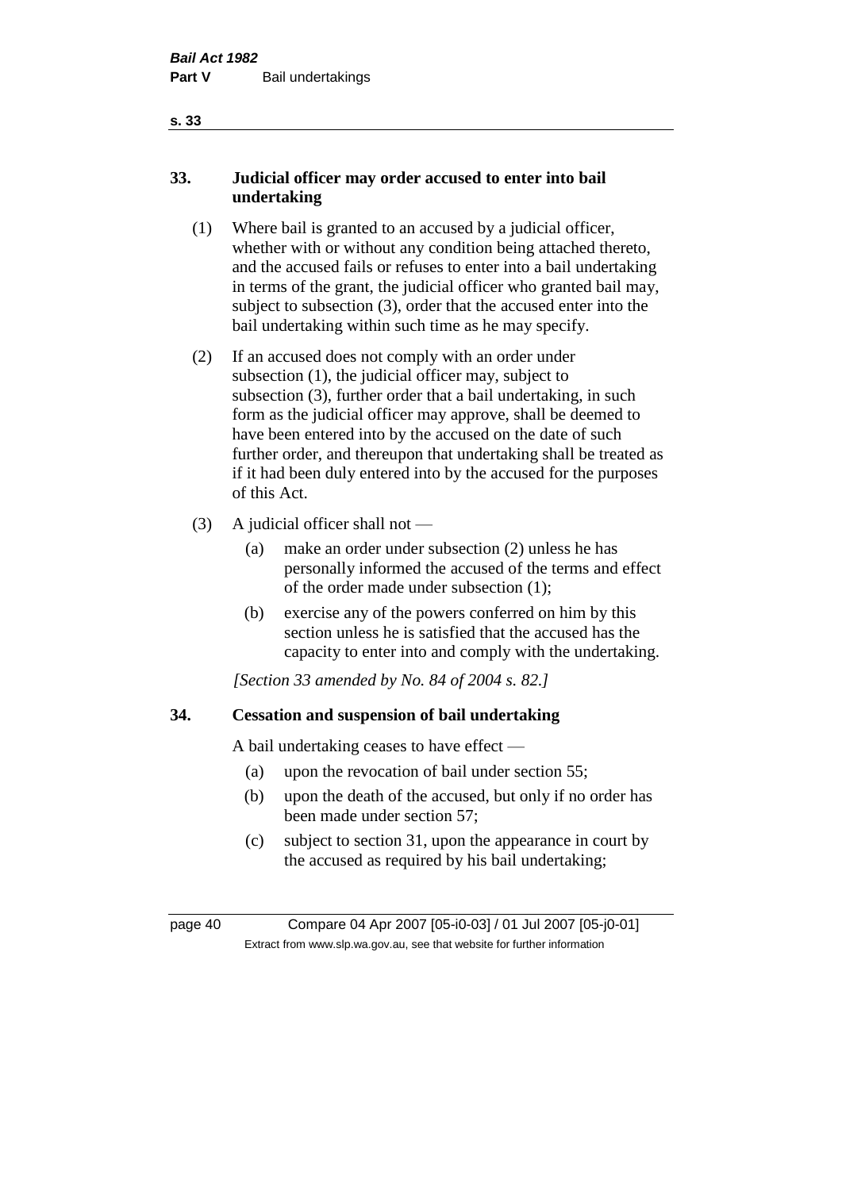## 33. Judicial officer may order accused to enter into bail undertaking

(1) Where bail is granted to an accused by a judicial officer, whether with or without any condition being attached thereto, and the accused fails or refuses to enter into a bail undertaking in terms of the grant, the judicial officer who granted bail may, subject to subsection (3), order that the accused enter into the bail undertaking within such time as he may specify.

(2) If an accused does not comply with an order under subsection (1), the judicial officer may, subject to subsection (3), further order that a bail undertaking, in such form as the judicial officer may approve, shall be deemed to have been entered into by the accused on the date of such further order, and thereupon that undertaking shall be treated as if it had been duly entered into by the accused for the purposes of this Act.

(3) A judicial officer shall not —

- (a) make an order under subsection (2) unless he has personally informed the accused of the terms and effect of the order made under subsection (1);
- (b) exercise any of the powers conferred on him by this section unless he is satisfied that the accused has the capacity to enter into and comply with the undertaking.

*[Section 33 amended by No. 84 of 2004 s. 82.]*

## 34. Cessation and suspension of bail undertaking

A bail undertaking ceases to have effect —

- (a) upon the revocation of bail under section 55;
- (b) upon the death of the accused, but only if no order has been made under section 57;
- (c) subject to section 31, upon the appearance in court by the accused as required by his bail undertaking;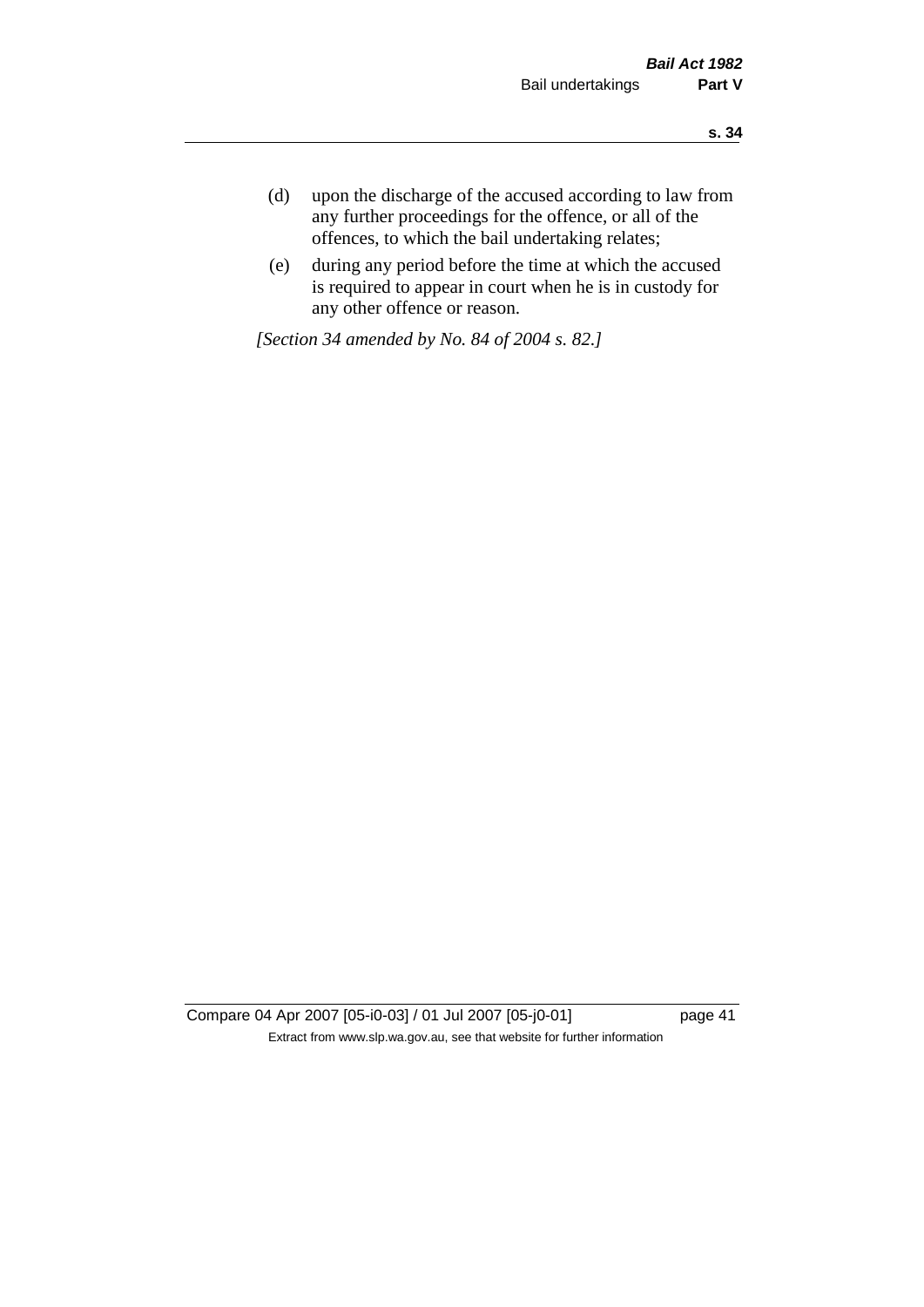(d) upon the discharge of the accused according to law from any further proceedings for the offence, or all of the offences, to which the bail undertaking relates;

(e) during any period before the time at which the accused is required to appear in court when he is in custody for any other offence or reason.

*[Section 34 amended by No. 84 of 2004 s. 82.]*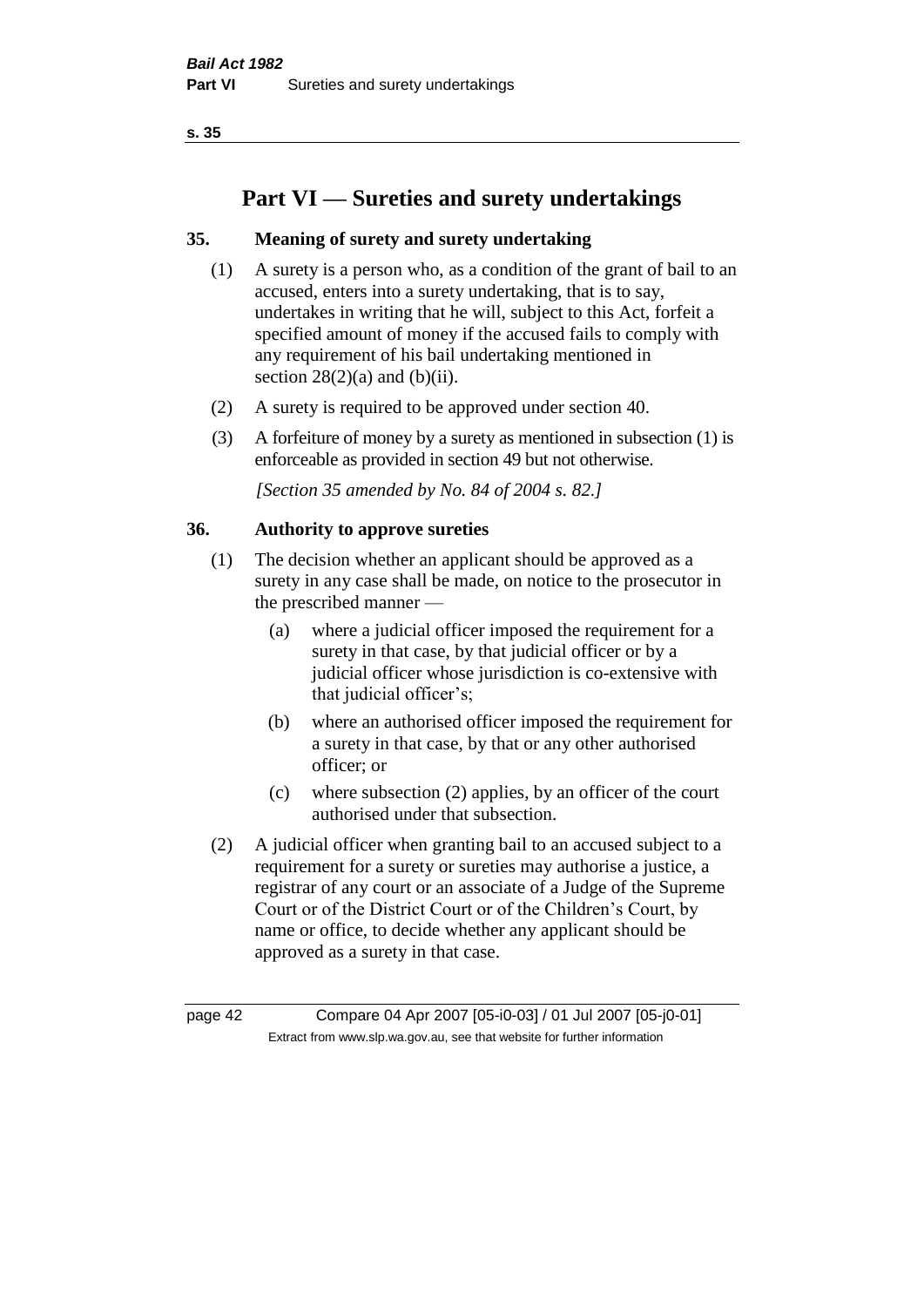# Part VI — Sureties and surety undertakings

## 35. Meaning of surety and surety undertaking

(1) A surety is a person who, as a condition of the grant of bail to an accused, enters into a surety undertaking, that is to say, undertakes in writing that he will, subject to this Act, forfeit a specified amount of money if the accused fails to comply with any requirement of his bail undertaking mentioned in section 28(2)(a) and (b)(ii).

(2) A surety is required to be approved under section 40.

(3) A forfeiture of money by a surety as mentioned in subsection (1) is enforceable as provided in section 49 but not otherwise.

*[Section 35 amended by No. 84 of 2004 s. 82.]*

## 36. Authority to approve sureties

(1) The decision whether an applicant should be approved as a surety in any case shall be made, on notice to the prosecutor in the prescribed manner —

   (a) where a judicial officer imposed the requirement for a surety in that case, by that judicial officer or by a judicial officer whose jurisdiction is co-extensive with that judicial officer's;

   (b) where an authorised officer imposed the requirement for a surety in that case, by that or any other authorised officer; or

   (c) where subsection (2) applies, by an officer of the court authorised under that subsection.

(2) A judicial officer when granting bail to an accused subject to a requirement for a surety or sureties may authorise a justice, a registrar of any court or an associate of a Judge of the Supreme Court or of the District Court or of the Children's Court, by name or office, to decide whether any applicant should be approved as a surety in that case.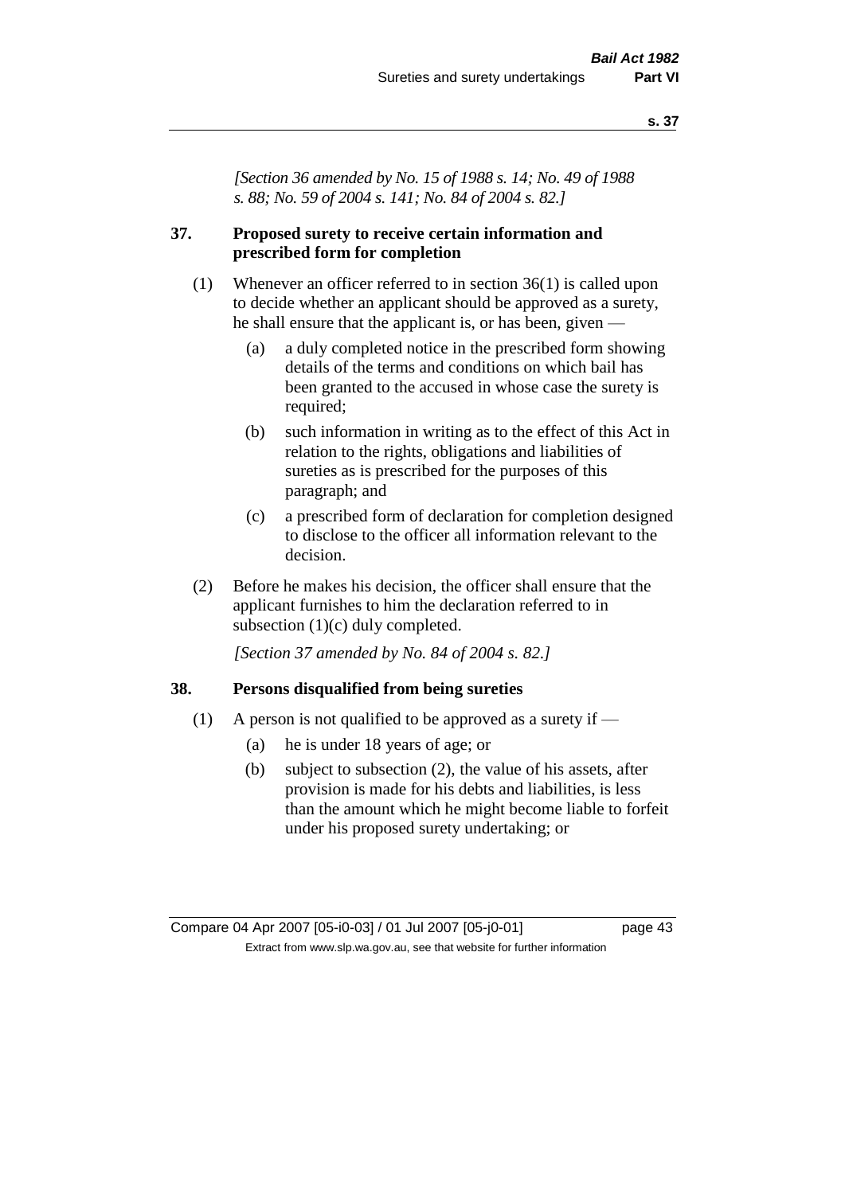*[Section 36 amended by No. 15 of 1988 s. 14; No. 49 of 1988 s. 88; No. 59 of 2004 s. 141; No. 84 of 2004 s. 82.]*

## 37. Proposed surety to receive certain information and prescribed form for completion

(1) Whenever an officer referred to in section 36(1) is called upon to decide whether an applicant should be approved as a surety, he shall ensure that the applicant is, or has been, given —

- (a) a duly completed notice in the prescribed form showing details of the terms and conditions on which bail has been granted to the accused in whose case the surety is required;
- (b) such information in writing as to the effect of this Act in relation to the rights, obligations and liabilities of sureties as is prescribed for the purposes of this paragraph; and
- (c) a prescribed form of declaration for completion designed to disclose to the officer all information relevant to the decision.

(2) Before he makes his decision, the officer shall ensure that the applicant furnishes to him the declaration referred to in subsection (1)(c) duly completed.

*[Section 37 amended by No. 84 of 2004 s. 82.]*

## 38. Persons disqualified from being sureties

(1) A person is not qualified to be approved as a surety if —

- (a) he is under 18 years of age; or
- (b) subject to subsection (2), the value of his assets, after provision is made for his debts and liabilities, is less than the amount which he might become liable to forfeit under his proposed surety undertaking; or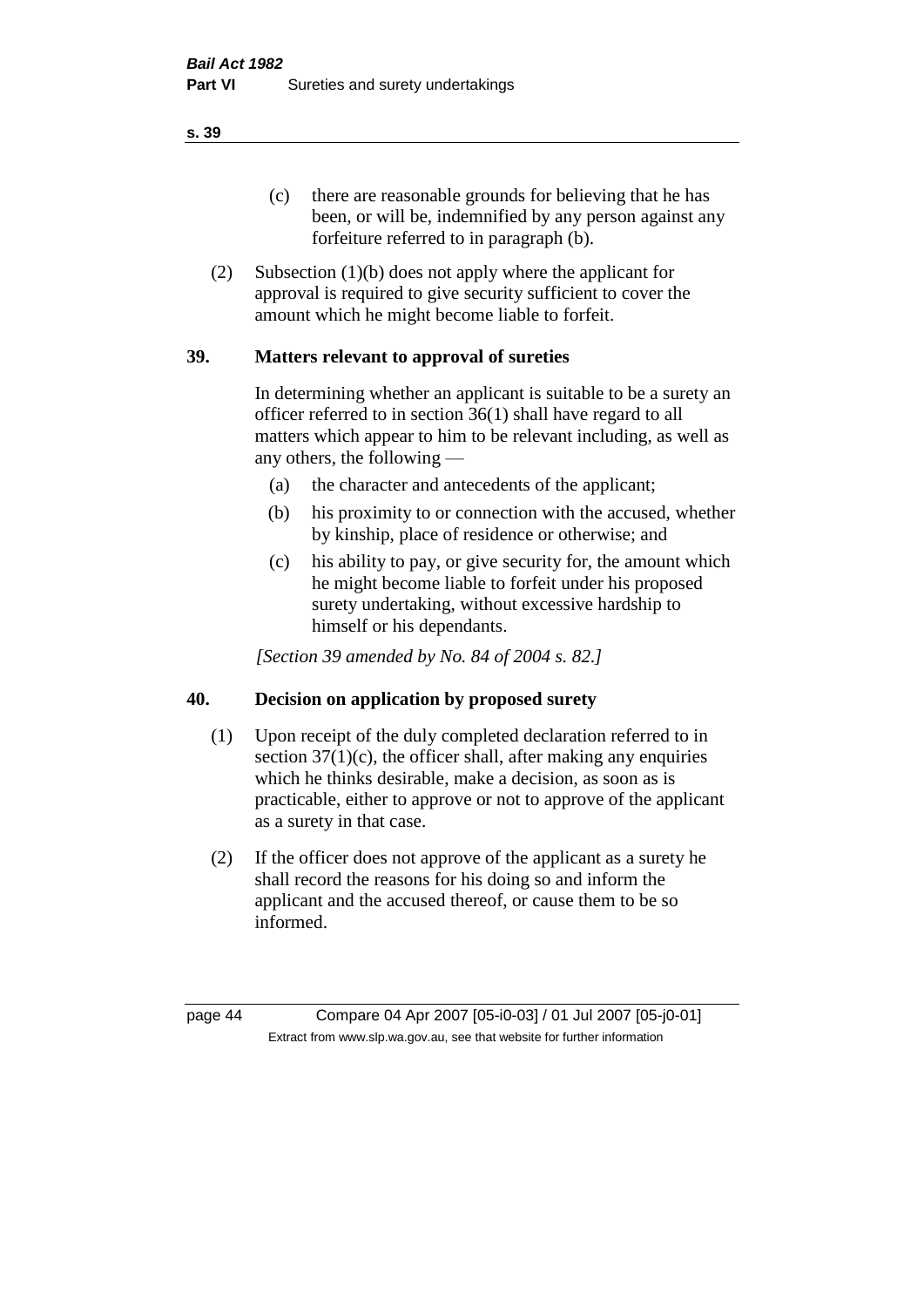(c) there are reasonable grounds for believing that he has been, or will be, indemnified by any person against any forfeiture referred to in paragraph (b).

(2) Subsection (1)(b) does not apply where the applicant for approval is required to give security sufficient to cover the amount which he might become liable to forfeit.

## 39. Matters relevant to approval of sureties

In determining whether an applicant is suitable to be a surety an officer referred to in section 36(1) shall have regard to all matters which appear to him to be relevant including, as well as any others, the following —

(a) the character and antecedents of the applicant;

(b) his proximity to or connection with the accused, whether by kinship, place of residence or otherwise; and

(c) his ability to pay, or give security for, the amount which he might become liable to forfeit under his proposed surety undertaking, without excessive hardship to himself or his dependants.

*[Section 39 amended by No. 84 of 2004 s. 82.]*

## 40. Decision on application by proposed surety

(1) Upon receipt of the duly completed declaration referred to in section 37(1)(c), the officer shall, after making any enquiries which he thinks desirable, make a decision, as soon as is practicable, either to approve or not to approve of the applicant as a surety in that case.

(2) If the officer does not approve of the applicant as a surety he shall record the reasons for his doing so and inform the applicant and the accused thereof, or cause them to be so informed.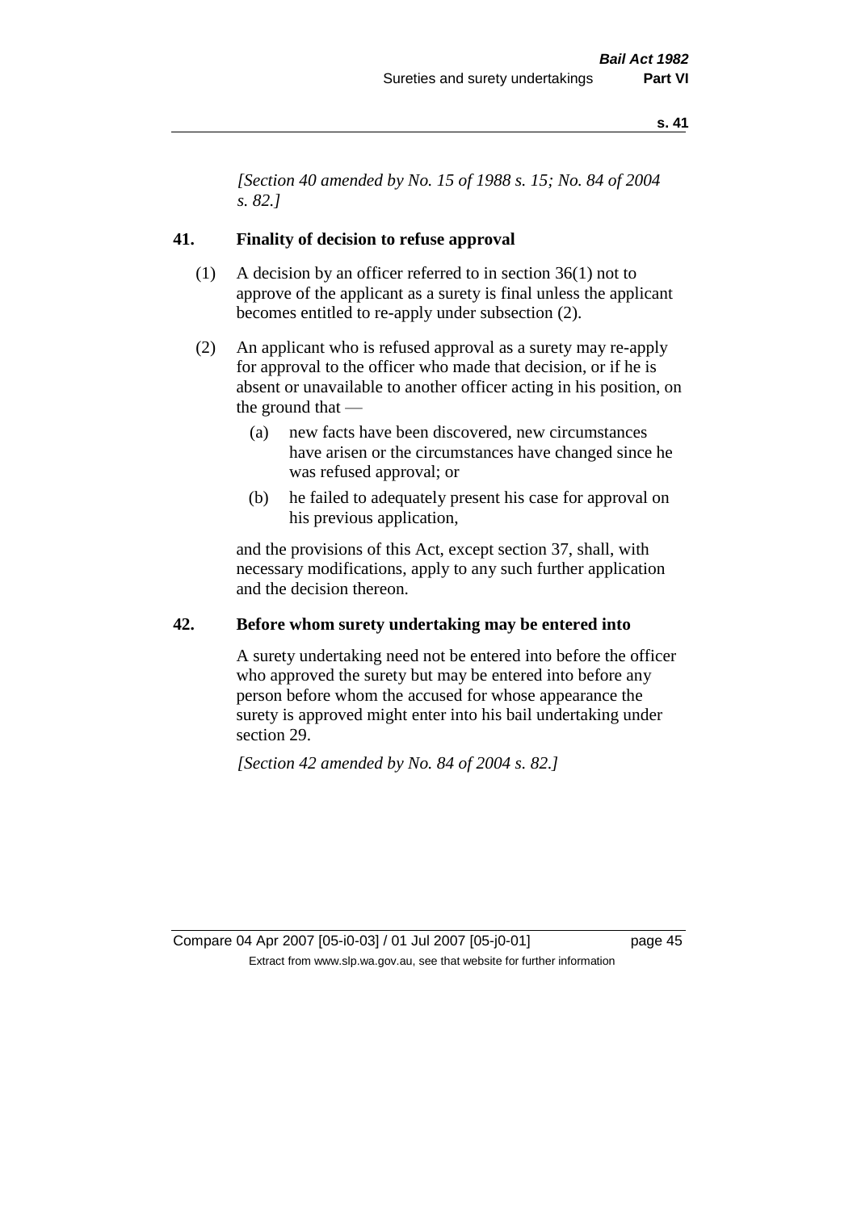*[Section 40 amended by No. 15 of 1988 s. 15; No. 84 of 2004 s. 82.]*

## 41. Finality of decision to refuse approval

(1) A decision by an officer referred to in section 36(1) not to approve of the applicant as a surety is final unless the applicant becomes entitled to re-apply under subsection (2).

(2) An applicant who is refused approval as a surety may re-apply for approval to the officer who made that decision, or if he is absent or unavailable to another officer acting in his position, on the ground that —

- (a) new facts have been discovered, new circumstances have arisen or the circumstances have changed since he was refused approval; or
- (b) he failed to adequately present his case for approval on his previous application,

and the provisions of this Act, except section 37, shall, with necessary modifications, apply to any such further application and the decision thereon.

## 42. Before whom surety undertaking may be entered into

A surety undertaking need not be entered into before the officer who approved the surety but may be entered into before any person before whom the accused for whose appearance the surety is approved might enter into his bail undertaking under section 29.

*[Section 42 amended by No. 84 of 2004 s. 82.]*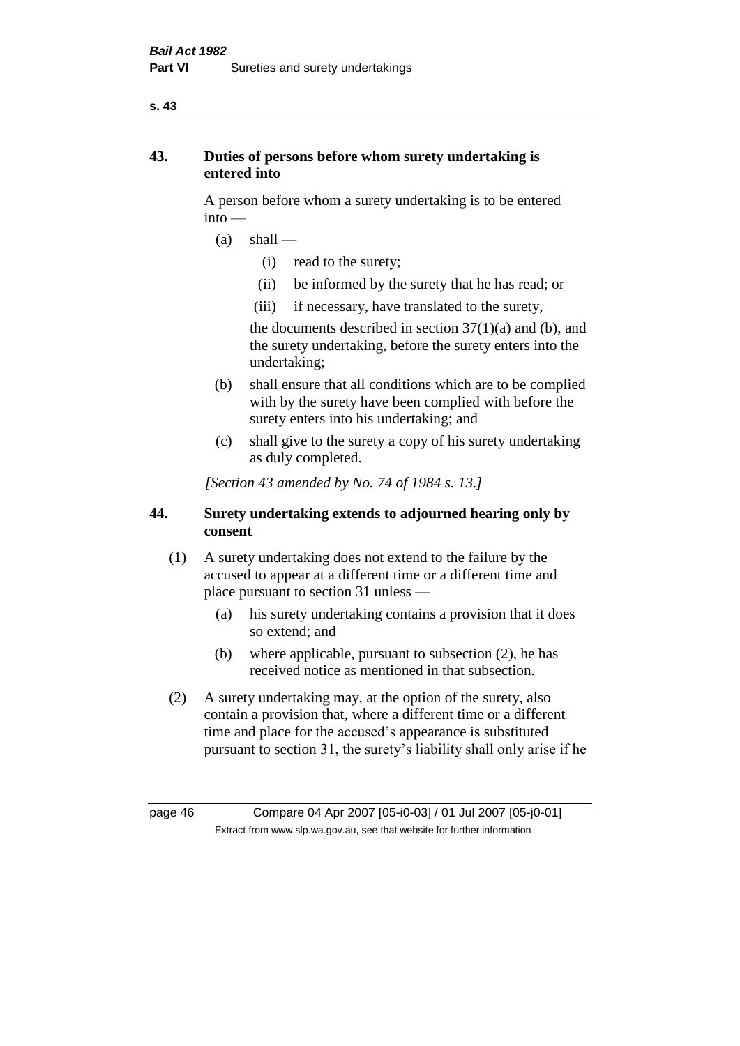## 43. Duties of persons before whom surety undertaking is entered into

A person before whom a surety undertaking is to be entered into —

(a) shall —

   (i) read to the surety;

   (ii) be informed by the surety that he has read; or

   (iii) if necessary, have translated to the surety,

   the documents described in section 37(1)(a) and (b), and the surety undertaking, before the surety enters into the undertaking;

(b) shall ensure that all conditions which are to be complied with by the surety have been complied with before the surety enters into his undertaking; and

(c) shall give to the surety a copy of his surety undertaking as duly completed.

*[Section 43 amended by No. 74 of 1984 s. 13.]*

## 44. Surety undertaking extends to adjourned hearing only by consent

(1) A surety undertaking does not extend to the failure by the accused to appear at a different time or a different time and place pursuant to section 31 unless —

   (a) his surety undertaking contains a provision that it does so extend; and

   (b) where applicable, pursuant to subsection (2), he has received notice as mentioned in that subsection.

(2) A surety undertaking may, at the option of the surety, also contain a provision that, where a different time or a different time and place for the accused's appearance is substituted pursuant to section 31, the surety's liability shall only arise if he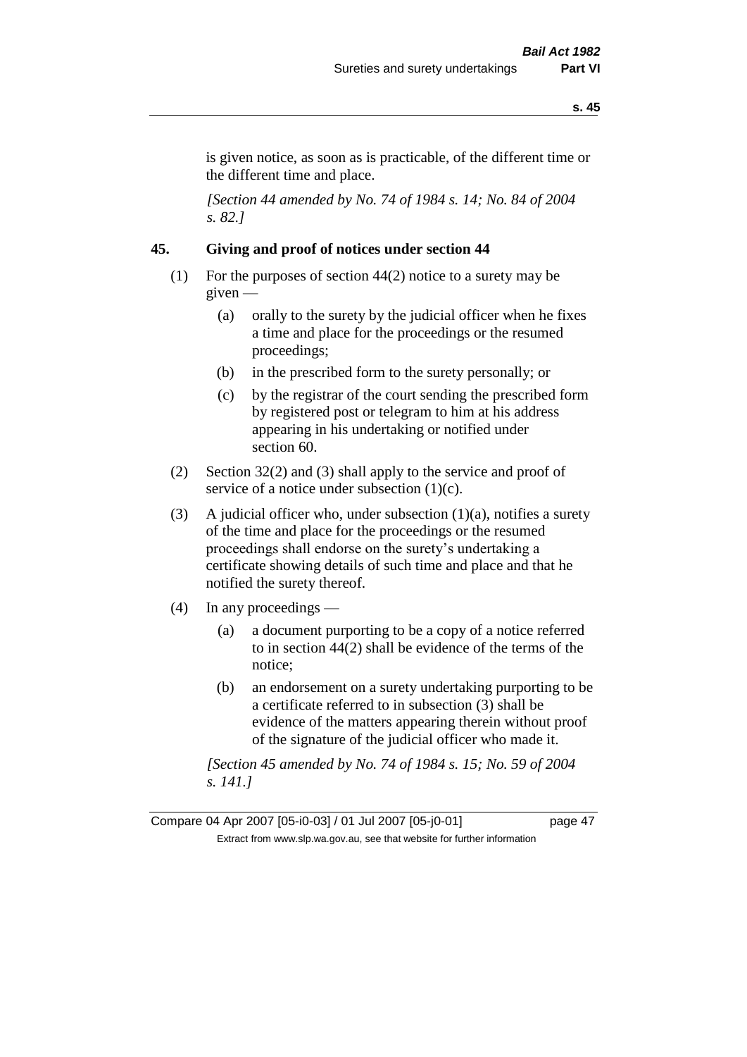is given notice, as soon as is practicable, of the different time or the different time and place.

*[Section 44 amended by No. 74 of 1984 s. 14; No. 84 of 2004 s. 82.]*

## 45. Giving and proof of notices under section 44

(1) For the purposes of section 44(2) notice to a surety may be given —

(a) orally to the surety by the judicial officer when he fixes a time and place for the proceedings or the resumed proceedings;

(b) in the prescribed form to the surety personally; or

(c) by the registrar of the court sending the prescribed form by registered post or telegram to him at his address appearing in his undertaking or notified under section 60.

(2) Section 32(2) and (3) shall apply to the service and proof of service of a notice under subsection (1)(c).

(3) A judicial officer who, under subsection (1)(a), notifies a surety of the time and place for the proceedings or the resumed proceedings shall endorse on the surety's undertaking a certificate showing details of such time and place and that he notified the surety thereof.

(4) In any proceedings —

(a) a document purporting to be a copy of a notice referred to in section 44(2) shall be evidence of the terms of the notice;

(b) an endorsement on a surety undertaking purporting to be a certificate referred to in subsection (3) shall be evidence of the matters appearing therein without proof of the signature of the judicial officer who made it.

*[Section 45 amended by No. 74 of 1984 s. 15; No. 59 of 2004 s. 141.]*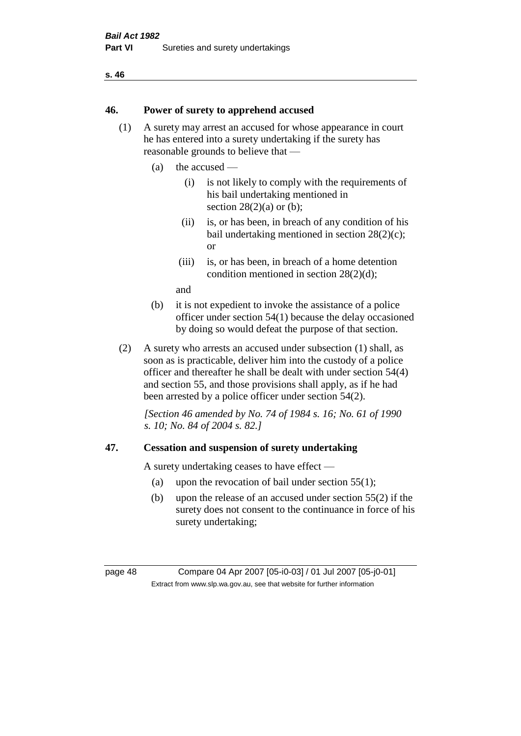## 46. Power of surety to apprehend accused

(1) A surety may arrest an accused for whose appearance in court he has entered into a surety undertaking if the surety has reasonable grounds to believe that —

   (a) the accused —

      (i) is not likely to comply with the requirements of his bail undertaking mentioned in section 28(2)(a) or (b);

      (ii) is, or has been, in breach of any condition of his bail undertaking mentioned in section 28(2)(c); or

      (iii) is, or has been, in breach of a home detention condition mentioned in section 28(2)(d);

   and

   (b) it is not expedient to invoke the assistance of a police officer under section 54(1) because the delay occasioned by doing so would defeat the purpose of that section.

(2) A surety who arrests an accused under subsection (1) shall, as soon as is practicable, deliver him into the custody of a police officer and thereafter he shall be dealt with under section 54(4) and section 55, and those provisions shall apply, as if he had been arrested by a police officer under section 54(2).

*[Section 46 amended by No. 74 of 1984 s. 16; No. 61 of 1990 s. 10; No. 84 of 2004 s. 82.]*

## 47. Cessation and suspension of surety undertaking

A surety undertaking ceases to have effect —

   (a) upon the revocation of bail under section 55(1);

   (b) upon the release of an accused under section 55(2) if the surety does not consent to the continuance in force of his surety undertaking;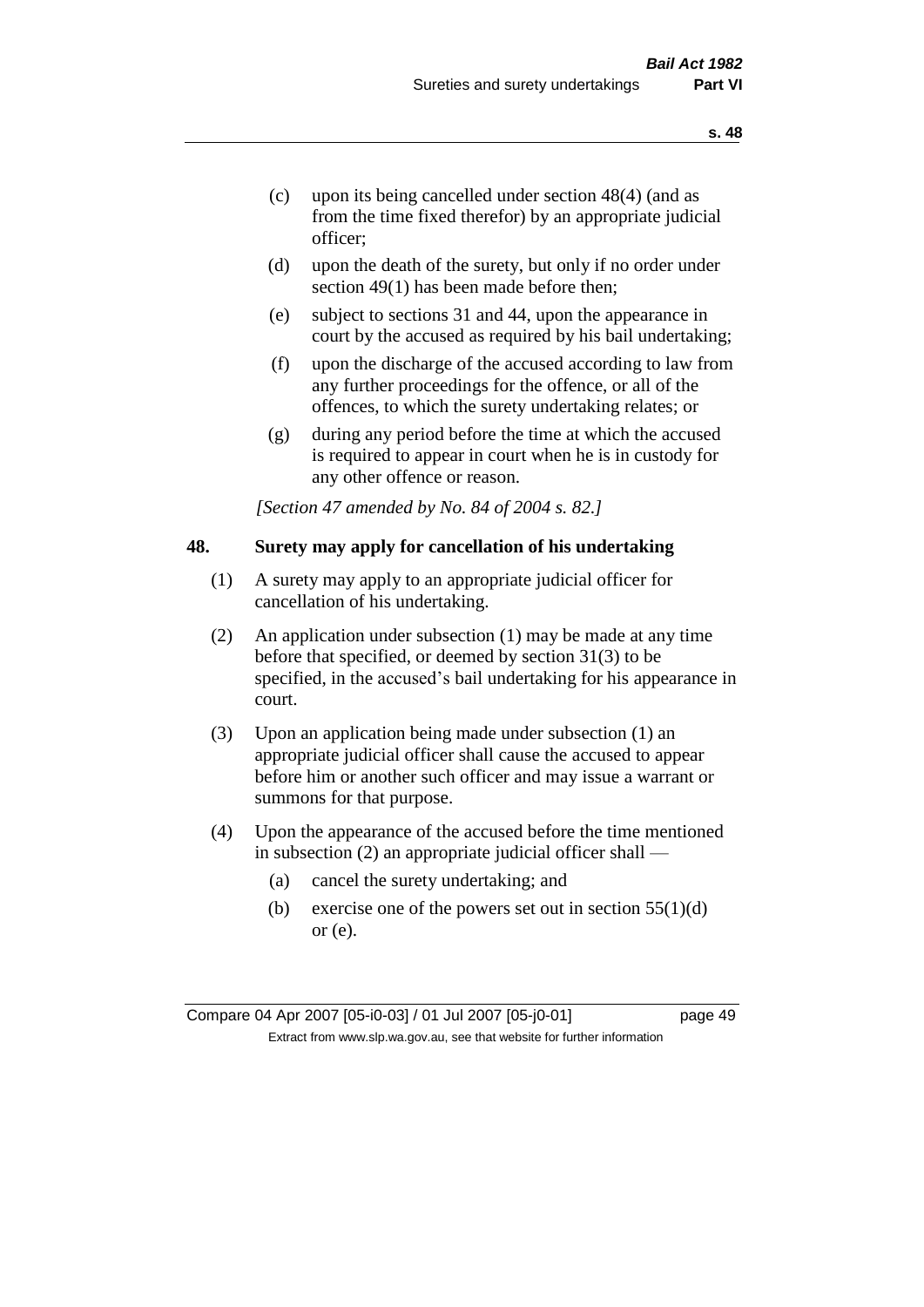(c) upon its being cancelled under section 48(4) (and as from the time fixed therefor) by an appropriate judicial officer;

(d) upon the death of the surety, but only if no order under section 49(1) has been made before then;

(e) subject to sections 31 and 44, upon the appearance in court by the accused as required by his bail undertaking;

(f) upon the discharge of the accused according to law from any further proceedings for the offence, or all of the offences, to which the surety undertaking relates; or

(g) during any period before the time at which the accused is required to appear in court when he is in custody for any other offence or reason.

*[Section 47 amended by No. 84 of 2004 s. 82.]*

## 48. Surety may apply for cancellation of his undertaking

(1) A surety may apply to an appropriate judicial officer for cancellation of his undertaking.

(2) An application under subsection (1) may be made at any time before that specified, or deemed by section 31(3) to be specified, in the accused's bail undertaking for his appearance in court.

(3) Upon an application being made under subsection (1) an appropriate judicial officer shall cause the accused to appear before him or another such officer and may issue a warrant or summons for that purpose.

(4) Upon the appearance of the accused before the time mentioned in subsection (2) an appropriate judicial officer shall —

(a) cancel the surety undertaking; and

(b) exercise one of the powers set out in section 55(1)(d) or (e).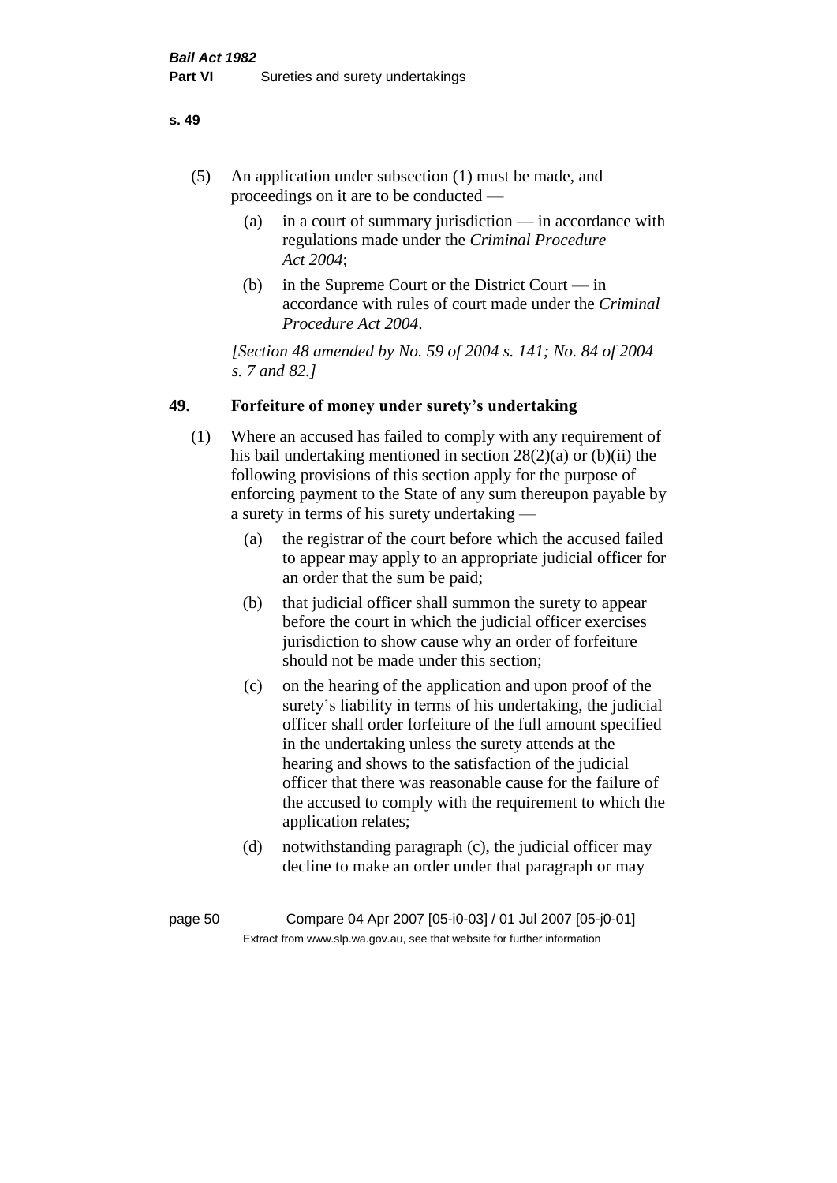(5) An application under subsection (1) must be made, and proceedings on it are to be conducted —

  (a) in a court of summary jurisdiction — in accordance with regulations made under the *Criminal Procedure Act 2004*;

  (b) in the Supreme Court or the District Court — in accordance with rules of court made under the *Criminal Procedure Act 2004*.

*[Section 48 amended by No. 59 of 2004 s. 141; No. 84 of 2004 s. 7 and 82.]*

## 49. Forfeiture of money under surety's undertaking

(1) Where an accused has failed to comply with any requirement of his bail undertaking mentioned in section 28(2)(a) or (b)(ii) the following provisions of this section apply for the purpose of enforcing payment to the State of any sum thereupon payable by a surety in terms of his surety undertaking —

  (a) the registrar of the court before which the accused failed to appear may apply to an appropriate judicial officer for an order that the sum be paid;

  (b) that judicial officer shall summon the surety to appear before the court in which the judicial officer exercises jurisdiction to show cause why an order of forfeiture should not be made under this section;

  (c) on the hearing of the application and upon proof of the surety's liability in terms of his undertaking, the judicial officer shall order forfeiture of the full amount specified in the undertaking unless the surety attends at the hearing and shows to the satisfaction of the judicial officer that there was reasonable cause for the failure of the accused to comply with the requirement to which the application relates;

  (d) notwithstanding paragraph (c), the judicial officer may decline to make an order under that paragraph or may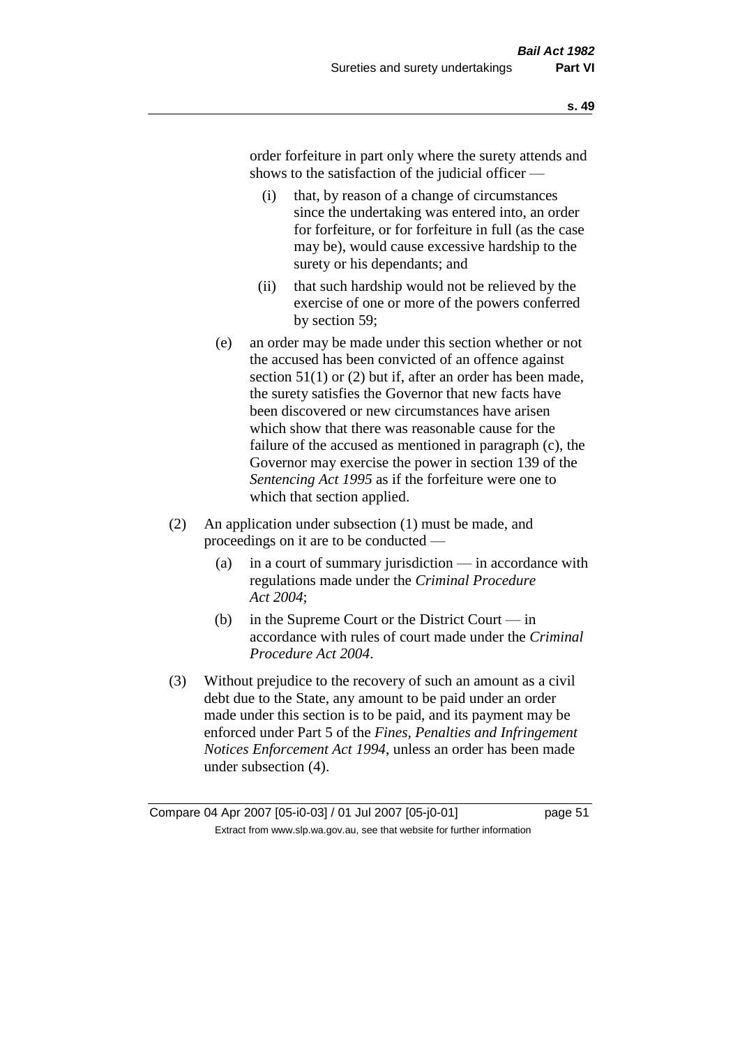order forfeiture in part only where the surety attends and shows to the satisfaction of the judicial officer —

   (i) that, by reason of a change of circumstances since the undertaking was entered into, an order for forfeiture, or for forfeiture in full (as the case may be), would cause excessive hardship to the surety or his dependants; and

   (ii) that such hardship would not be relieved by the exercise of one or more of the powers conferred by section 59;

(e) an order may be made under this section whether or not the accused has been convicted of an offence against section 51(1) or (2) but if, after an order has been made, the surety satisfies the Governor that new facts have been discovered or new circumstances have arisen which show that there was reasonable cause for the failure of the accused as mentioned in paragraph (c), the Governor may exercise the power in section 139 of the *Sentencing Act 1995* as if the forfeiture were one to which that section applied.

(2) An application under subsection (1) must be made, and proceedings on it are to be conducted —

   (a) in a court of summary jurisdiction — in accordance with regulations made under the *Criminal Procedure Act 2004*;

   (b) in the Supreme Court or the District Court — in accordance with rules of court made under the *Criminal Procedure Act 2004*.

(3) Without prejudice to the recovery of such an amount as a civil debt due to the State, any amount to be paid under an order made under this section is to be paid, and its payment may be enforced under Part 5 of the *Fines, Penalties and Infringement Notices Enforcement Act 1994*, unless an order has been made under subsection (4).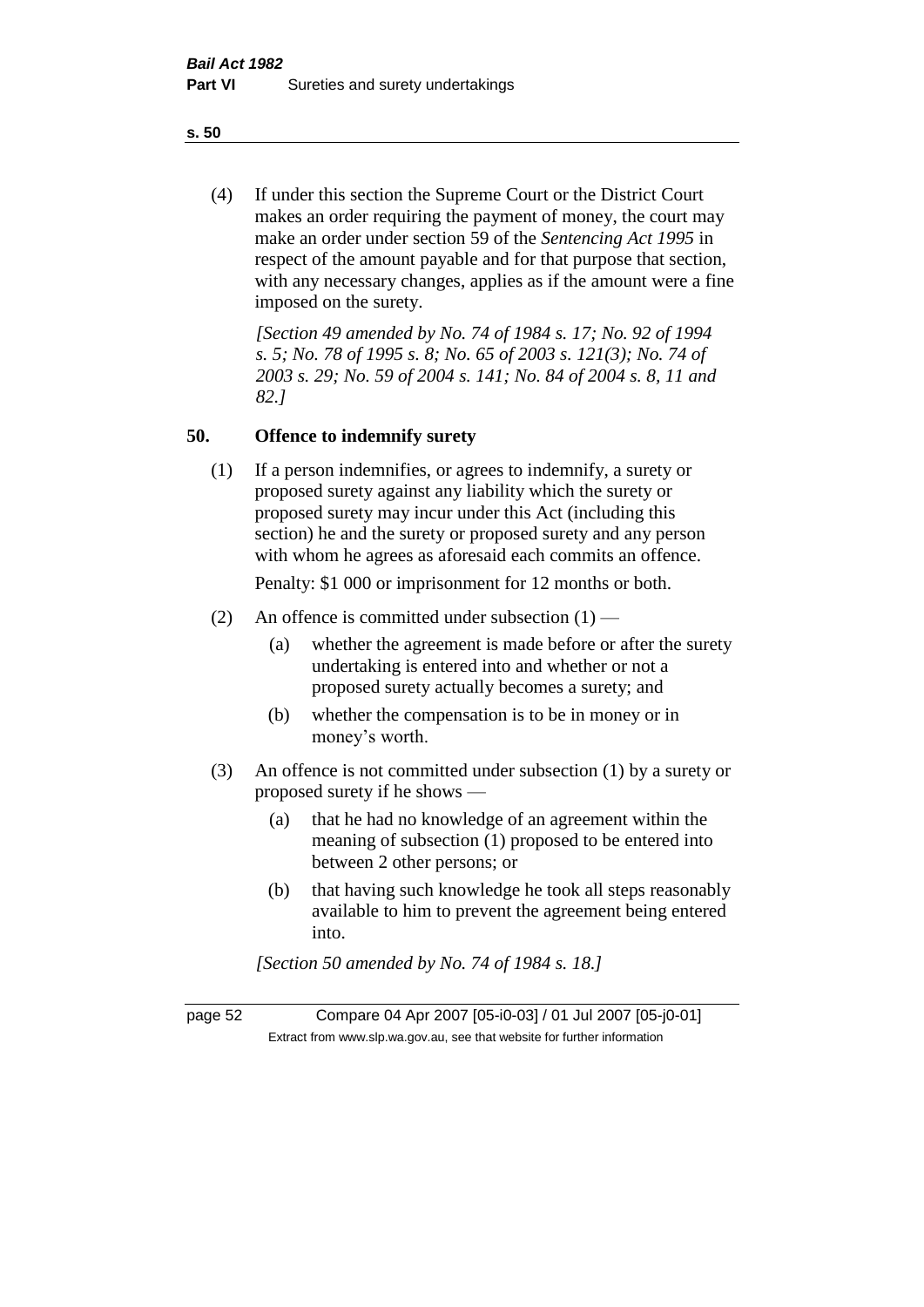(4) If under this section the Supreme Court or the District Court makes an order requiring the payment of money, the court may make an order under section 59 of the *Sentencing Act 1995* in respect of the amount payable and for that purpose that section, with any necessary changes, applies as if the amount were a fine imposed on the surety.

*[Section 49 amended by No. 74 of 1984 s. 17; No. 92 of 1994 s. 5; No. 78 of 1995 s. 8; No. 65 of 2003 s. 121(3); No. 74 of 2003 s. 29; No. 59 of 2004 s. 141; No. 84 of 2004 s. 8, 11 and 82.]*

## 50. Offence to indemnify surety

(1) If a person indemnifies, or agrees to indemnify, a surety or proposed surety against any liability which the surety or proposed surety may incur under this Act (including this section) he and the surety or proposed surety and any person with whom he agrees as aforesaid each commits an offence.

Penalty: $1 000 or imprisonment for 12 months or both.

(2) An offence is committed under subsection (1) —

(a) whether the agreement is made before or after the surety undertaking is entered into and whether or not a proposed surety actually becomes a surety; and

(b) whether the compensation is to be in money or in money's worth.

(3) An offence is not committed under subsection (1) by a surety or proposed surety if he shows —

(a) that he had no knowledge of an agreement within the meaning of subsection (1) proposed to be entered into between 2 other persons; or

(b) that having such knowledge he took all steps reasonably available to him to prevent the agreement being entered into.

*[Section 50 amended by No. 74 of 1984 s. 18.]*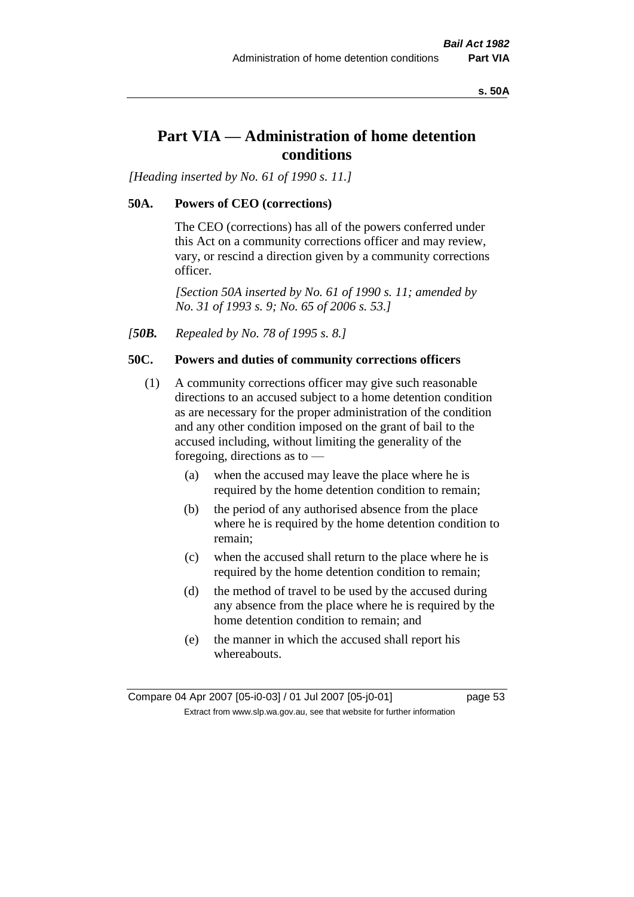# Part VIA — Administration of home detention conditions

*[Heading inserted by No. 61 of 1990 s. 11.]*

### 50A. Powers of CEO (corrections)

The CEO (corrections) has all of the powers conferred under this Act on a community corrections officer and may review, vary, or rescind a direction given by a community corrections officer.

*[Section 50A inserted by No. 61 of 1990 s. 11; amended by No. 31 of 1993 s. 9; No. 65 of 2006 s. 53.]*

*[**50B.** Repealed by No. 78 of 1995 s. 8.]*

### 50C. Powers and duties of community corrections officers

(1) A community corrections officer may give such reasonable directions to an accused subject to a home detention condition as are necessary for the proper administration of the condition and any other condition imposed on the grant of bail to the accused including, without limiting the generality of the foregoing, directions as to —

- (a) when the accused may leave the place where he is required by the home detention condition to remain;
- (b) the period of any authorised absence from the place where he is required by the home detention condition to remain;
- (c) when the accused shall return to the place where he is required by the home detention condition to remain;
- (d) the method of travel to be used by the accused during any absence from the place where he is required by the home detention condition to remain; and
- (e) the manner in which the accused shall report his whereabouts.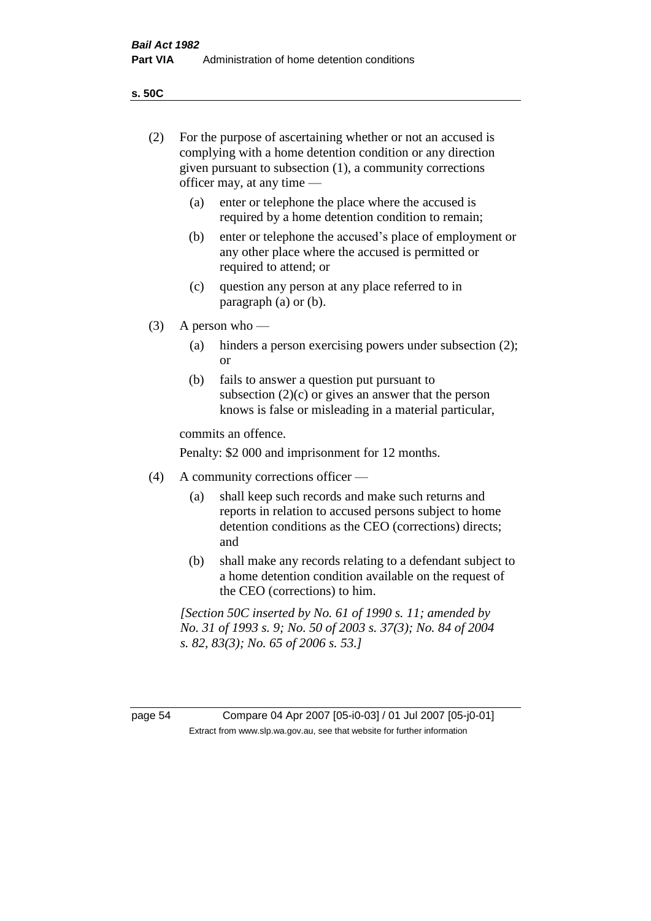(2) For the purpose of ascertaining whether or not an accused is complying with a home detention condition or any direction given pursuant to subsection (1), a community corrections officer may, at any time —

  (a) enter or telephone the place where the accused is required by a home detention condition to remain;

  (b) enter or telephone the accused's place of employment or any other place where the accused is permitted or required to attend; or

  (c) question any person at any place referred to in paragraph (a) or (b).

(3) A person who —

  (a) hinders a person exercising powers under subsection (2); or

  (b) fails to answer a question put pursuant to subsection (2)(c) or gives an answer that the person knows is false or misleading in a material particular,

commits an offence.

Penalty: $2 000 and imprisonment for 12 months.

(4) A community corrections officer —

  (a) shall keep such records and make such returns and reports in relation to accused persons subject to home detention conditions as the CEO (corrections) directs; and

  (b) shall make any records relating to a defendant subject to a home detention condition available on the request of the CEO (corrections) to him.

*[Section 50C inserted by No. 61 of 1990 s. 11; amended by No. 31 of 1993 s. 9; No. 50 of 2003 s. 37(3); No. 84 of 2004 s. 82, 83(3); No. 65 of 2006 s. 53.]*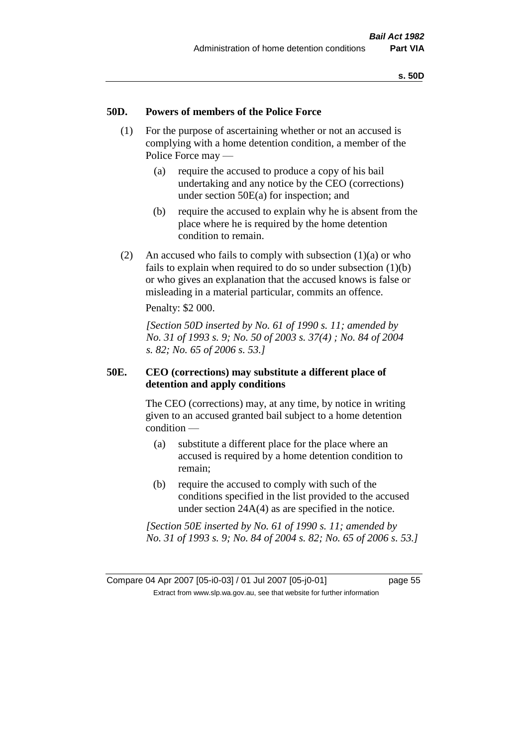### 50D. Powers of members of the Police Force

(1) For the purpose of ascertaining whether or not an accused is complying with a home detention condition, a member of the Police Force may —

(a) require the accused to produce a copy of his bail undertaking and any notice by the CEO (corrections) under section 50E(a) for inspection; and

(b) require the accused to explain why he is absent from the place where he is required by the home detention condition to remain.

(2) An accused who fails to comply with subsection (1)(a) or who fails to explain when required to do so under subsection (1)(b) or who gives an explanation that the accused knows is false or misleading in a material particular, commits an offence.

Penalty: $2 000.

*[Section 50D inserted by No. 61 of 1990 s. 11; amended by No. 31 of 1993 s. 9; No. 50 of 2003 s. 37(4) ; No. 84 of 2004 s. 82; No. 65 of 2006 s. 53.]*

### 50E. CEO (corrections) may substitute a different place of detention and apply conditions

The CEO (corrections) may, at any time, by notice in writing given to an accused granted bail subject to a home detention condition —

(a) substitute a different place for the place where an accused is required by a home detention condition to remain;

(b) require the accused to comply with such of the conditions specified in the list provided to the accused under section 24A(4) as are specified in the notice.

*[Section 50E inserted by No. 61 of 1990 s. 11; amended by No. 31 of 1993 s. 9; No. 84 of 2004 s. 82; No. 65 of 2006 s. 53.]*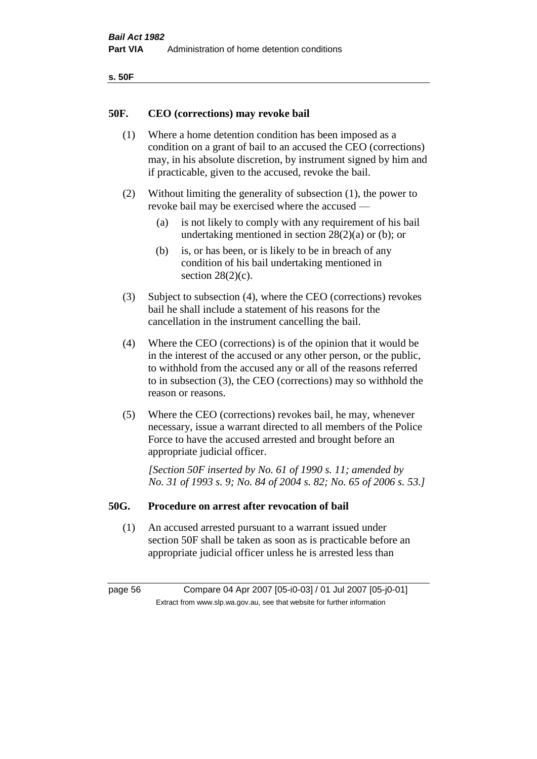## 50F. CEO (corrections) may revoke bail

(1) Where a home detention condition has been imposed as a condition on a grant of bail to an accused the CEO (corrections) may, in his absolute discretion, by instrument signed by him and if practicable, given to the accused, revoke the bail.

(2) Without limiting the generality of subsection (1), the power to revoke bail may be exercised where the accused —

(a) is not likely to comply with any requirement of his bail undertaking mentioned in section 28(2)(a) or (b); or

(b) is, or has been, or is likely to be in breach of any condition of his bail undertaking mentioned in section 28(2)(c).

(3) Subject to subsection (4), where the CEO (corrections) revokes bail he shall include a statement of his reasons for the cancellation in the instrument cancelling the bail.

(4) Where the CEO (corrections) is of the opinion that it would be in the interest of the accused or any other person, or the public, to withhold from the accused any or all of the reasons referred to in subsection (3), the CEO (corrections) may so withhold the reason or reasons.

(5) Where the CEO (corrections) revokes bail, he may, whenever necessary, issue a warrant directed to all members of the Police Force to have the accused arrested and brought before an appropriate judicial officer.

*[Section 50F inserted by No. 61 of 1990 s. 11; amended by No. 31 of 1993 s. 9; No. 84 of 2004 s. 82; No. 65 of 2006 s. 53.]*

## 50G. Procedure on arrest after revocation of bail

(1) An accused arrested pursuant to a warrant issued under section 50F shall be taken as soon as is practicable before an appropriate judicial officer unless he is arrested less than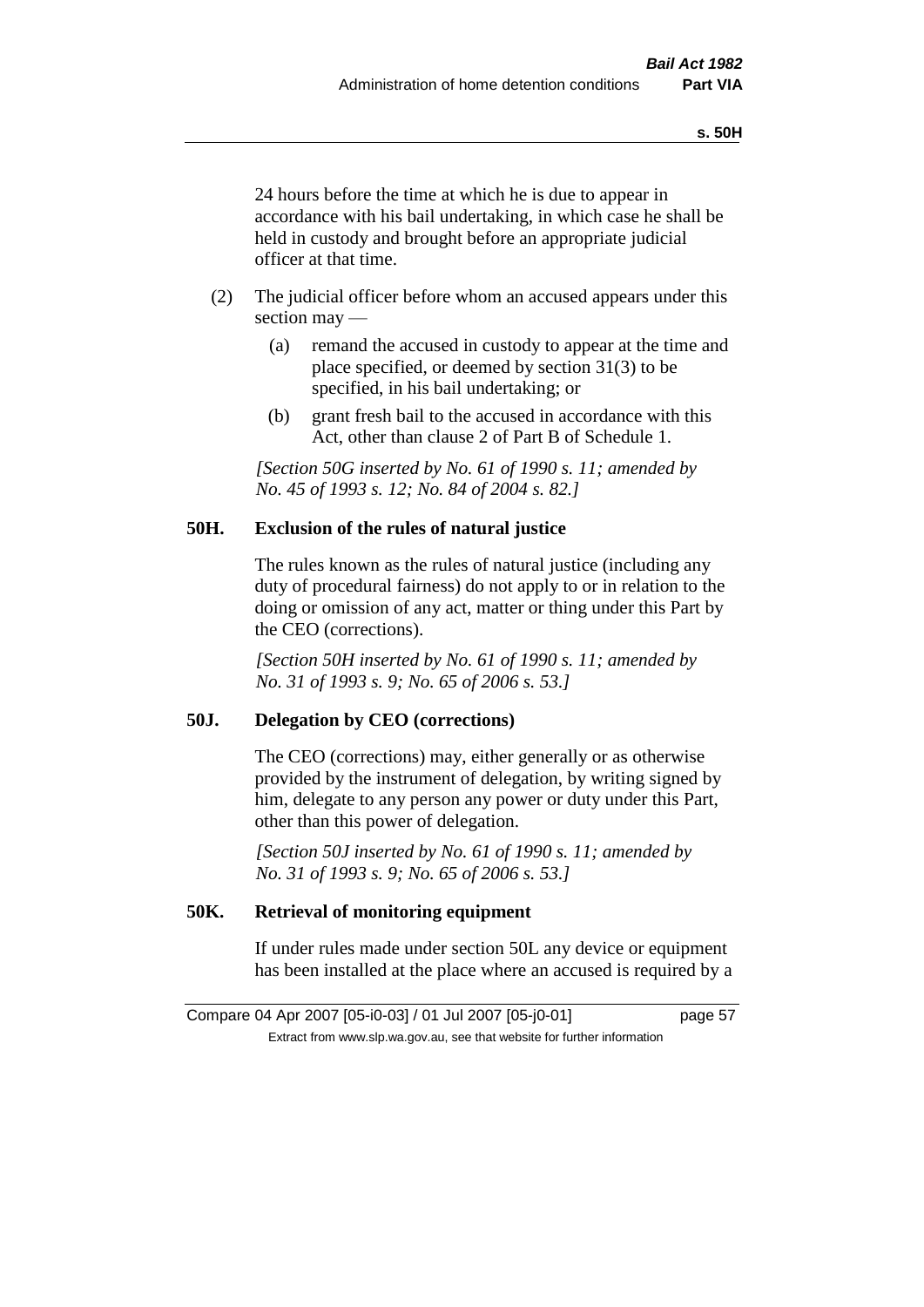24 hours before the time at which he is due to appear in accordance with his bail undertaking, in which case he shall be held in custody and brought before an appropriate judicial officer at that time.

(2) The judicial officer before whom an accused appears under this section may —

(a) remand the accused in custody to appear at the time and place specified, or deemed by section 31(3) to be specified, in his bail undertaking; or

(b) grant fresh bail to the accused in accordance with this Act, other than clause 2 of Part B of Schedule 1.

*[Section 50G inserted by No. 61 of 1990 s. 11; amended by No. 45 of 1993 s. 12; No. 84 of 2004 s. 82.]*

### 50H. Exclusion of the rules of natural justice

The rules known as the rules of natural justice (including any duty of procedural fairness) do not apply to or in relation to the doing or omission of any act, matter or thing under this Part by the CEO (corrections).

*[Section 50H inserted by No. 61 of 1990 s. 11; amended by No. 31 of 1993 s. 9; No. 65 of 2006 s. 53.]*

### 50J. Delegation by CEO (corrections)

The CEO (corrections) may, either generally or as otherwise provided by the instrument of delegation, by writing signed by him, delegate to any person any power or duty under this Part, other than this power of delegation.

*[Section 50J inserted by No. 61 of 1990 s. 11; amended by No. 31 of 1993 s. 9; No. 65 of 2006 s. 53.]*

### 50K. Retrieval of monitoring equipment

If under rules made under section 50L any device or equipment has been installed at the place where an accused is required by a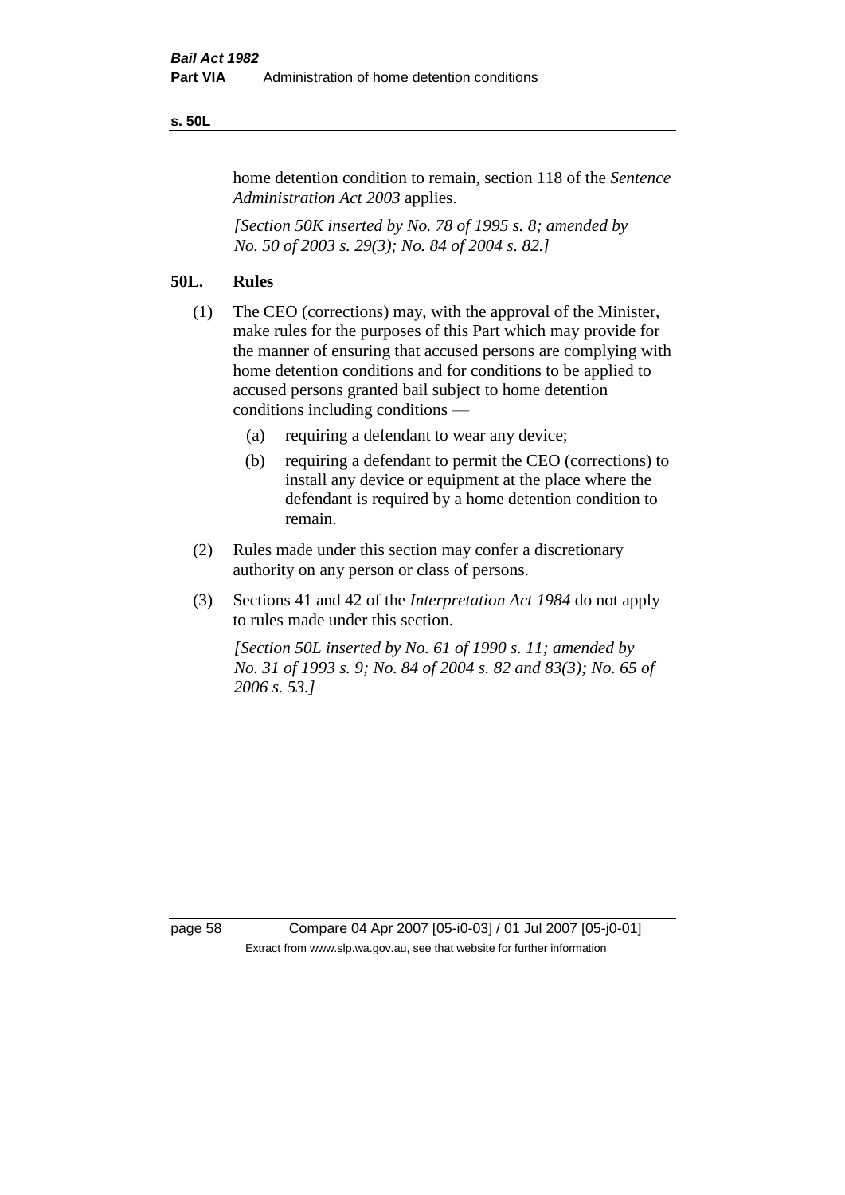home detention condition to remain, section 118 of the *Sentence Administration Act 2003* applies.

*[Section 50K inserted by No. 78 of 1995 s. 8; amended by No. 50 of 2003 s. 29(3); No. 84 of 2004 s. 82.]*

## 50L. Rules

(1) The CEO (corrections) may, with the approval of the Minister, make rules for the purposes of this Part which may provide for the manner of ensuring that accused persons are complying with home detention conditions and for conditions to be applied to accused persons granted bail subject to home detention conditions including conditions —

  (a) requiring a defendant to wear any device;

  (b) requiring a defendant to permit the CEO (corrections) to install any device or equipment at the place where the defendant is required by a home detention condition to remain.

(2) Rules made under this section may confer a discretionary authority on any person or class of persons.

(3) Sections 41 and 42 of the *Interpretation Act 1984* do not apply to rules made under this section.

*[Section 50L inserted by No. 61 of 1990 s. 11; amended by No. 31 of 1993 s. 9; No. 84 of 2004 s. 82 and 83(3); No. 65 of 2006 s. 53.]*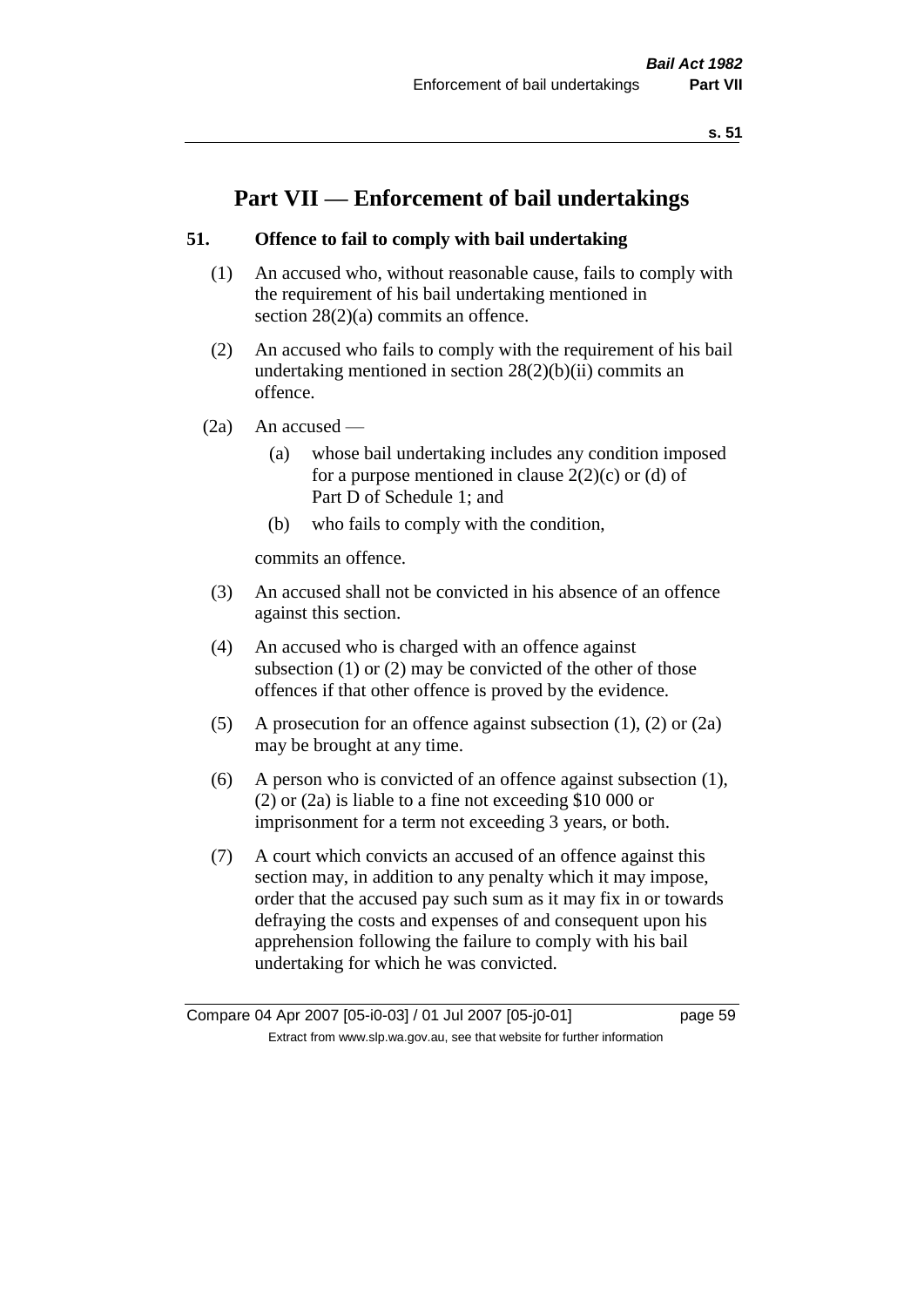# Part VII — Enforcement of bail undertakings

### 51. Offence to fail to comply with bail undertaking

(1) An accused who, without reasonable cause, fails to comply with the requirement of his bail undertaking mentioned in section 28(2)(a) commits an offence.

(2) An accused who fails to comply with the requirement of his bail undertaking mentioned in section 28(2)(b)(ii) commits an offence.

(2a) An accused —

(a) whose bail undertaking includes any condition imposed for a purpose mentioned in clause 2(2)(c) or (d) of Part D of Schedule 1; and

(b) who fails to comply with the condition,

commits an offence.

(3) An accused shall not be convicted in his absence of an offence against this section.

(4) An accused who is charged with an offence against subsection (1) or (2) may be convicted of the other of those offences if that other offence is proved by the evidence.

(5) A prosecution for an offence against subsection (1), (2) or (2a) may be brought at any time.

(6) A person who is convicted of an offence against subsection (1), (2) or (2a) is liable to a fine not exceeding $10 000 or imprisonment for a term not exceeding 3 years, or both.

(7) A court which convicts an accused of an offence against this section may, in addition to any penalty which it may impose, order that the accused pay such sum as it may fix in or towards defraying the costs and expenses of and consequent upon his apprehension following the failure to comply with his bail undertaking for which he was convicted.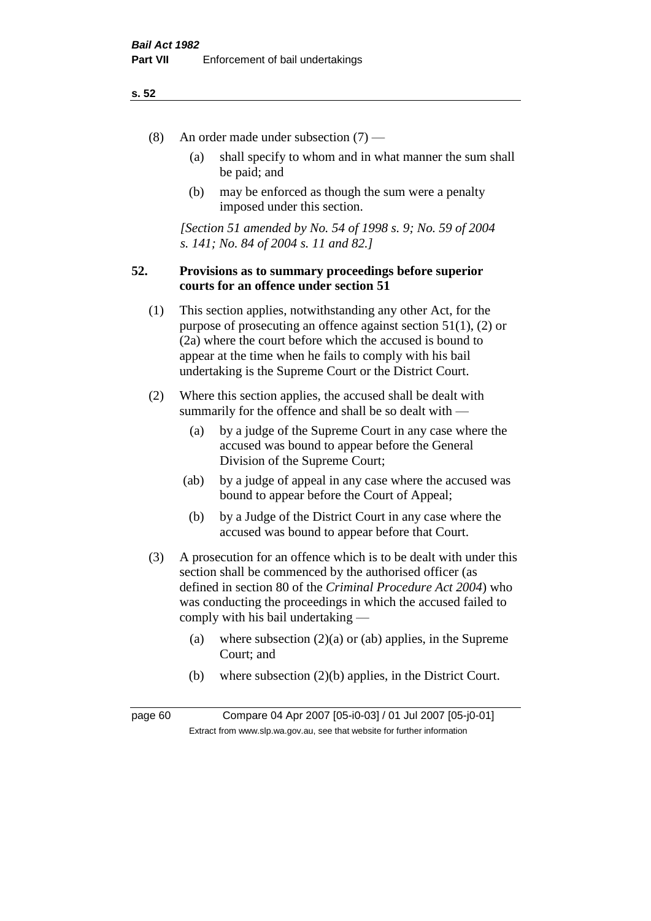(8) An order made under subsection (7) —

(a) shall specify to whom and in what manner the sum shall be paid; and

(b) may be enforced as though the sum were a penalty imposed under this section.

*[Section 51 amended by No. 54 of 1998 s. 9; No. 59 of 2004 s. 141; No. 84 of 2004 s. 11 and 82.]*

## 52. Provisions as to summary proceedings before superior courts for an offence under section 51

(1) This section applies, notwithstanding any other Act, for the purpose of prosecuting an offence against section 51(1), (2) or (2a) where the court before which the accused is bound to appear at the time when he fails to comply with his bail undertaking is the Supreme Court or the District Court.

(2) Where this section applies, the accused shall be dealt with summarily for the offence and shall be so dealt with —

(a) by a judge of the Supreme Court in any case where the accused was bound to appear before the General Division of the Supreme Court;

(ab) by a judge of appeal in any case where the accused was bound to appear before the Court of Appeal;

(b) by a Judge of the District Court in any case where the accused was bound to appear before that Court.

(3) A prosecution for an offence which is to be dealt with under this section shall be commenced by the authorised officer (as defined in section 80 of the *Criminal Procedure Act 2004*) who was conducting the proceedings in which the accused failed to comply with his bail undertaking —

(a) where subsection (2)(a) or (ab) applies, in the Supreme Court; and

(b) where subsection (2)(b) applies, in the District Court.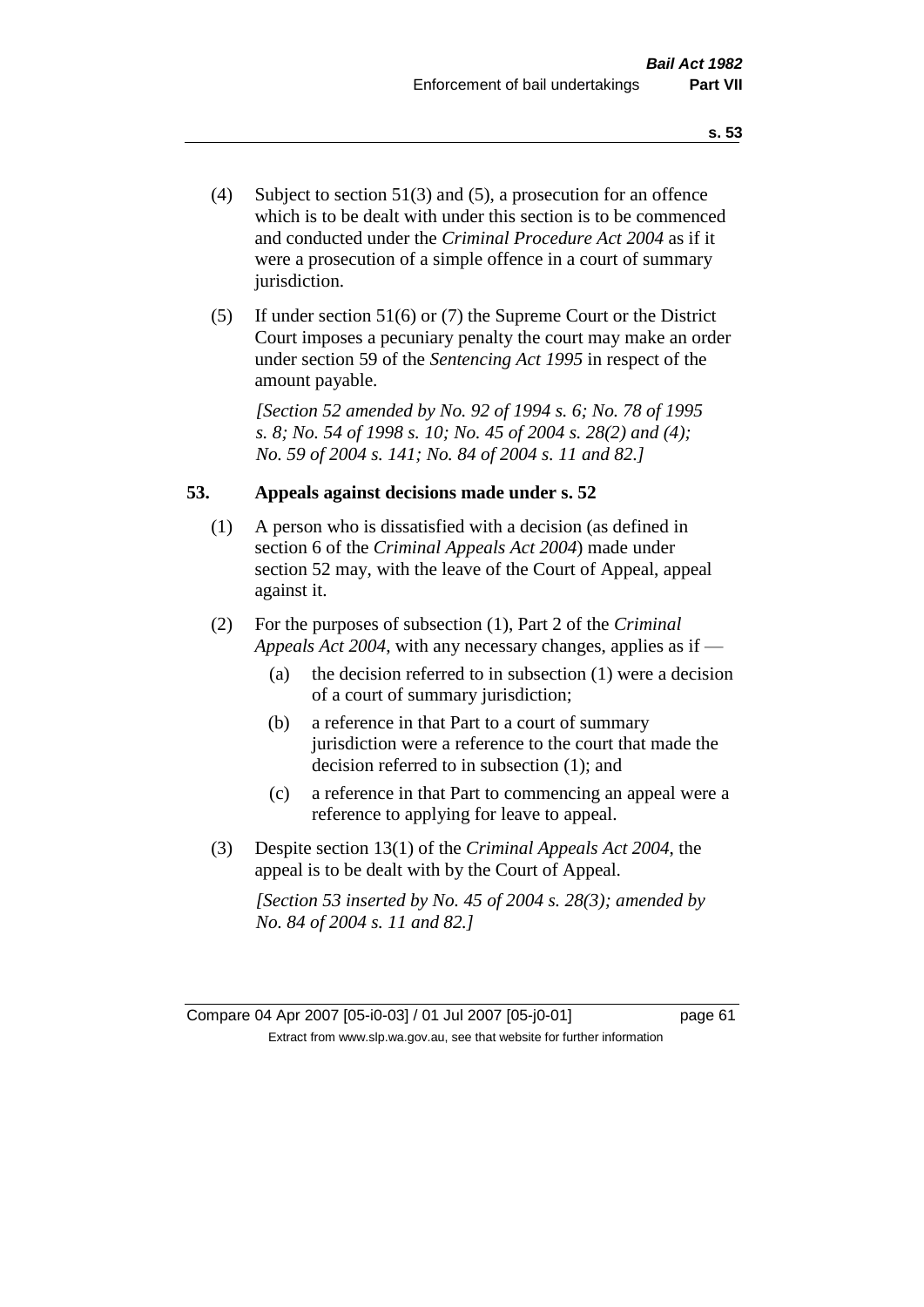(4) Subject to section 51(3) and (5), a prosecution for an offence which is to be dealt with under this section is to be commenced and conducted under the *Criminal Procedure Act 2004* as if it were a prosecution of a simple offence in a court of summary jurisdiction.

(5) If under section 51(6) or (7) the Supreme Court or the District Court imposes a pecuniary penalty the court may make an order under section 59 of the *Sentencing Act 1995* in respect of the amount payable.

*[Section 52 amended by No. 92 of 1994 s. 6; No. 78 of 1995 s. 8; No. 54 of 1998 s. 10; No. 45 of 2004 s. 28(2) and (4); No. 59 of 2004 s. 141; No. 84 of 2004 s. 11 and 82.]*

### 53. Appeals against decisions made under s. 52

(1) A person who is dissatisfied with a decision (as defined in section 6 of the *Criminal Appeals Act 2004*) made under section 52 may, with the leave of the Court of Appeal, appeal against it.

(2) For the purposes of subsection (1), Part 2 of the *Criminal Appeals Act 2004*, with any necessary changes, applies as if —

- (a) the decision referred to in subsection (1) were a decision of a court of summary jurisdiction;
- (b) a reference in that Part to a court of summary jurisdiction were a reference to the court that made the decision referred to in subsection (1); and
- (c) a reference in that Part to commencing an appeal were a reference to applying for leave to appeal.

(3) Despite section 13(1) of the *Criminal Appeals Act 2004*, the appeal is to be dealt with by the Court of Appeal.

*[Section 53 inserted by No. 45 of 2004 s. 28(3); amended by No. 84 of 2004 s. 11 and 82.]*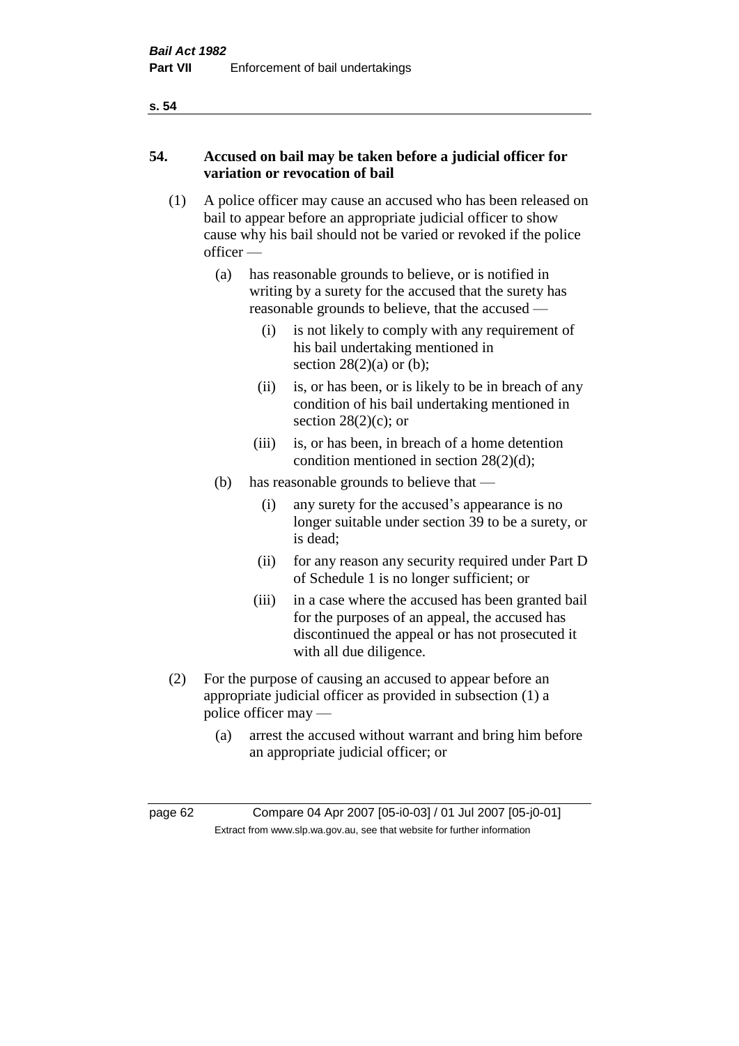**54. Accused on bail may be taken before a judicial officer for variation or revocation of bail**

(1) A police officer may cause an accused who has been released on bail to appear before an appropriate judicial officer to show cause why his bail should not be varied or revoked if the police officer —

- (a) has reasonable grounds to believe, or is notified in writing by a surety for the accused that the surety has reasonable grounds to believe, that the accused —
  - (i) is not likely to comply with any requirement of his bail undertaking mentioned in section 28(2)(a) or (b);
  - (ii) is, or has been, or is likely to be in breach of any condition of his bail undertaking mentioned in section 28(2)(c); or
  - (iii) is, or has been, in breach of a home detention condition mentioned in section 28(2)(d);
- (b) has reasonable grounds to believe that —
  - (i) any surety for the accused's appearance is no longer suitable under section 39 to be a surety, or is dead;
  - (ii) for any reason any security required under Part D of Schedule 1 is no longer sufficient; or
  - (iii) in a case where the accused has been granted bail for the purposes of an appeal, the accused has discontinued the appeal or has not prosecuted it with all due diligence.

(2) For the purpose of causing an accused to appear before an appropriate judicial officer as provided in subsection (1) a police officer may —

- (a) arrest the accused without warrant and bring him before an appropriate judicial officer; or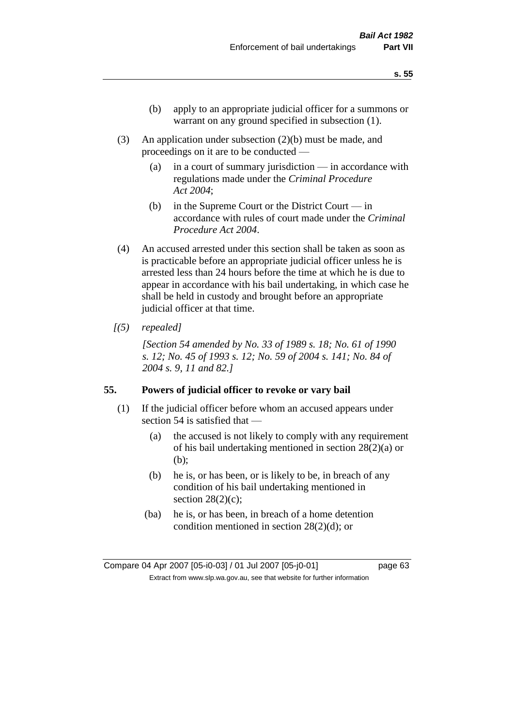(b) apply to an appropriate judicial officer for a summons or warrant on any ground specified in subsection (1).

(3) An application under subsection (2)(b) must be made, and proceedings on it are to be conducted —

(a) in a court of summary jurisdiction — in accordance with regulations made under the *Criminal Procedure Act 2004*;

(b) in the Supreme Court or the District Court — in accordance with rules of court made under the *Criminal Procedure Act 2004*.

(4) An accused arrested under this section shall be taken as soon as is practicable before an appropriate judicial officer unless he is arrested less than 24 hours before the time at which he is due to appear in accordance with his bail undertaking, in which case he shall be held in custody and brought before an appropriate judicial officer at that time.

*[(5) repealed]*

*[Section 54 amended by No. 33 of 1989 s. 18; No. 61 of 1990 s. 12; No. 45 of 1993 s. 12; No. 59 of 2004 s. 141; No. 84 of 2004 s. 9, 11 and 82.]*

### 55. Powers of judicial officer to revoke or vary bail

(1) If the judicial officer before whom an accused appears under section 54 is satisfied that —

(a) the accused is not likely to comply with any requirement of his bail undertaking mentioned in section 28(2)(a) or (b);

(b) he is, or has been, or is likely to be, in breach of any condition of his bail undertaking mentioned in section 28(2)(c);

(ba) he is, or has been, in breach of a home detention condition mentioned in section 28(2)(d); or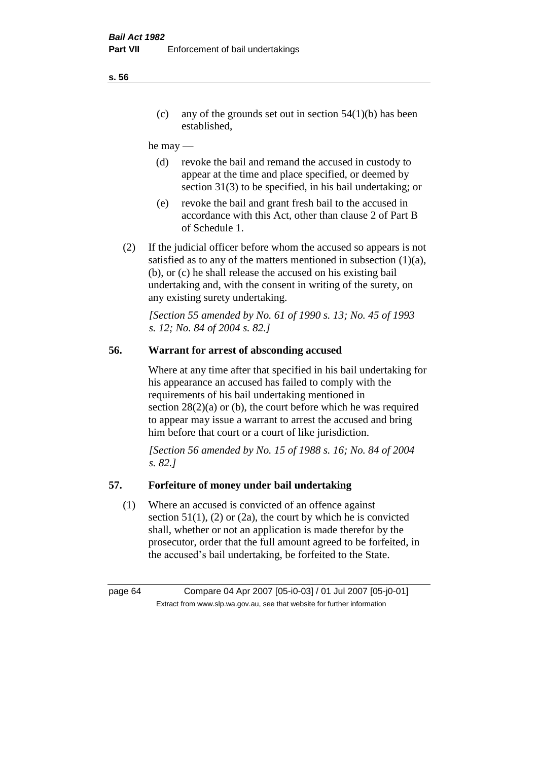(c) any of the grounds set out in section 54(1)(b) has been established,

he may —

(d) revoke the bail and remand the accused in custody to appear at the time and place specified, or deemed by section 31(3) to be specified, in his bail undertaking; or

(e) revoke the bail and grant fresh bail to the accused in accordance with this Act, other than clause 2 of Part B of Schedule 1.

(2) If the judicial officer before whom the accused so appears is not satisfied as to any of the matters mentioned in subsection (1)(a), (b), or (c) he shall release the accused on his existing bail undertaking and, with the consent in writing of the surety, on any existing surety undertaking.

*[Section 55 amended by No. 61 of 1990 s. 13; No. 45 of 1993 s. 12; No. 84 of 2004 s. 82.]*

## 56. Warrant for arrest of absconding accused

Where at any time after that specified in his bail undertaking for his appearance an accused has failed to comply with the requirements of his bail undertaking mentioned in section 28(2)(a) or (b), the court before which he was required to appear may issue a warrant to arrest the accused and bring him before that court or a court of like jurisdiction.

*[Section 56 amended by No. 15 of 1988 s. 16; No. 84 of 2004 s. 82.]*

## 57. Forfeiture of money under bail undertaking

(1) Where an accused is convicted of an offence against section 51(1), (2) or (2a), the court by which he is convicted shall, whether or not an application is made therefor by the prosecutor, order that the full amount agreed to be forfeited, in the accused's bail undertaking, be forfeited to the State.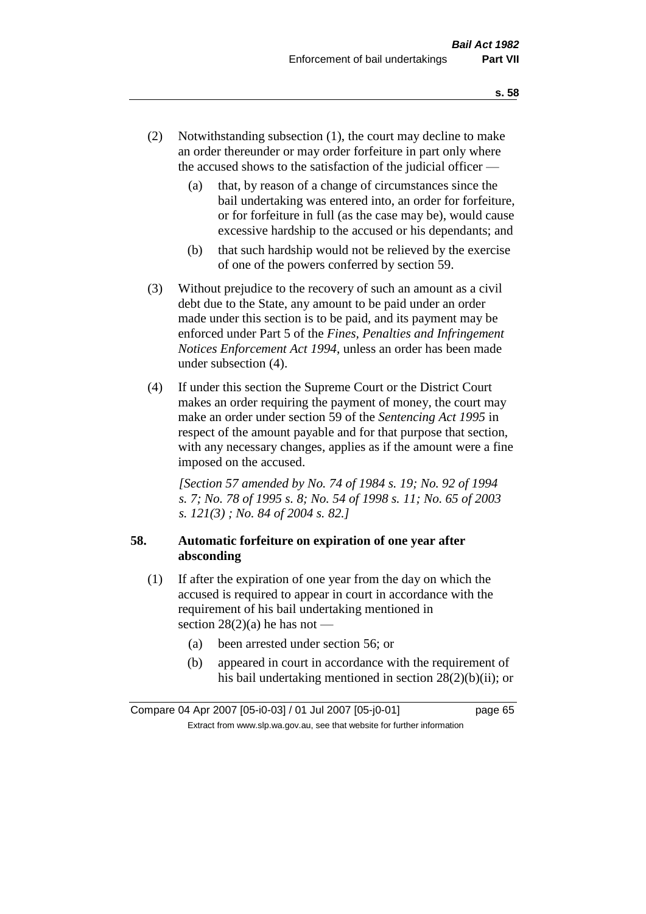(2) Notwithstanding subsection (1), the court may decline to make an order thereunder or may order forfeiture in part only where the accused shows to the satisfaction of the judicial officer —

(a) that, by reason of a change of circumstances since the bail undertaking was entered into, an order for forfeiture, or for forfeiture in full (as the case may be), would cause excessive hardship to the accused or his dependants; and

(b) that such hardship would not be relieved by the exercise of one of the powers conferred by section 59.

(3) Without prejudice to the recovery of such an amount as a civil debt due to the State, any amount to be paid under an order made under this section is to be paid, and its payment may be enforced under Part 5 of the *Fines, Penalties and Infringement Notices Enforcement Act 1994*, unless an order has been made under subsection (4).

(4) If under this section the Supreme Court or the District Court makes an order requiring the payment of money, the court may make an order under section 59 of the *Sentencing Act 1995* in respect of the amount payable and for that purpose that section, with any necessary changes, applies as if the amount were a fine imposed on the accused.

*[Section 57 amended by No. 74 of 1984 s. 19; No. 92 of 1994 s. 7; No. 78 of 1995 s. 8; No. 54 of 1998 s. 11; No. 65 of 2003 s. 121(3) ; No. 84 of 2004 s. 82.]*

**58. Automatic forfeiture on expiration of one year after absconding**

(1) If after the expiration of one year from the day on which the accused is required to appear in court in accordance with the requirement of his bail undertaking mentioned in section 28(2)(a) he has not —

(a) been arrested under section 56; or

(b) appeared in court in accordance with the requirement of his bail undertaking mentioned in section 28(2)(b)(ii); or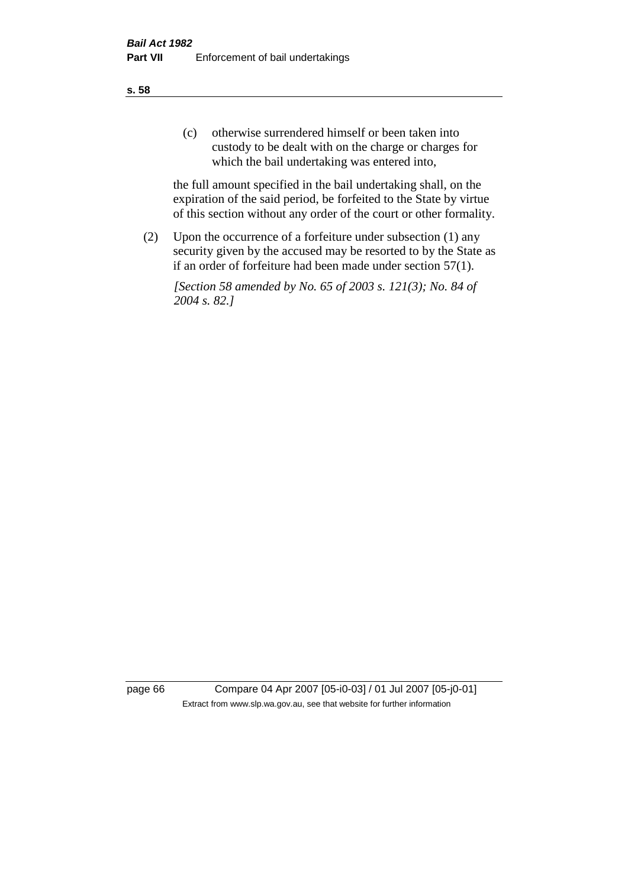(c) otherwise surrendered himself or been taken into custody to be dealt with on the charge or charges for which the bail undertaking was entered into,

the full amount specified in the bail undertaking shall, on the expiration of the said period, be forfeited to the State by virtue of this section without any order of the court or other formality.

(2) Upon the occurrence of a forfeiture under subsection (1) any security given by the accused may be resorted to by the State as if an order of forfeiture had been made under section 57(1).

*[Section 58 amended by No. 65 of 2003 s. 121(3); No. 84 of 2004 s. 82.]*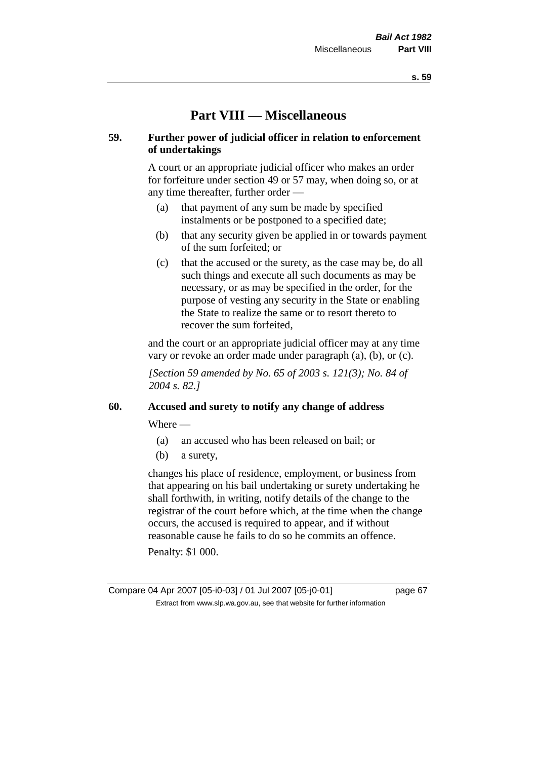# Part VIII — Miscellaneous

## 59. Further power of judicial officer in relation to enforcement of undertakings

A court or an appropriate judicial officer who makes an order for forfeiture under section 49 or 57 may, when doing so, or at any time thereafter, further order —

- (a) that payment of any sum be made by specified instalments or be postponed to a specified date;
- (b) that any security given be applied in or towards payment of the sum forfeited; or
- (c) that the accused or the surety, as the case may be, do all such things and execute all such documents as may be necessary, or as may be specified in the order, for the purpose of vesting any security in the State or enabling the State to realize the same or to resort thereto to recover the sum forfeited,

and the court or an appropriate judicial officer may at any time vary or revoke an order made under paragraph (a), (b), or (c).

*[Section 59 amended by No. 65 of 2003 s. 121(3); No. 84 of 2004 s. 82.]*

## 60. Accused and surety to notify any change of address

Where —

- (a) an accused who has been released on bail; or
- (b) a surety,

changes his place of residence, employment, or business from that appearing on his bail undertaking or surety undertaking he shall forthwith, in writing, notify details of the change to the registrar of the court before which, at the time when the change occurs, the accused is required to appear, and if without reasonable cause he fails to do so he commits an offence.

Penalty: $1 000.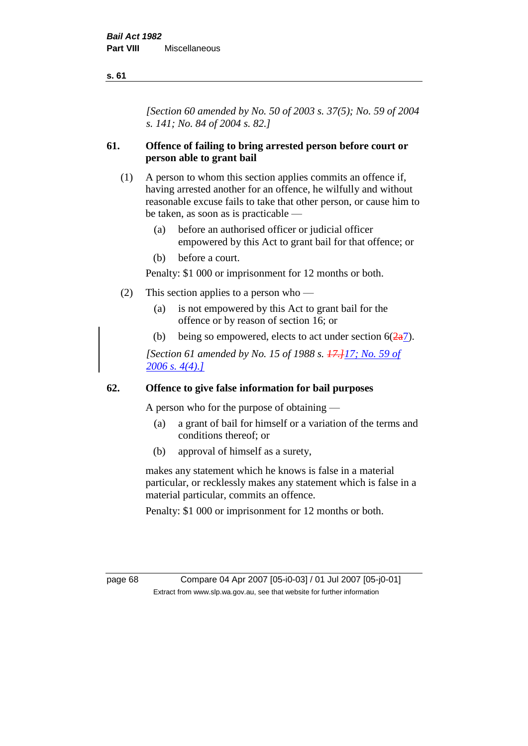*[Section 60 amended by No. 50 of 2003 s. 37(5); No. 59 of 2004 s. 141; No. 84 of 2004 s. 82.]*

## 61. Offence of failing to bring arrested person before court or person able to grant bail

(1) A person to whom this section applies commits an offence if, having arrested another for an offence, he wilfully and without reasonable excuse fails to take that other person, or cause him to be taken, as soon as is practicable —

(a) before an authorised officer or judicial officer empowered by this Act to grant bail for that offence; or

(b) before a court.

Penalty: $1 000 or imprisonment for 12 months or both.

(2) This section applies to a person who —

(a) is not empowered by this Act to grant bail for the offence or by reason of section 16; or

(b) being so empowered, elects to act under section 6(~~2a~~7).

*[Section 61 amended by No. 15 of 1988 s. ~~17.]~~17; No. 59 of 2006 s. 4(4).]*

## 62. Offence to give false information for bail purposes

A person who for the purpose of obtaining —

(a) a grant of bail for himself or a variation of the terms and conditions thereof; or

(b) approval of himself as a surety,

makes any statement which he knows is false in a material particular, or recklessly makes any statement which is false in a material particular, commits an offence.

Penalty: $1 000 or imprisonment for 12 months or both.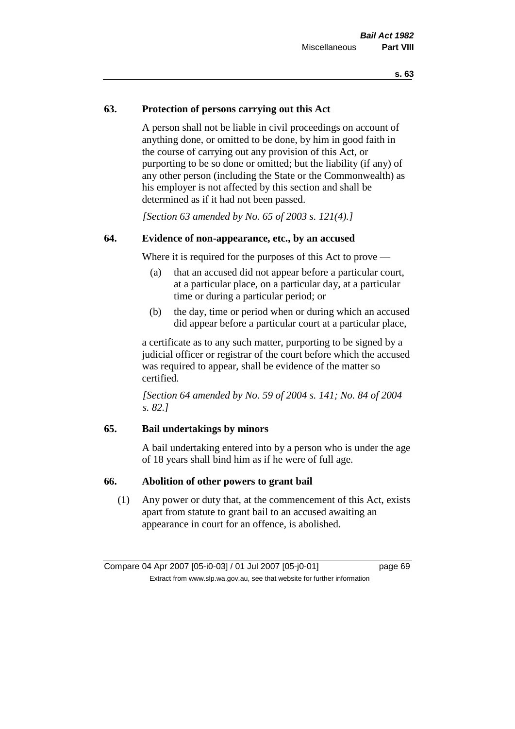### 63. Protection of persons carrying out this Act

A person shall not be liable in civil proceedings on account of anything done, or omitted to be done, by him in good faith in the course of carrying out any provision of this Act, or purporting to be so done or omitted; but the liability (if any) of any other person (including the State or the Commonwealth) as his employer is not affected by this section and shall be determined as if it had not been passed.

*[Section 63 amended by No. 65 of 2003 s. 121(4).]*

### 64. Evidence of non-appearance, etc., by an accused

Where it is required for the purposes of this Act to prove —

- (a) that an accused did not appear before a particular court, at a particular place, on a particular day, at a particular time or during a particular period; or
- (b) the day, time or period when or during which an accused did appear before a particular court at a particular place,

a certificate as to any such matter, purporting to be signed by a judicial officer or registrar of the court before which the accused was required to appear, shall be evidence of the matter so certified.

*[Section 64 amended by No. 59 of 2004 s. 141; No. 84 of 2004 s. 82.]*

### 65. Bail undertakings by minors

A bail undertaking entered into by a person who is under the age of 18 years shall bind him as if he were of full age.

### 66. Abolition of other powers to grant bail

(1) Any power or duty that, at the commencement of this Act, exists apart from statute to grant bail to an accused awaiting an appearance in court for an offence, is abolished.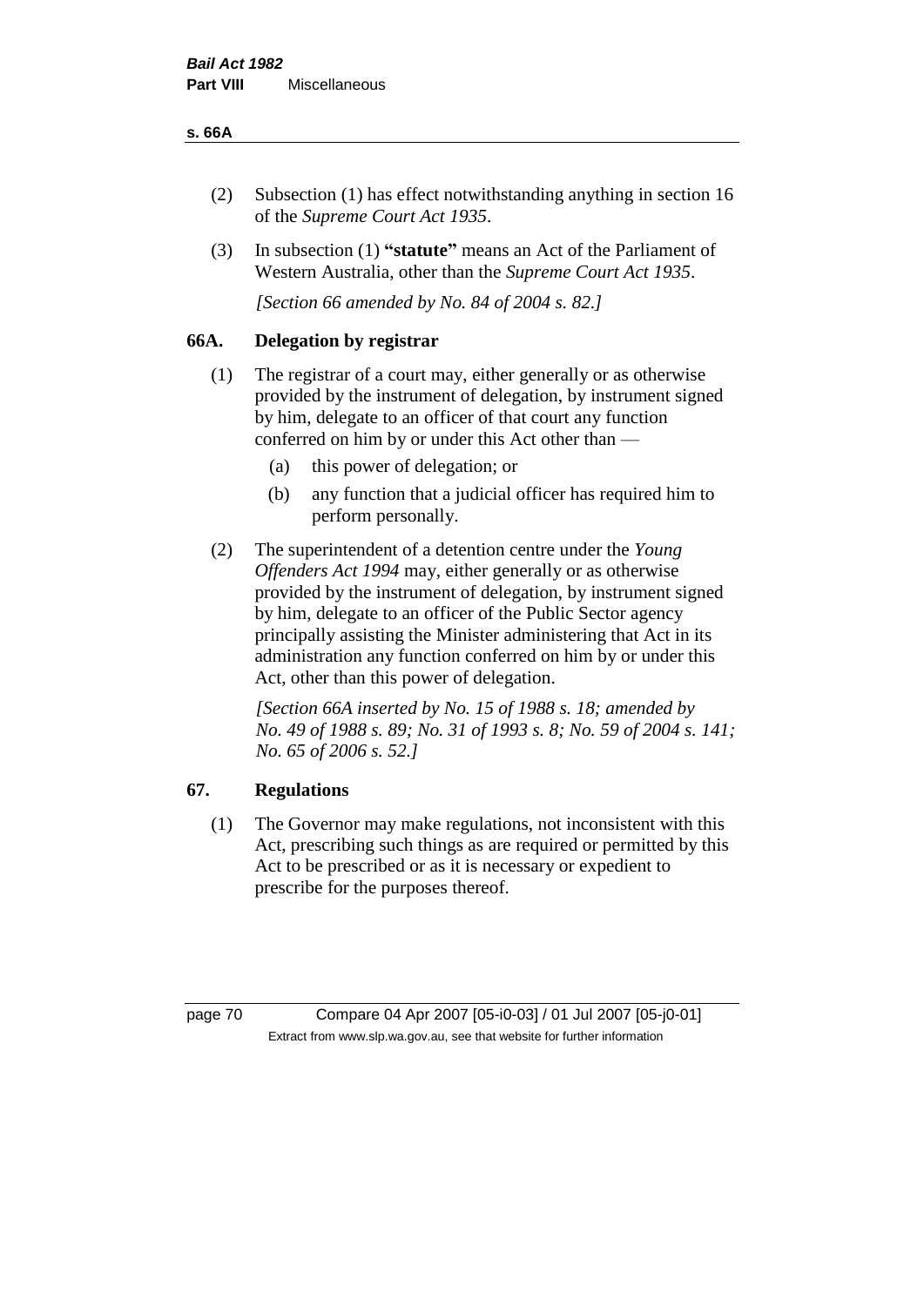(2) Subsection (1) has effect notwithstanding anything in section 16 of the *Supreme Court Act 1935*.

(3) In subsection (1) **"statute"** means an Act of the Parliament of Western Australia, other than the *Supreme Court Act 1935*.

*[Section 66 amended by No. 84 of 2004 s. 82.]*

## 66A. Delegation by registrar

(1) The registrar of a court may, either generally or as otherwise provided by the instrument of delegation, by instrument signed by him, delegate to an officer of that court any function conferred on him by or under this Act other than —

- (a) this power of delegation; or
- (b) any function that a judicial officer has required him to perform personally.

(2) The superintendent of a detention centre under the *Young Offenders Act 1994* may, either generally or as otherwise provided by the instrument of delegation, by instrument signed by him, delegate to an officer of the Public Sector agency principally assisting the Minister administering that Act in its administration any function conferred on him by or under this Act, other than this power of delegation.

*[Section 66A inserted by No. 15 of 1988 s. 18; amended by No. 49 of 1988 s. 89; No. 31 of 1993 s. 8; No. 59 of 2004 s. 141; No. 65 of 2006 s. 52.]*

## 67. Regulations

(1) The Governor may make regulations, not inconsistent with this Act, prescribing such things as are required or permitted by this Act to be prescribed or as it is necessary or expedient to prescribe for the purposes thereof.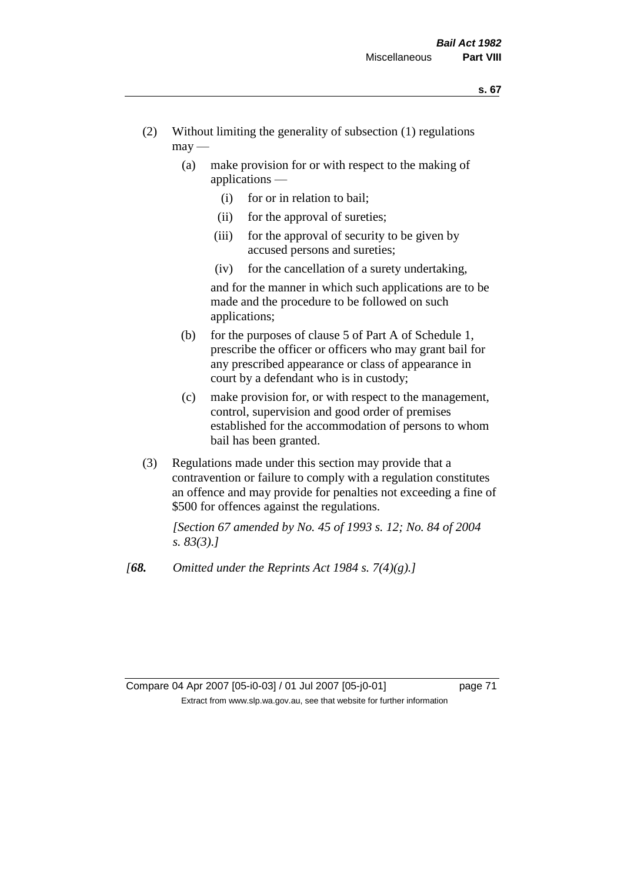(2) Without limiting the generality of subsection (1) regulations may —

(a) make provision for or with respect to the making of applications —

(i) for or in relation to bail;

(ii) for the approval of sureties;

(iii) for the approval of security to be given by accused persons and sureties;

(iv) for the cancellation of a surety undertaking,

and for the manner in which such applications are to be made and the procedure to be followed on such applications;

(b) for the purposes of clause 5 of Part A of Schedule 1, prescribe the officer or officers who may grant bail for any prescribed appearance or class of appearance in court by a defendant who is in custody;

(c) make provision for, or with respect to the management, control, supervision and good order of premises established for the accommodation of persons to whom bail has been granted.

(3) Regulations made under this section may provide that a contravention or failure to comply with a regulation constitutes an offence and may provide for penalties not exceeding a fine of $500 for offences against the regulations.

*[Section 67 amended by No. 45 of 1993 s. 12; No. 84 of 2004 s. 83(3).]*

*[**68.** Omitted under the Reprints Act 1984 s. 7(4)(g).]*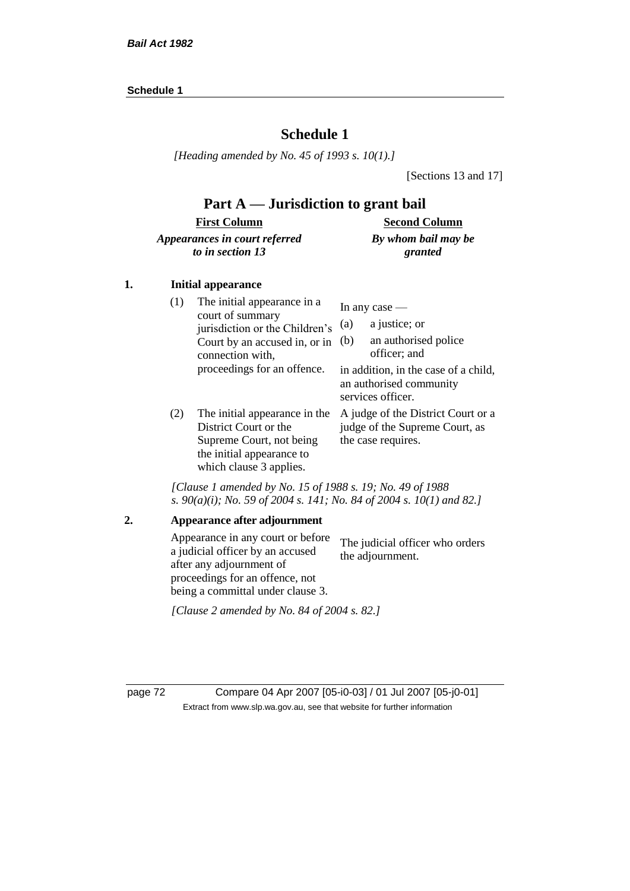# Schedule 1

*[Heading amended by No. 45 of 1993 s. 10(1).]*

[Sections 13 and 17]

## Part A — Jurisdiction to grant bail

| First Column<br>*Appearances in court referred to in section 13* | Second Column<br>*By whom bail may be granted* |
|---|---|

### 1. Initial appearance

| | |
|---|---|
| (1) The initial appearance in a court of summary jurisdiction or the Children's Court by an accused in, or in connection with, proceedings for an offence. | In any case —<br>(a) a justice; or<br>(b) an authorised police officer; and<br>in addition, in the case of a child, an authorised community services officer. |
| (2) The initial appearance in the District Court or the Supreme Court, not being the initial appearance to which clause 3 applies. | A judge of the District Court or a judge of the Supreme Court, as the case requires. |

*[Clause 1 amended by No. 15 of 1988 s. 19; No. 49 of 1988 s. 90(a)(i); No. 59 of 2004 s. 141; No. 84 of 2004 s. 10(1) and 82.]*

### 2. Appearance after adjournment

| | |
|---|---|
| Appearance in any court or before a judicial officer by an accused after any adjournment of proceedings for an offence, not being a committal under clause 3. | The judicial officer who orders the adjournment. |

*[Clause 2 amended by No. 84 of 2004 s. 82.]*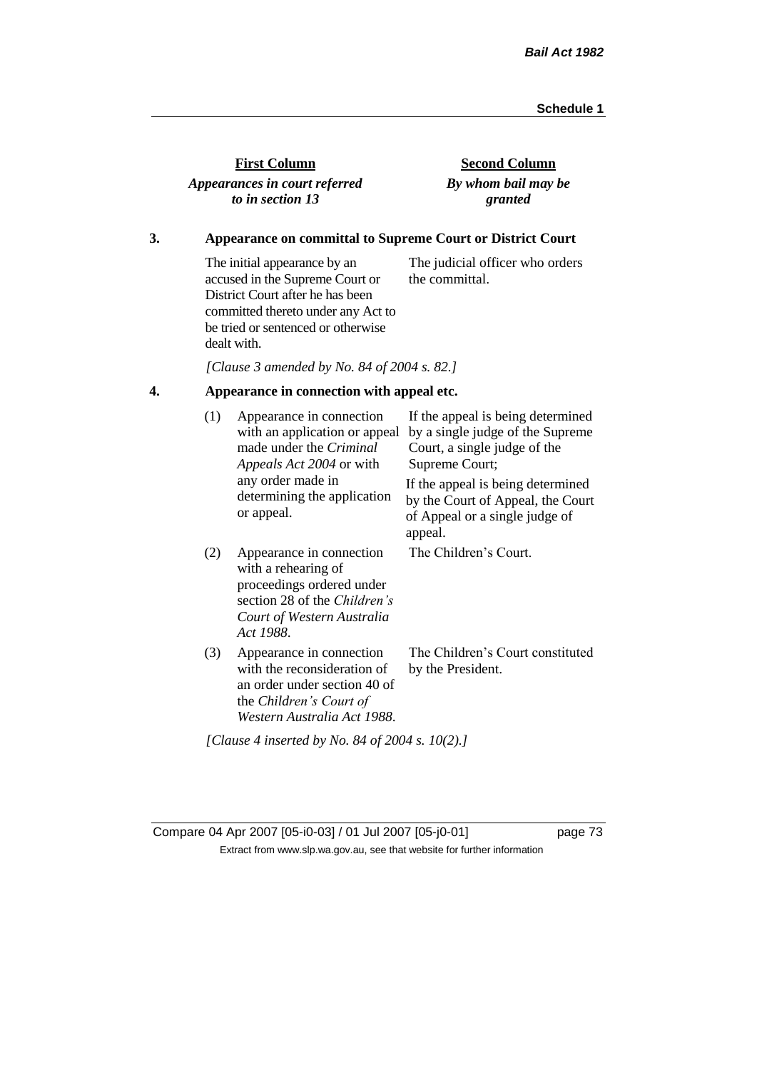| First Column | Second Column |
|---|---|
| ***Appearances in court referred to in section 13*** | ***By whom bail may be granted*** |

**3. Appearance on committal to Supreme Court or District Court**

| | |
|---|---|
| The initial appearance by an accused in the Supreme Court or District Court after he has been committed thereto under any Act to be tried or sentenced or otherwise dealt with. | The judicial officer who orders the committal. |

*[Clause 3 amended by No. 84 of 2004 s. 82.]*

**4. Appearance in connection with appeal etc.**

| | | |
|---|---|---|
| (1) | Appearance in connection with an application or appeal made under the *Criminal Appeals Act 2004* or with any order made in determining the application or appeal. | If the appeal is being determined by a single judge of the Supreme Court, a single judge of the Supreme Court;<br>If the appeal is being determined by the Court of Appeal, the Court of Appeal or a single judge of appeal. |
| (2) | Appearance in connection with a rehearing of proceedings ordered under section 28 of the *Children's Court of Western Australia Act 1988*. | The Children's Court. |
| (3) | Appearance in connection with the reconsideration of an order under section 40 of the *Children's Court of Western Australia Act 1988*. | The Children's Court constituted by the President. |

*[Clause 4 inserted by No. 84 of 2004 s. 10(2).]*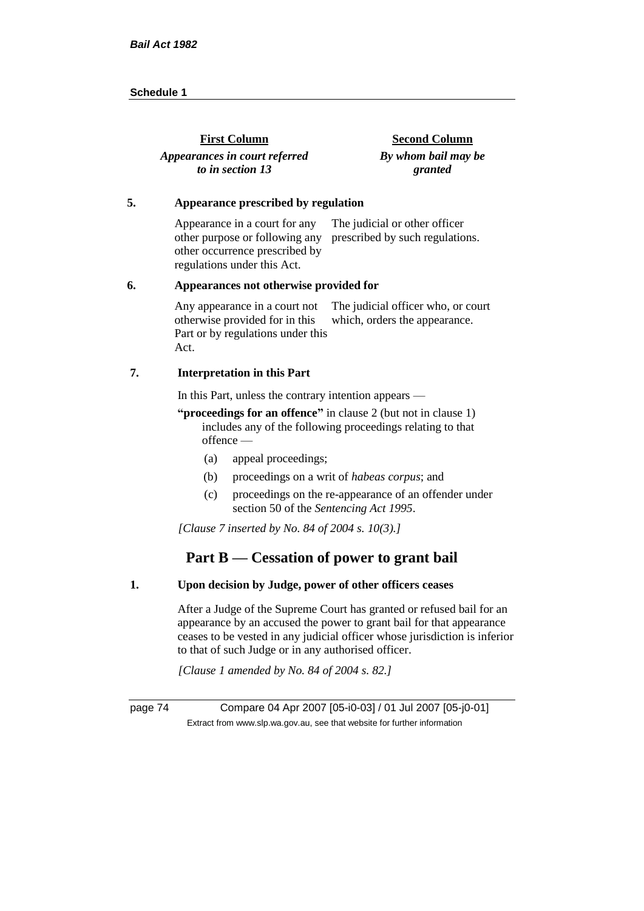| First Column | Second Column |
|---|---|
| ***Appearances in court referred to in section 13*** | ***By whom bail may be granted*** |

**5. Appearance prescribed by regulation**

| | |
|---|---|
| Appearance in a court for any other purpose or following any other occurrence prescribed by regulations under this Act. | The judicial or other officer prescribed by such regulations. |

**6. Appearances not otherwise provided for**

| | |
|---|---|
| Any appearance in a court not otherwise provided for in this Part or by regulations under this Act. | The judicial officer who, or court which, orders the appearance. |

**7. Interpretation in this Part**

In this Part, unless the contrary intention appears —

**"proceedings for an offence"** in clause 2 (but not in clause 1) includes any of the following proceedings relating to that offence —

(a) appeal proceedings;

(b) proceedings on a writ of *habeas corpus*; and

(c) proceedings on the re-appearance of an offender under section 50 of the *Sentencing Act 1995*.

*[Clause 7 inserted by No. 84 of 2004 s. 10(3).]*

## Part B — Cessation of power to grant bail

**1. Upon decision by Judge, power of other officers ceases**

After a Judge of the Supreme Court has granted or refused bail for an appearance by an accused the power to grant bail for that appearance ceases to be vested in any judicial officer whose jurisdiction is inferior to that of such Judge or in any authorised officer.

*[Clause 1 amended by No. 84 of 2004 s. 82.]*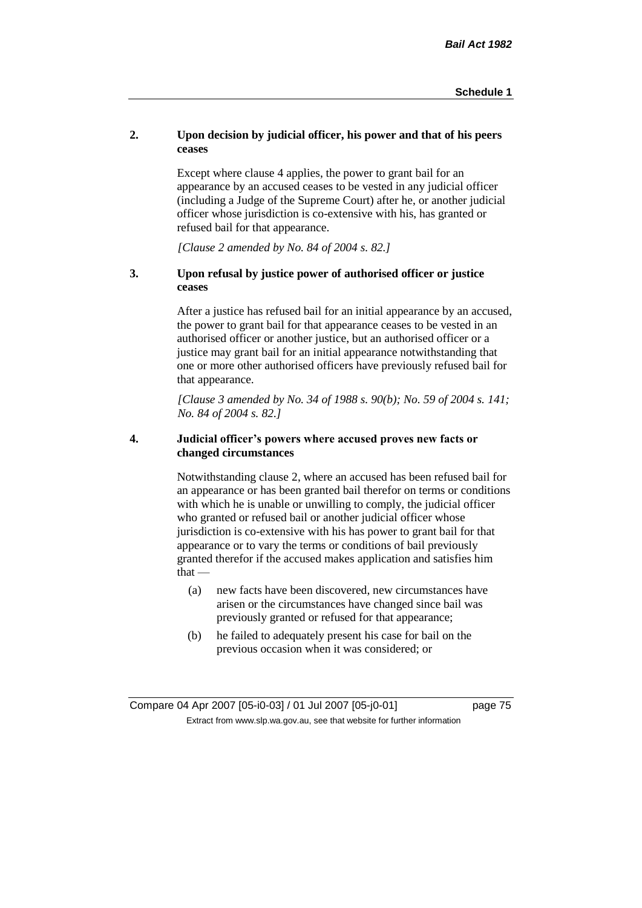## 2. Upon decision by judicial officer, his power and that of his peers ceases

Except where clause 4 applies, the power to grant bail for an appearance by an accused ceases to be vested in any judicial officer (including a Judge of the Supreme Court) after he, or another judicial officer whose jurisdiction is co-extensive with his, has granted or refused bail for that appearance.

*[Clause 2 amended by No. 84 of 2004 s. 82.]*

## 3. Upon refusal by justice power of authorised officer or justice ceases

After a justice has refused bail for an initial appearance by an accused, the power to grant bail for that appearance ceases to be vested in an authorised officer or another justice, but an authorised officer or a justice may grant bail for an initial appearance notwithstanding that one or more other authorised officers have previously refused bail for that appearance.

*[Clause 3 amended by No. 34 of 1988 s. 90(b); No. 59 of 2004 s. 141; No. 84 of 2004 s. 82.]*

## 4. Judicial officer's powers where accused proves new facts or changed circumstances

Notwithstanding clause 2, where an accused has been refused bail for an appearance or has been granted bail therefor on terms or conditions with which he is unable or unwilling to comply, the judicial officer who granted or refused bail or another judicial officer whose jurisdiction is co-extensive with his has power to grant bail for that appearance or to vary the terms or conditions of bail previously granted therefor if the accused makes application and satisfies him that —

(a) new facts have been discovered, new circumstances have arisen or the circumstances have changed since bail was previously granted or refused for that appearance;

(b) he failed to adequately present his case for bail on the previous occasion when it was considered; or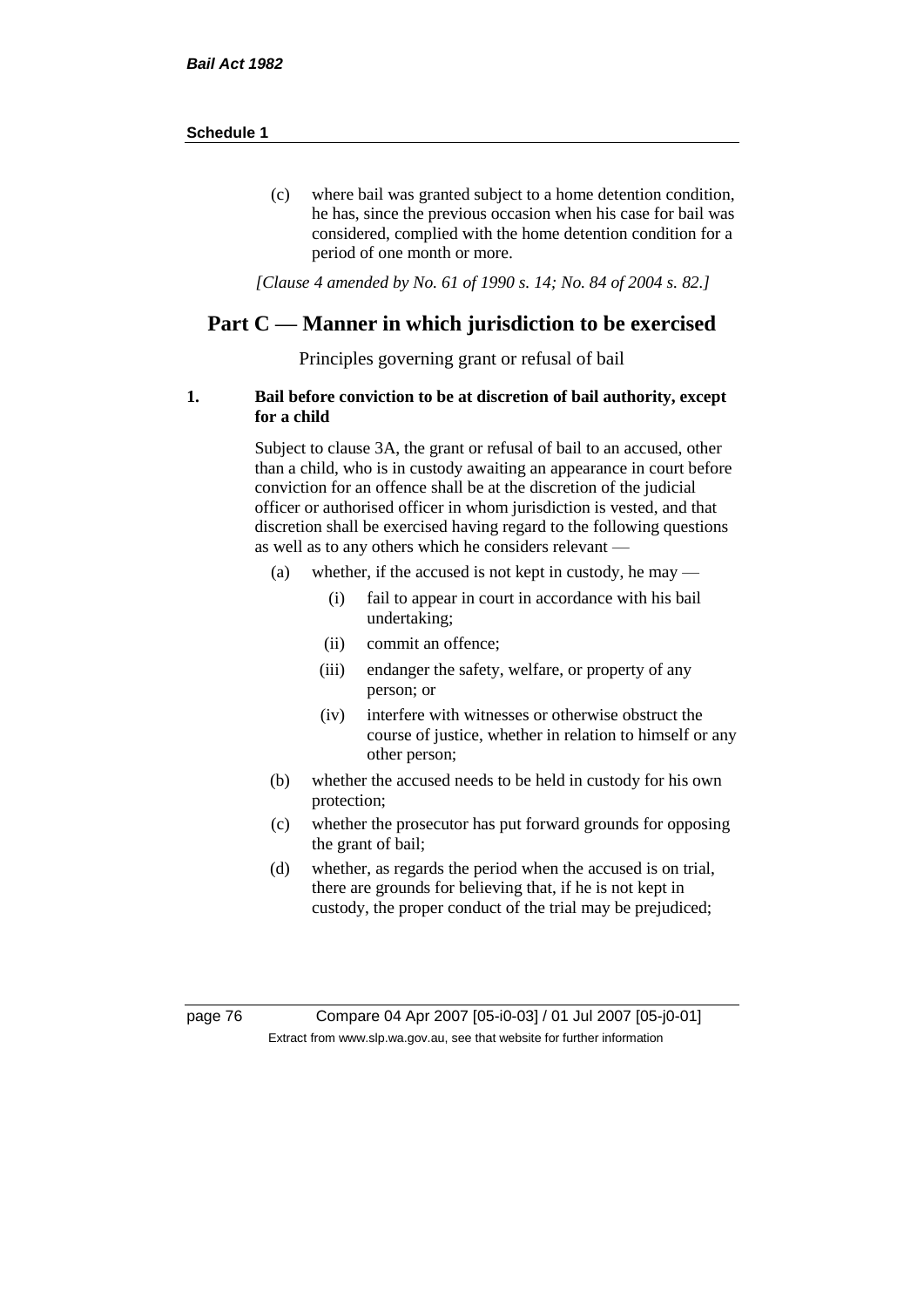(c) where bail was granted subject to a home detention condition, he has, since the previous occasion when his case for bail was considered, complied with the home detention condition for a period of one month or more.

*[Clause 4 amended by No. 61 of 1990 s. 14; No. 84 of 2004 s. 82.]*

## Part C — Manner in which jurisdiction to be exercised

Principles governing grant or refusal of bail

**1. Bail before conviction to be at discretion of bail authority, except for a child**

Subject to clause 3A, the grant or refusal of bail to an accused, other than a child, who is in custody awaiting an appearance in court before conviction for an offence shall be at the discretion of the judicial officer or authorised officer in whom jurisdiction is vested, and that discretion shall be exercised having regard to the following questions as well as to any others which he considers relevant —

(a) whether, if the accused is not kept in custody, he may —

(i) fail to appear in court in accordance with his bail undertaking;

(ii) commit an offence;

(iii) endanger the safety, welfare, or property of any person; or

(iv) interfere with witnesses or otherwise obstruct the course of justice, whether in relation to himself or any other person;

(b) whether the accused needs to be held in custody for his own protection;

(c) whether the prosecutor has put forward grounds for opposing the grant of bail;

(d) whether, as regards the period when the accused is on trial, there are grounds for believing that, if he is not kept in custody, the proper conduct of the trial may be prejudiced;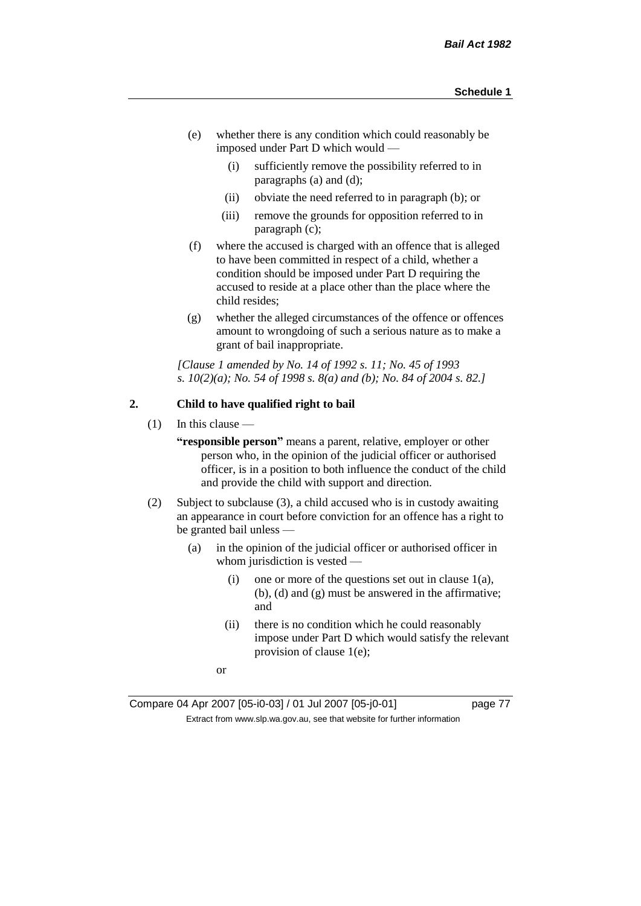(e) whether there is any condition which could reasonably be imposed under Part D which would —

   (i) sufficiently remove the possibility referred to in paragraphs (a) and (d);

   (ii) obviate the need referred to in paragraph (b); or

   (iii) remove the grounds for opposition referred to in paragraph (c);

(f) where the accused is charged with an offence that is alleged to have been committed in respect of a child, whether a condition should be imposed under Part D requiring the accused to reside at a place other than the place where the child resides;

(g) whether the alleged circumstances of the offence or offences amount to wrongdoing of such a serious nature as to make a grant of bail inappropriate.

*[Clause 1 amended by No. 14 of 1992 s. 11; No. 45 of 1993 s. 10(2)(a); No. 54 of 1998 s. 8(a) and (b); No. 84 of 2004 s. 82.]*

**2. Child to have qualified right to bail**

(1) In this clause —

**"responsible person"** means a parent, relative, employer or other person who, in the opinion of the judicial officer or authorised officer, is in a position to both influence the conduct of the child and provide the child with support and direction.

(2) Subject to subclause (3), a child accused who is in custody awaiting an appearance in court before conviction for an offence has a right to be granted bail unless —

   (a) in the opinion of the judicial officer or authorised officer in whom jurisdiction is vested —

      (i) one or more of the questions set out in clause 1(a), (b), (d) and (g) must be answered in the affirmative; and

      (ii) there is no condition which he could reasonably impose under Part D which would satisfy the relevant provision of clause 1(e);

   or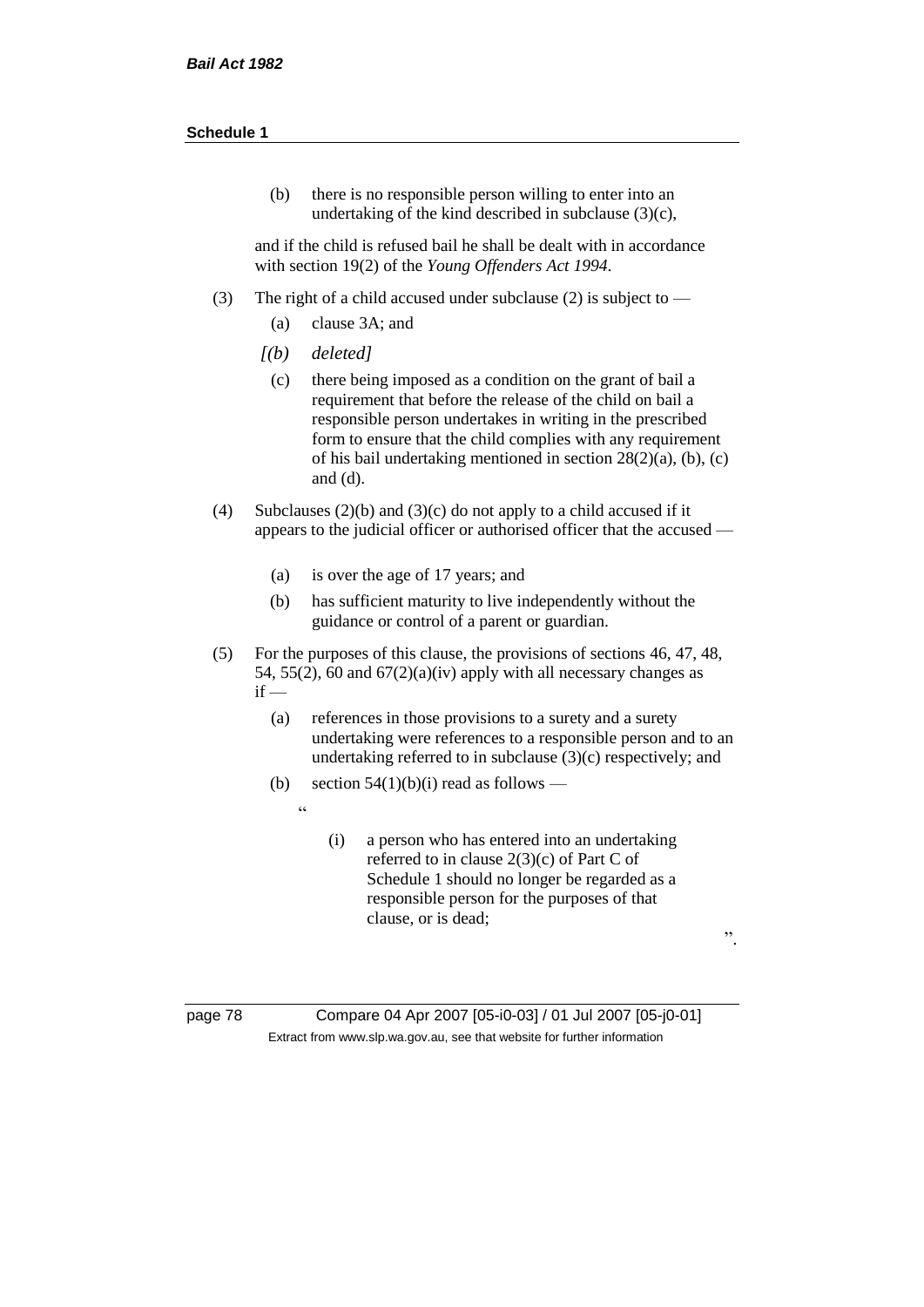(b) there is no responsible person willing to enter into an undertaking of the kind described in subclause (3)(c),

and if the child is refused bail he shall be dealt with in accordance with section 19(2) of the *Young Offenders Act 1994*.

(3) The right of a child accused under subclause (2) is subject to —

(a) clause 3A; and

*[(b) deleted]*

(c) there being imposed as a condition on the grant of bail a requirement that before the release of the child on bail a responsible person undertakes in writing in the prescribed form to ensure that the child complies with any requirement of his bail undertaking mentioned in section 28(2)(a), (b), (c) and (d).

(4) Subclauses (2)(b) and (3)(c) do not apply to a child accused if it appears to the judicial officer or authorised officer that the accused —

(a) is over the age of 17 years; and

(b) has sufficient maturity to live independently without the guidance or control of a parent or guardian.

(5) For the purposes of this clause, the provisions of sections 46, 47, 48, 54, 55(2), 60 and 67(2)(a)(iv) apply with all necessary changes as if —

(a) references in those provisions to a surety and a surety undertaking were references to a responsible person and to an undertaking referred to in subclause (3)(c) respectively; and

(b) section 54(1)(b)(i) read as follows —

"

(i) a person who has entered into an undertaking referred to in clause 2(3)(c) of Part C of Schedule 1 should no longer be regarded as a responsible person for the purposes of that clause, or is dead;

".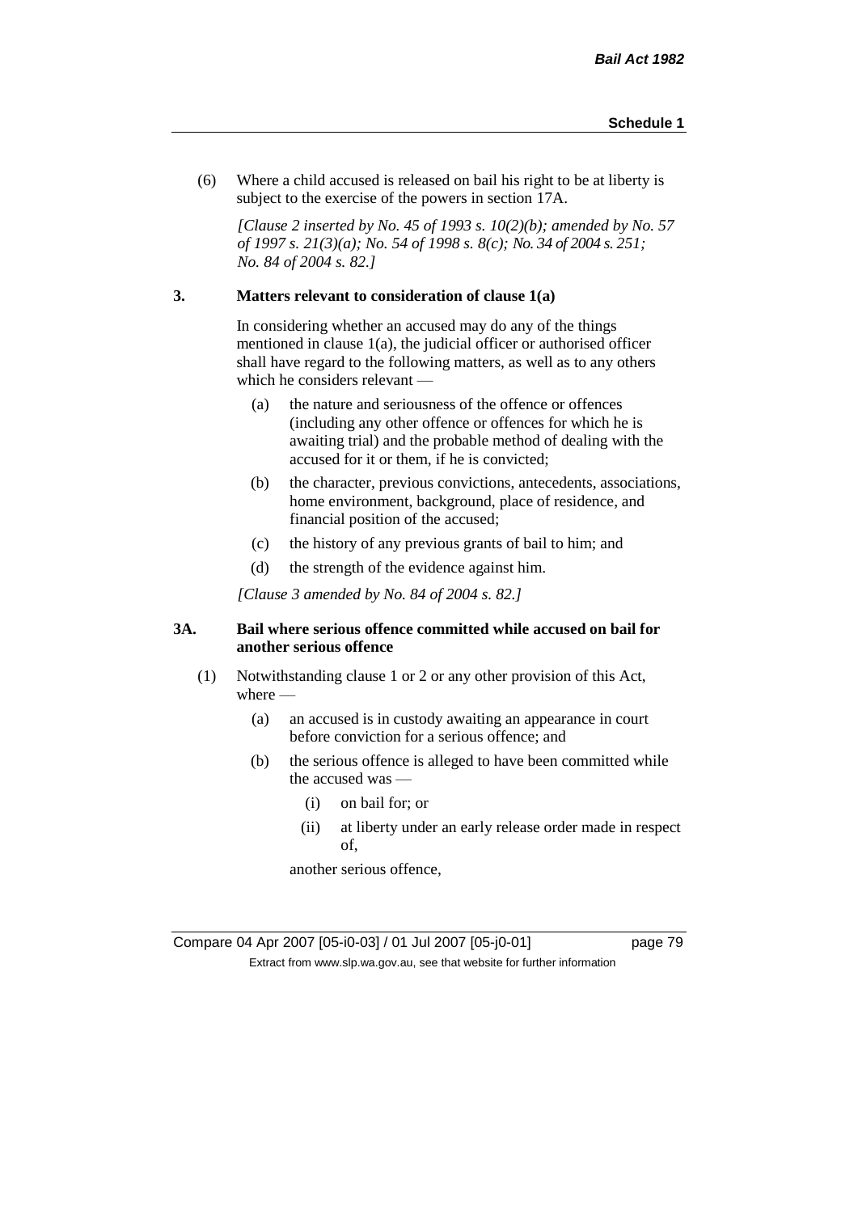(6) Where a child accused is released on bail his right to be at liberty is subject to the exercise of the powers in section 17A.

*[Clause 2 inserted by No. 45 of 1993 s. 10(2)(b); amended by No. 57 of 1997 s. 21(3)(a); No. 54 of 1998 s. 8(c); No. 34 of 2004 s. 251; No. 84 of 2004 s. 82.]*

### 3. Matters relevant to consideration of clause 1(a)

In considering whether an accused may do any of the things mentioned in clause 1(a), the judicial officer or authorised officer shall have regard to the following matters, as well as to any others which he considers relevant —

- (a) the nature and seriousness of the offence or offences (including any other offence or offences for which he is awaiting trial) and the probable method of dealing with the accused for it or them, if he is convicted;
- (b) the character, previous convictions, antecedents, associations, home environment, background, place of residence, and financial position of the accused;
- (c) the history of any previous grants of bail to him; and
- (d) the strength of the evidence against him.

*[Clause 3 amended by No. 84 of 2004 s. 82.]*

### 3A. Bail where serious offence committed while accused on bail for another serious offence

(1) Notwithstanding clause 1 or 2 or any other provision of this Act, where —

- (a) an accused is in custody awaiting an appearance in court before conviction for a serious offence; and
- (b) the serious offence is alleged to have been committed while the accused was —
  - (i) on bail for; or
  - (ii) at liberty under an early release order made in respect of,

  another serious offence,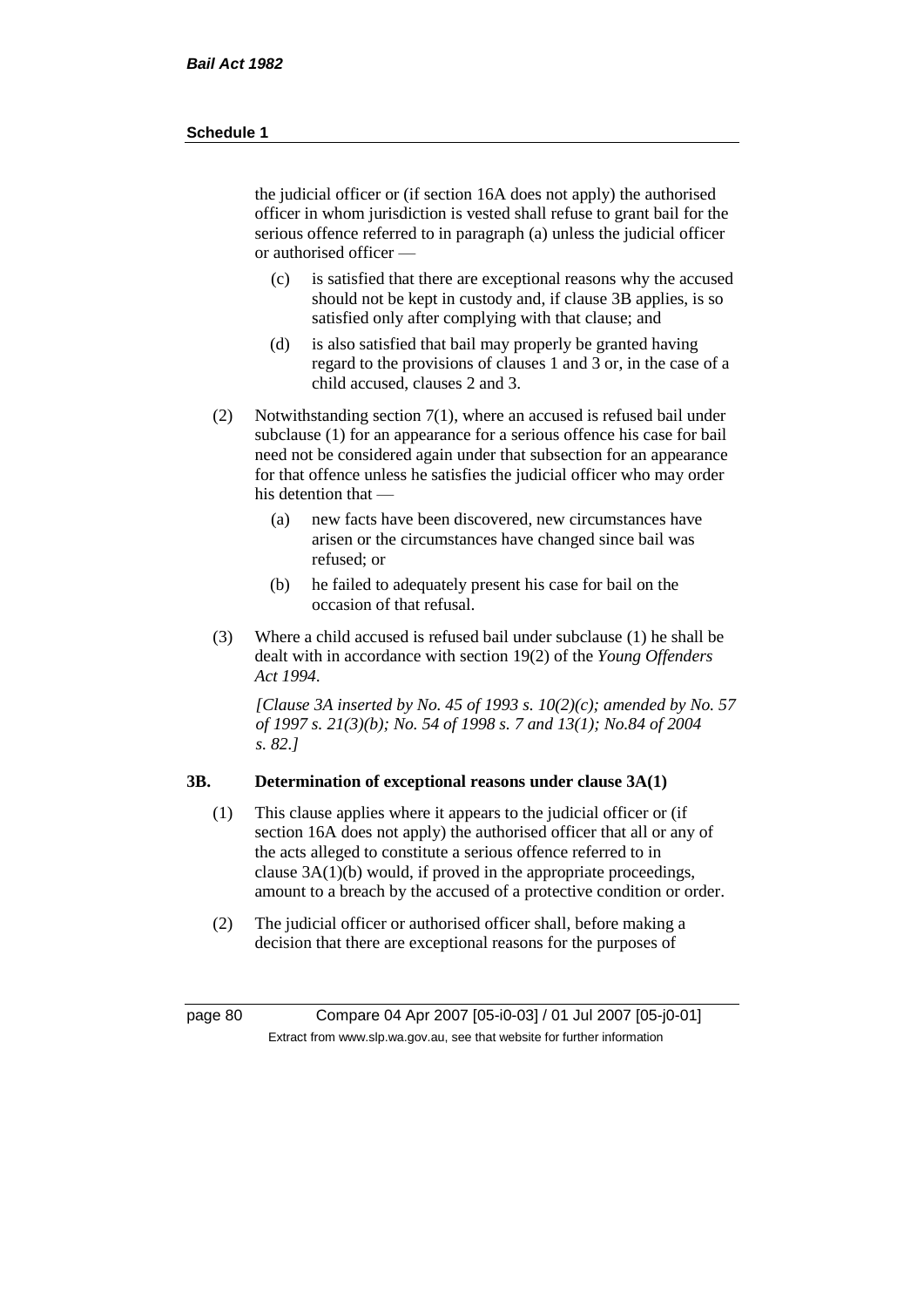the judicial officer or (if section 16A does not apply) the authorised officer in whom jurisdiction is vested shall refuse to grant bail for the serious offence referred to in paragraph (a) unless the judicial officer or authorised officer —

(c) is satisfied that there are exceptional reasons why the accused should not be kept in custody and, if clause 3B applies, is so satisfied only after complying with that clause; and

(d) is also satisfied that bail may properly be granted having regard to the provisions of clauses 1 and 3 or, in the case of a child accused, clauses 2 and 3.

(2) Notwithstanding section 7(1), where an accused is refused bail under subclause (1) for an appearance for a serious offence his case for bail need not be considered again under that subsection for an appearance for that offence unless he satisfies the judicial officer who may order his detention that —

(a) new facts have been discovered, new circumstances have arisen or the circumstances have changed since bail was refused; or

(b) he failed to adequately present his case for bail on the occasion of that refusal.

(3) Where a child accused is refused bail under subclause (1) he shall be dealt with in accordance with section 19(2) of the *Young Offenders Act 1994*.

*[Clause 3A inserted by No. 45 of 1993 s. 10(2)(c); amended by No. 57 of 1997 s. 21(3)(b); No. 54 of 1998 s. 7 and 13(1); No.84 of 2004 s. 82.]*

### 3B. Determination of exceptional reasons under clause 3A(1)

(1) This clause applies where it appears to the judicial officer or (if section 16A does not apply) the authorised officer that all or any of the acts alleged to constitute a serious offence referred to in clause 3A(1)(b) would, if proved in the appropriate proceedings, amount to a breach by the accused of a protective condition or order.

(2) The judicial officer or authorised officer shall, before making a decision that there are exceptional reasons for the purposes of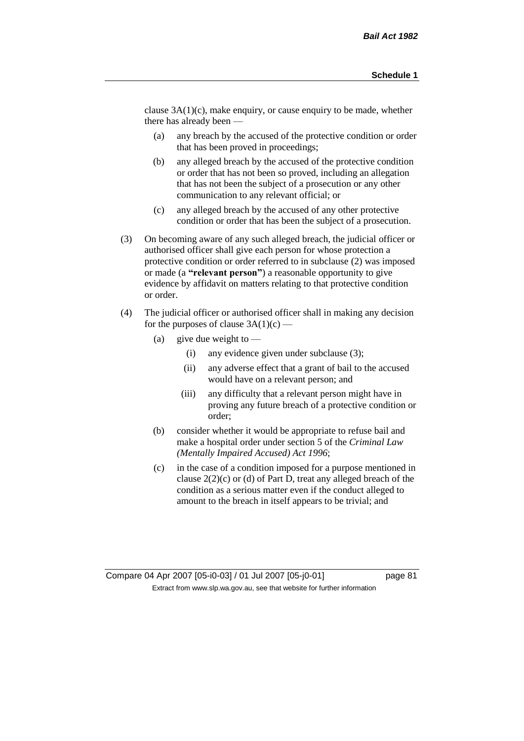clause 3A(1)(c), make enquiry, or cause enquiry to be made, whether there has already been —

- (a) any breach by the accused of the protective condition or order that has been proved in proceedings;
- (b) any alleged breach by the accused of the protective condition or order that has not been so proved, including an allegation that has not been the subject of a prosecution or any other communication to any relevant official; or
- (c) any alleged breach by the accused of any other protective condition or order that has been the subject of a prosecution.

(3) On becoming aware of any such alleged breach, the judicial officer or authorised officer shall give each person for whose protection a protective condition or order referred to in subclause (2) was imposed or made (a **"relevant person"**) a reasonable opportunity to give evidence by affidavit on matters relating to that protective condition or order.

(4) The judicial officer or authorised officer shall in making any decision for the purposes of clause 3A(1)(c) —

- (a) give due weight to —
  - (i) any evidence given under subclause (3);
  - (ii) any adverse effect that a grant of bail to the accused would have on a relevant person; and
  - (iii) any difficulty that a relevant person might have in proving any future breach of a protective condition or order;
- (b) consider whether it would be appropriate to refuse bail and make a hospital order under section 5 of the *Criminal Law (Mentally Impaired Accused) Act 1996*;
- (c) in the case of a condition imposed for a purpose mentioned in clause 2(2)(c) or (d) of Part D, treat any alleged breach of the condition as a serious matter even if the conduct alleged to amount to the breach in itself appears to be trivial; and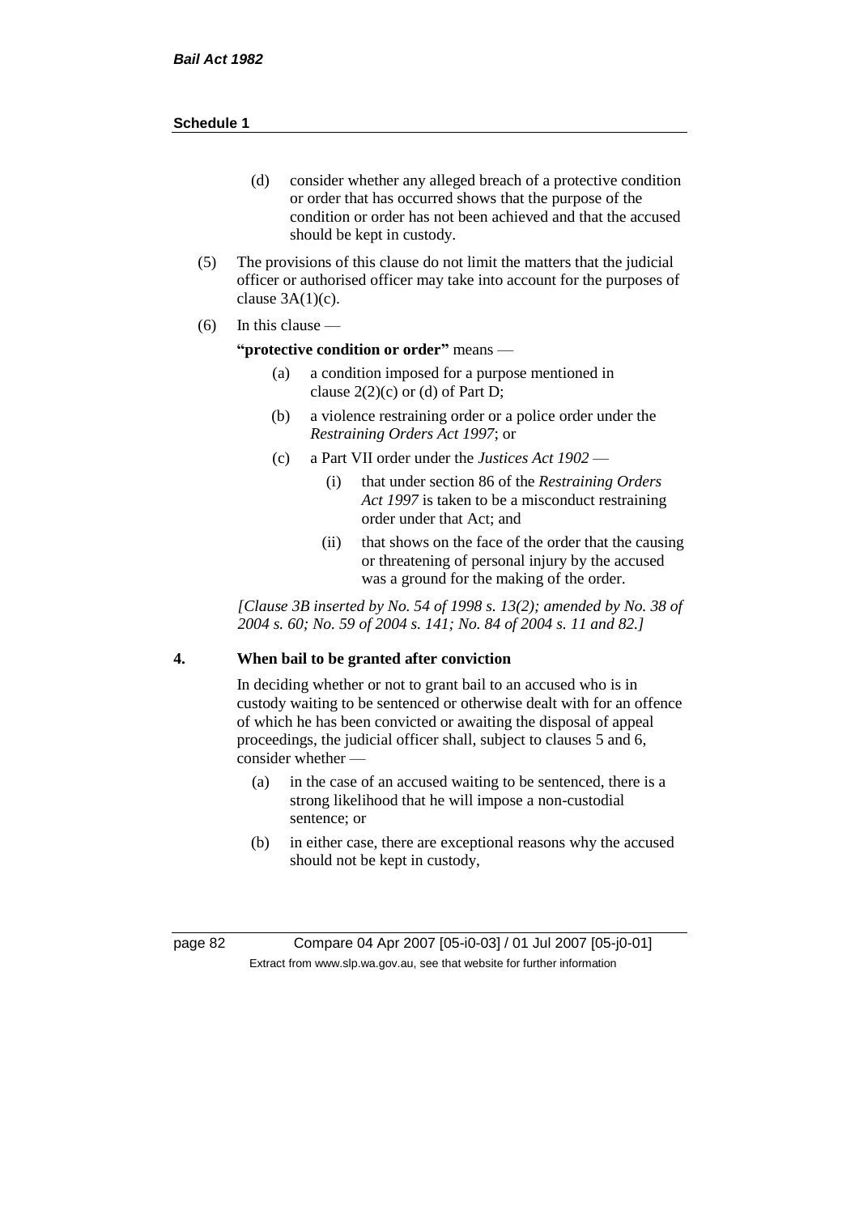(d) consider whether any alleged breach of a protective condition or order that has occurred shows that the purpose of the condition or order has not been achieved and that the accused should be kept in custody.

(5) The provisions of this clause do not limit the matters that the judicial officer or authorised officer may take into account for the purposes of clause 3A(1)(c).

(6) In this clause —

**"protective condition or order"** means —

(a) a condition imposed for a purpose mentioned in clause 2(2)(c) or (d) of Part D;

(b) a violence restraining order or a police order under the *Restraining Orders Act 1997*; or

(c) a Part VII order under the *Justices Act 1902* —

(i) that under section 86 of the *Restraining Orders Act 1997* is taken to be a misconduct restraining order under that Act; and

(ii) that shows on the face of the order that the causing or threatening of personal injury by the accused was a ground for the making of the order.

*[Clause 3B inserted by No. 54 of 1998 s. 13(2); amended by No. 38 of 2004 s. 60; No. 59 of 2004 s. 141; No. 84 of 2004 s. 11 and 82.]*

**4. When bail to be granted after conviction**

In deciding whether or not to grant bail to an accused who is in custody waiting to be sentenced or otherwise dealt with for an offence of which he has been convicted or awaiting the disposal of appeal proceedings, the judicial officer shall, subject to clauses 5 and 6, consider whether —

(a) in the case of an accused waiting to be sentenced, there is a strong likelihood that he will impose a non-custodial sentence; or

(b) in either case, there are exceptional reasons why the accused should not be kept in custody,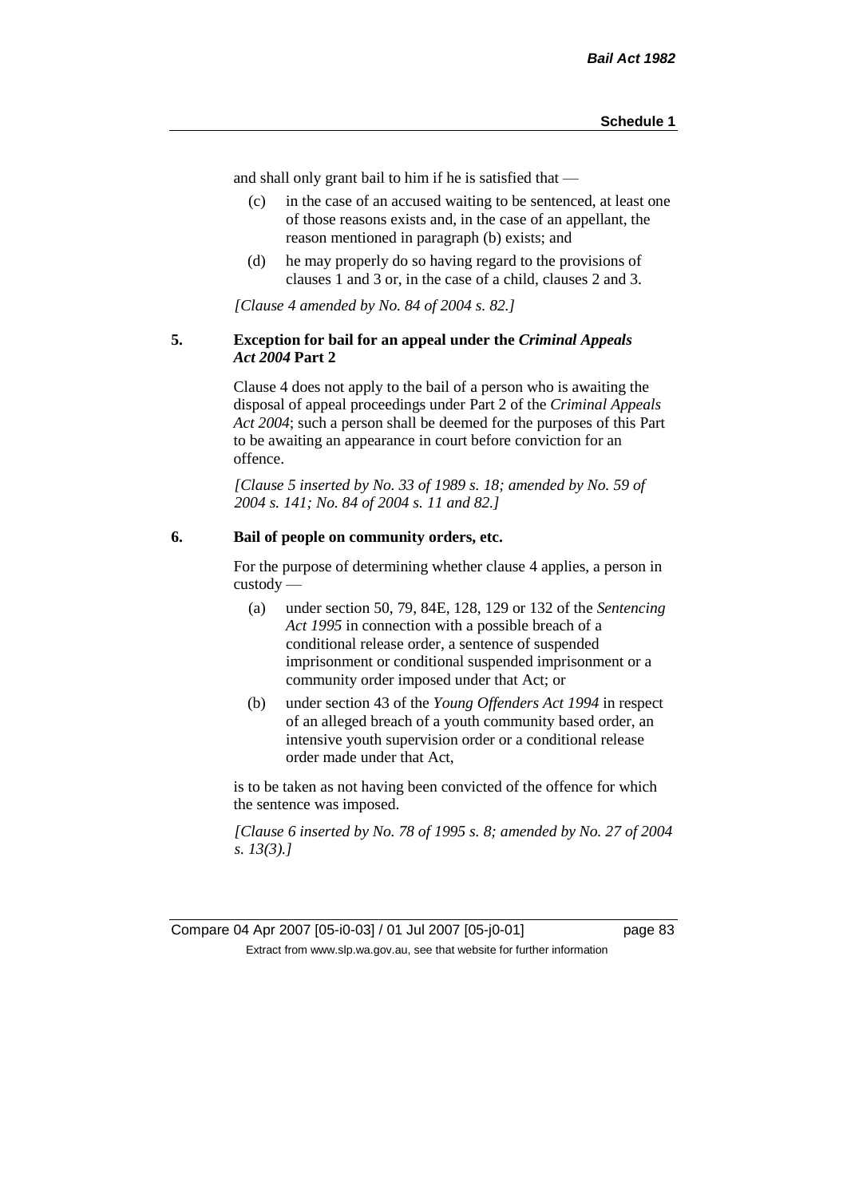and shall only grant bail to him if he is satisfied that —

(c) in the case of an accused waiting to be sentenced, at least one of those reasons exists and, in the case of an appellant, the reason mentioned in paragraph (b) exists; and

(d) he may properly do so having regard to the provisions of clauses 1 and 3 or, in the case of a child, clauses 2 and 3.

*[Clause 4 amended by No. 84 of 2004 s. 82.]*

**5. Exception for bail for an appeal under the *Criminal Appeals Act 2004* Part 2**

Clause 4 does not apply to the bail of a person who is awaiting the disposal of appeal proceedings under Part 2 of the *Criminal Appeals Act 2004*; such a person shall be deemed for the purposes of this Part to be awaiting an appearance in court before conviction for an offence.

*[Clause 5 inserted by No. 33 of 1989 s. 18; amended by No. 59 of 2004 s. 141; No. 84 of 2004 s. 11 and 82.]*

**6. Bail of people on community orders, etc.**

For the purpose of determining whether clause 4 applies, a person in custody —

(a) under section 50, 79, 84E, 128, 129 or 132 of the *Sentencing Act 1995* in connection with a possible breach of a conditional release order, a sentence of suspended imprisonment or conditional suspended imprisonment or a community order imposed under that Act; or

(b) under section 43 of the *Young Offenders Act 1994* in respect of an alleged breach of a youth community based order, an intensive youth supervision order or a conditional release order made under that Act,

is to be taken as not having been convicted of the offence for which the sentence was imposed.

*[Clause 6 inserted by No. 78 of 1995 s. 8; amended by No. 27 of 2004 s. 13(3).]*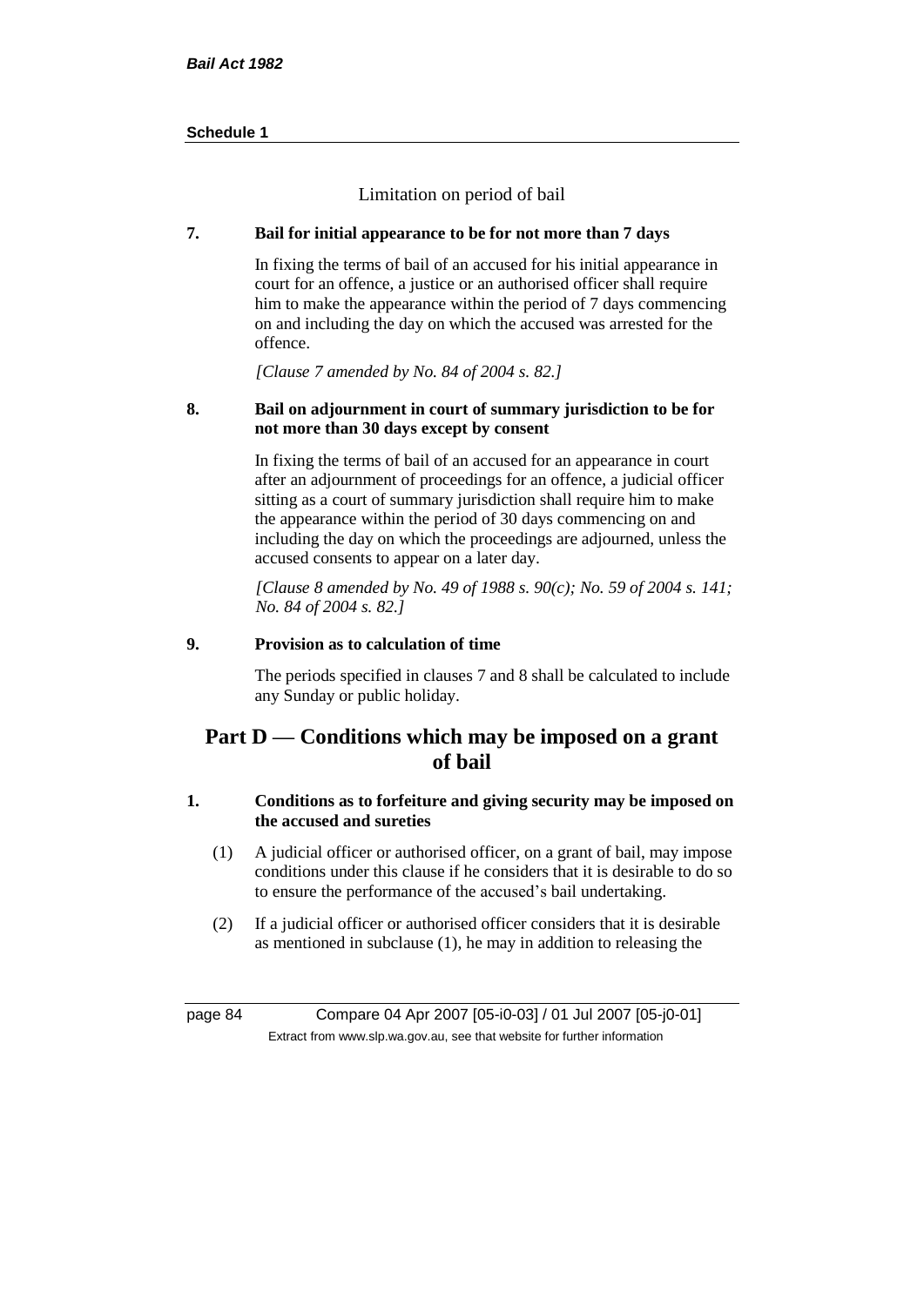Limitation on period of bail

**7. Bail for initial appearance to be for not more than 7 days**

In fixing the terms of bail of an accused for his initial appearance in court for an offence, a justice or an authorised officer shall require him to make the appearance within the period of 7 days commencing on and including the day on which the accused was arrested for the offence.

*[Clause 7 amended by No. 84 of 2004 s. 82.]*

**8. Bail on adjournment in court of summary jurisdiction to be for not more than 30 days except by consent**

In fixing the terms of bail of an accused for an appearance in court after an adjournment of proceedings for an offence, a judicial officer sitting as a court of summary jurisdiction shall require him to make the appearance within the period of 30 days commencing on and including the day on which the proceedings are adjourned, unless the accused consents to appear on a later day.

*[Clause 8 amended by No. 49 of 1988 s. 90(c); No. 59 of 2004 s. 141; No. 84 of 2004 s. 82.]*

**9. Provision as to calculation of time**

The periods specified in clauses 7 and 8 shall be calculated to include any Sunday or public holiday.

## Part D — Conditions which may be imposed on a grant of bail

**1. Conditions as to forfeiture and giving security may be imposed on the accused and sureties**

(1) A judicial officer or authorised officer, on a grant of bail, may impose conditions under this clause if he considers that it is desirable to do so to ensure the performance of the accused's bail undertaking.

(2) If a judicial officer or authorised officer considers that it is desirable as mentioned in subclause (1), he may in addition to releasing the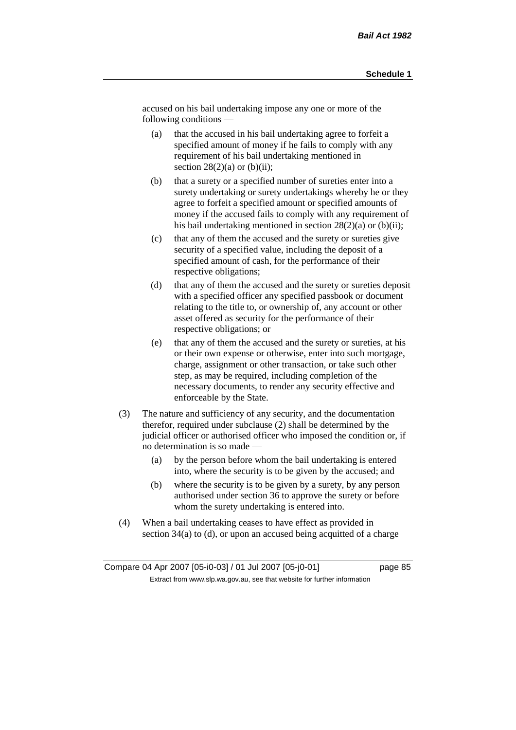accused on his bail undertaking impose any one or more of the following conditions —

(a) that the accused in his bail undertaking agree to forfeit a specified amount of money if he fails to comply with any requirement of his bail undertaking mentioned in section 28(2)(a) or (b)(ii);

(b) that a surety or a specified number of sureties enter into a surety undertaking or surety undertakings whereby he or they agree to forfeit a specified amount or specified amounts of money if the accused fails to comply with any requirement of his bail undertaking mentioned in section 28(2)(a) or (b)(ii);

(c) that any of them the accused and the surety or sureties give security of a specified value, including the deposit of a specified amount of cash, for the performance of their respective obligations;

(d) that any of them the accused and the surety or sureties deposit with a specified officer any specified passbook or document relating to the title to, or ownership of, any account or other asset offered as security for the performance of their respective obligations; or

(e) that any of them the accused and the surety or sureties, at his or their own expense or otherwise, enter into such mortgage, charge, assignment or other transaction, or take such other step, as may be required, including completion of the necessary documents, to render any security effective and enforceable by the State.

(3) The nature and sufficiency of any security, and the documentation therefor, required under subclause (2) shall be determined by the judicial officer or authorised officer who imposed the condition or, if no determination is so made —

(a) by the person before whom the bail undertaking is entered into, where the security is to be given by the accused; and

(b) where the security is to be given by a surety, by any person authorised under section 36 to approve the surety or before whom the surety undertaking is entered into.

(4) When a bail undertaking ceases to have effect as provided in section 34(a) to (d), or upon an accused being acquitted of a charge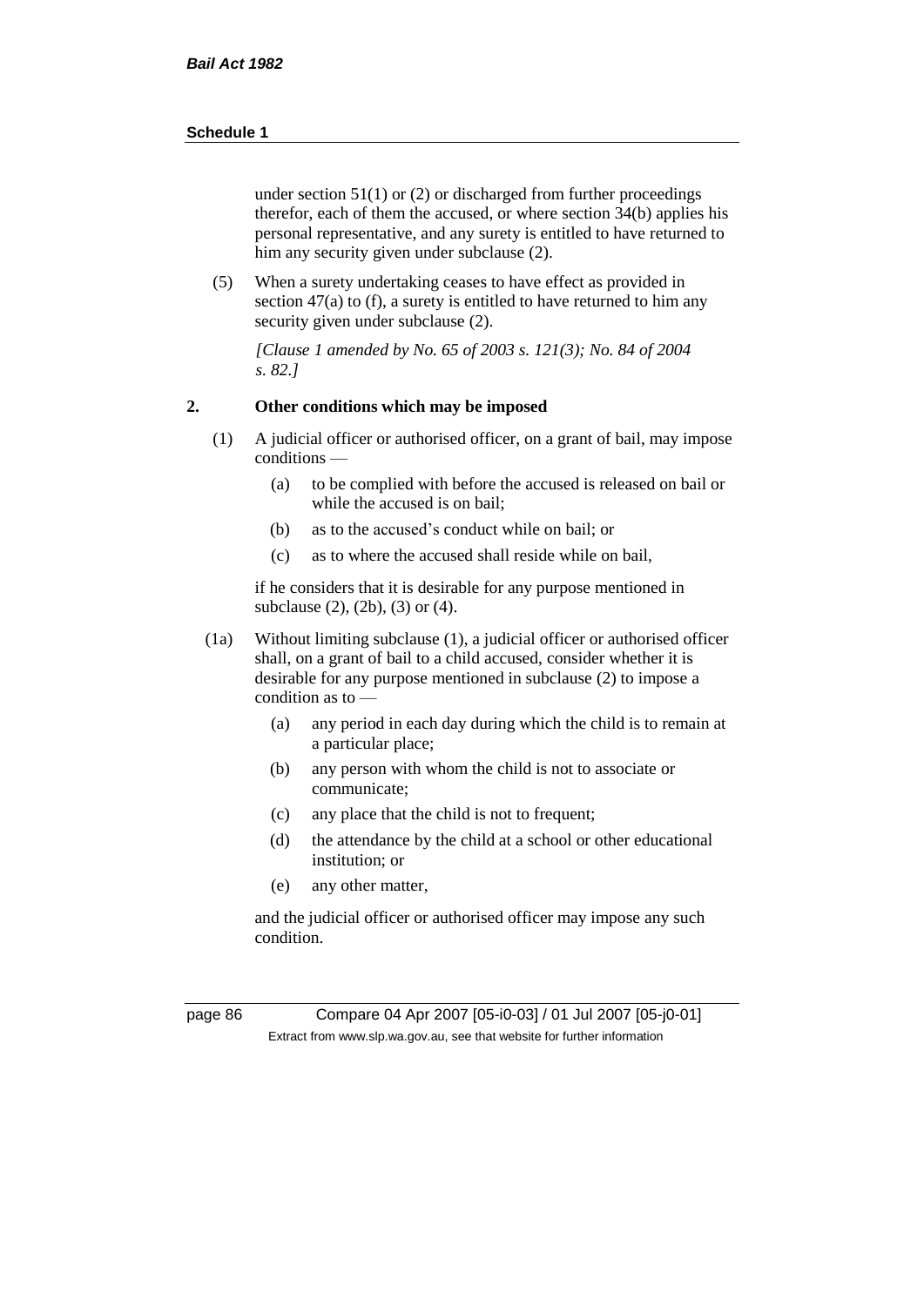under section 51(1) or (2) or discharged from further proceedings therefor, each of them the accused, or where section 34(b) applies his personal representative, and any surety is entitled to have returned to him any security given under subclause (2).

(5) When a surety undertaking ceases to have effect as provided in section 47(a) to (f), a surety is entitled to have returned to him any security given under subclause (2).

*[Clause 1 amended by No. 65 of 2003 s. 121(3); No. 84 of 2004 s. 82.]*

## 2. Other conditions which may be imposed

(1) A judicial officer or authorised officer, on a grant of bail, may impose conditions —

- (a) to be complied with before the accused is released on bail or while the accused is on bail;
- (b) as to the accused's conduct while on bail; or
- (c) as to where the accused shall reside while on bail,

if he considers that it is desirable for any purpose mentioned in subclause (2), (2b), (3) or (4).

(1a) Without limiting subclause (1), a judicial officer or authorised officer shall, on a grant of bail to a child accused, consider whether it is desirable for any purpose mentioned in subclause (2) to impose a condition as to —

- (a) any period in each day during which the child is to remain at a particular place;
- (b) any person with whom the child is not to associate or communicate;
- (c) any place that the child is not to frequent;
- (d) the attendance by the child at a school or other educational institution; or
- (e) any other matter,

and the judicial officer or authorised officer may impose any such condition.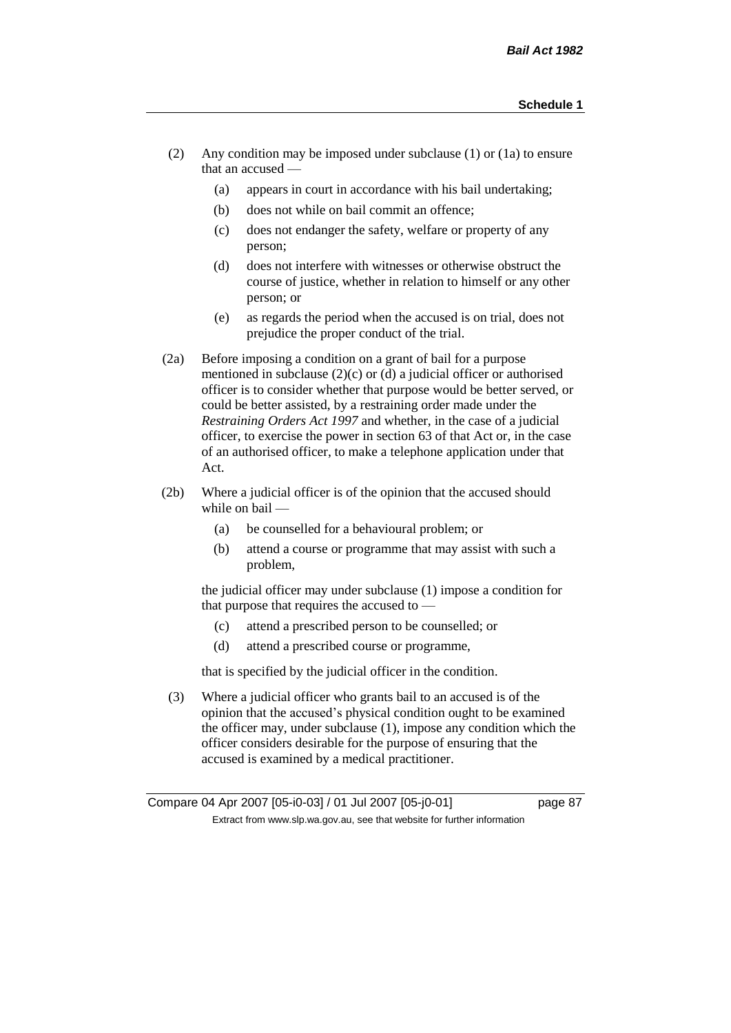(2) Any condition may be imposed under subclause (1) or (1a) to ensure that an accused —

  (a) appears in court in accordance with his bail undertaking;

  (b) does not while on bail commit an offence;

  (c) does not endanger the safety, welfare or property of any person;

  (d) does not interfere with witnesses or otherwise obstruct the course of justice, whether in relation to himself or any other person; or

  (e) as regards the period when the accused is on trial, does not prejudice the proper conduct of the trial.

(2a) Before imposing a condition on a grant of bail for a purpose mentioned in subclause (2)(c) or (d) a judicial officer or authorised officer is to consider whether that purpose would be better served, or could be better assisted, by a restraining order made under the *Restraining Orders Act 1997* and whether, in the case of a judicial officer, to exercise the power in section 63 of that Act or, in the case of an authorised officer, to make a telephone application under that Act.

(2b) Where a judicial officer is of the opinion that the accused should while on bail —

  (a) be counselled for a behavioural problem; or

  (b) attend a course or programme that may assist with such a problem,

the judicial officer may under subclause (1) impose a condition for that purpose that requires the accused to —

  (c) attend a prescribed person to be counselled; or

  (d) attend a prescribed course or programme,

that is specified by the judicial officer in the condition.

(3) Where a judicial officer who grants bail to an accused is of the opinion that the accused's physical condition ought to be examined the officer may, under subclause (1), impose any condition which the officer considers desirable for the purpose of ensuring that the accused is examined by a medical practitioner.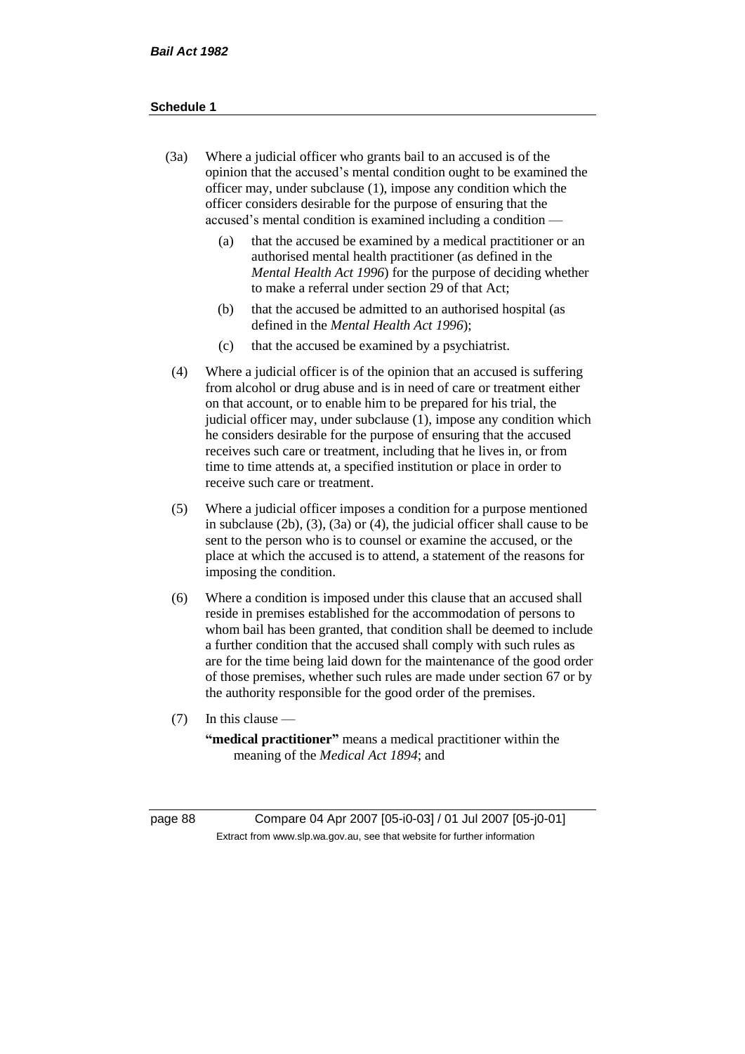(3a) Where a judicial officer who grants bail to an accused is of the opinion that the accused's mental condition ought to be examined the officer may, under subclause (1), impose any condition which the officer considers desirable for the purpose of ensuring that the accused's mental condition is examined including a condition —

(a) that the accused be examined by a medical practitioner or an authorised mental health practitioner (as defined in the *Mental Health Act 1996*) for the purpose of deciding whether to make a referral under section 29 of that Act;

(b) that the accused be admitted to an authorised hospital (as defined in the *Mental Health Act 1996*);

(c) that the accused be examined by a psychiatrist.

(4) Where a judicial officer is of the opinion that an accused is suffering from alcohol or drug abuse and is in need of care or treatment either on that account, or to enable him to be prepared for his trial, the judicial officer may, under subclause (1), impose any condition which he considers desirable for the purpose of ensuring that the accused receives such care or treatment, including that he lives in, or from time to time attends at, a specified institution or place in order to receive such care or treatment.

(5) Where a judicial officer imposes a condition for a purpose mentioned in subclause (2b), (3), (3a) or (4), the judicial officer shall cause to be sent to the person who is to counsel or examine the accused, or the place at which the accused is to attend, a statement of the reasons for imposing the condition.

(6) Where a condition is imposed under this clause that an accused shall reside in premises established for the accommodation of persons to whom bail has been granted, that condition shall be deemed to include a further condition that the accused shall comply with such rules as are for the time being laid down for the maintenance of the good order of those premises, whether such rules are made under section 67 or by the authority responsible for the good order of the premises.

(7) In this clause —

**"medical practitioner"** means a medical practitioner within the meaning of the *Medical Act 1894*; and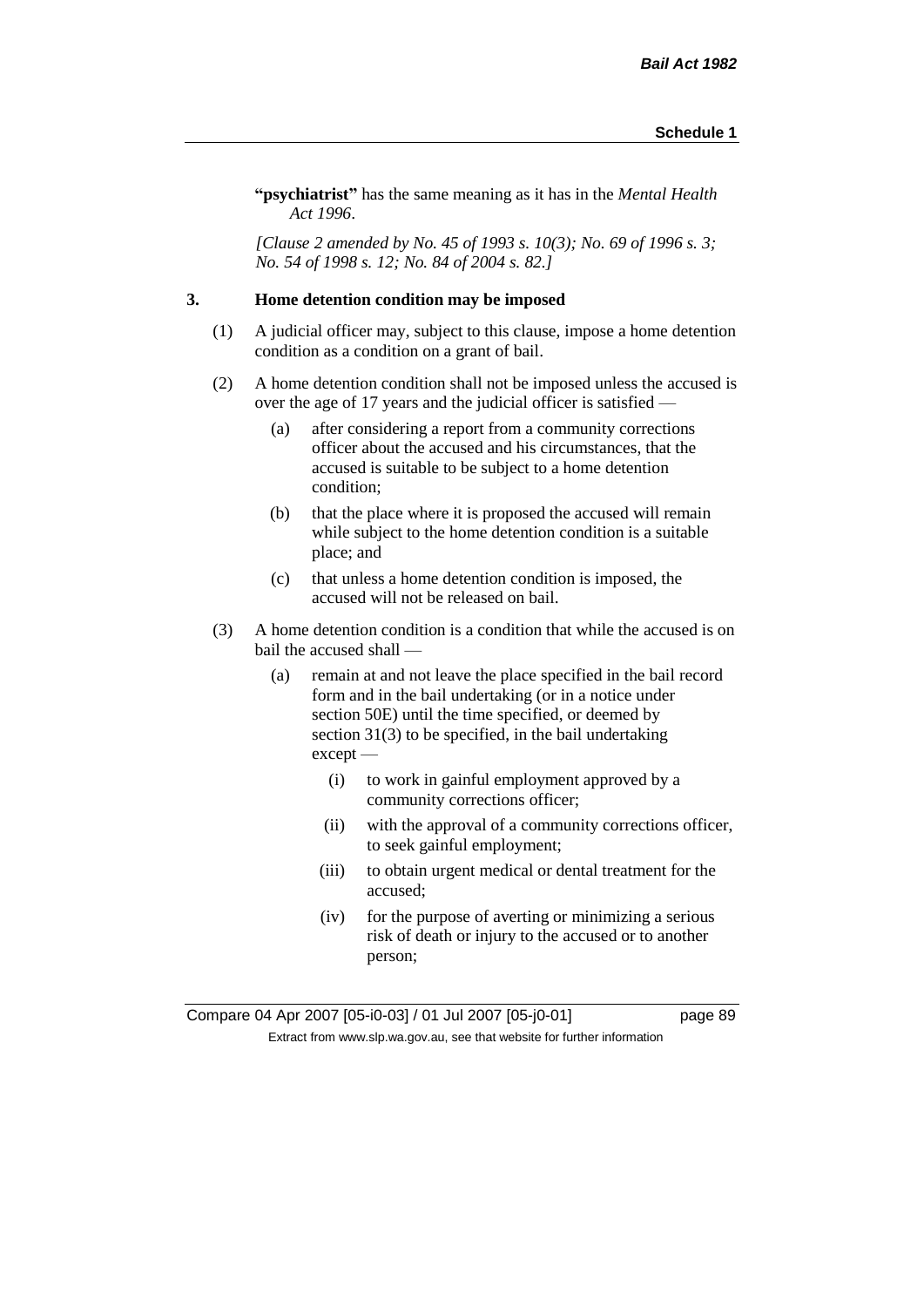**"psychiatrist"** has the same meaning as it has in the *Mental Health Act 1996*.

*[Clause 2 amended by No. 45 of 1993 s. 10(3); No. 69 of 1996 s. 3; No. 54 of 1998 s. 12; No. 84 of 2004 s. 82.]*

### 3. Home detention condition may be imposed

(1) A judicial officer may, subject to this clause, impose a home detention condition as a condition on a grant of bail.

(2) A home detention condition shall not be imposed unless the accused is over the age of 17 years and the judicial officer is satisfied —

- (a) after considering a report from a community corrections officer about the accused and his circumstances, that the accused is suitable to be subject to a home detention condition;
- (b) that the place where it is proposed the accused will remain while subject to the home detention condition is a suitable place; and
- (c) that unless a home detention condition is imposed, the accused will not be released on bail.

(3) A home detention condition is a condition that while the accused is on bail the accused shall —

- (a) remain at and not leave the place specified in the bail record form and in the bail undertaking (or in a notice under section 50E) until the time specified, or deemed by section 31(3) to be specified, in the bail undertaking except —
  - (i) to work in gainful employment approved by a community corrections officer;
  - (ii) with the approval of a community corrections officer, to seek gainful employment;
  - (iii) to obtain urgent medical or dental treatment for the accused;
  - (iv) for the purpose of averting or minimizing a serious risk of death or injury to the accused or to another person;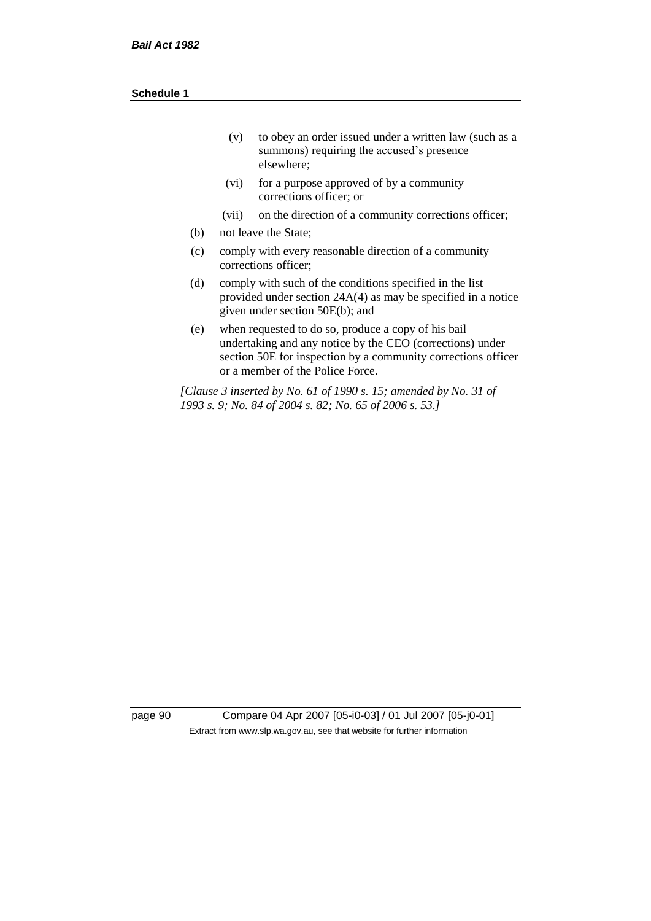- (v) to obey an order issued under a written law (such as a summons) requiring the accused's presence elsewhere;
- (vi) for a purpose approved of by a community corrections officer; or
- (vii) on the direction of a community corrections officer;

(b) not leave the State;

(c) comply with every reasonable direction of a community corrections officer;

(d) comply with such of the conditions specified in the list provided under section 24A(4) as may be specified in a notice given under section 50E(b); and

(e) when requested to do so, produce a copy of his bail undertaking and any notice by the CEO (corrections) under section 50E for inspection by a community corrections officer or a member of the Police Force.

*[Clause 3 inserted by No. 61 of 1990 s. 15; amended by No. 31 of 1993 s. 9; No. 84 of 2004 s. 82; No. 65 of 2006 s. 53.]*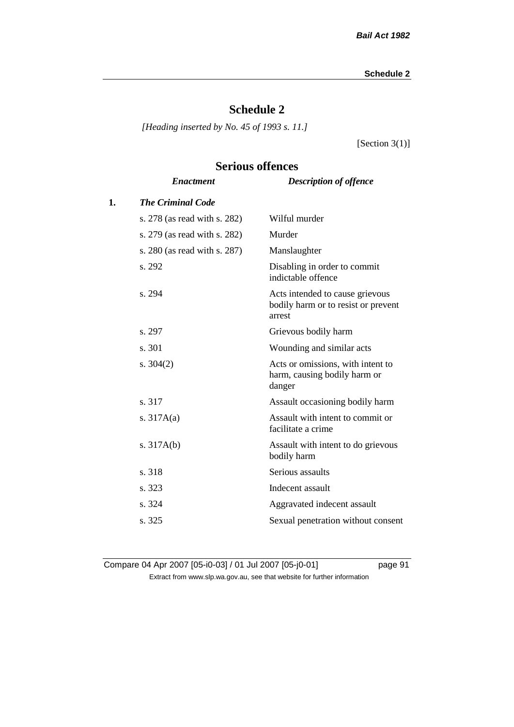# Schedule 2

*[Heading inserted by No. 45 of 1993 s. 11.]*

[Section 3(1)]

## Serious offences

| | *Enactment* | *Description of offence* |
|---|---|---|
| **1.** | ***The Criminal Code*** | |
| | s. 278 (as read with s. 282) | Wilful murder |
| | s. 279 (as read with s. 282) | Murder |
| | s. 280 (as read with s. 287) | Manslaughter |
| | s. 292 | Disabling in order to commit indictable offence |
| | s. 294 | Acts intended to cause grievous bodily harm or to resist or prevent arrest |
| | s. 297 | Grievous bodily harm |
| | s. 301 | Wounding and similar acts |
| | s. 304(2) | Acts or omissions, with intent to harm, causing bodily harm or danger |
| | s. 317 | Assault occasioning bodily harm |
| | s. 317A(a) | Assault with intent to commit or facilitate a crime |
| | s. 317A(b) | Assault with intent to do grievous bodily harm |
| | s. 318 | Serious assaults |
| | s. 323 | Indecent assault |
| | s. 324 | Aggravated indecent assault |
| | s. 325 | Sexual penetration without consent |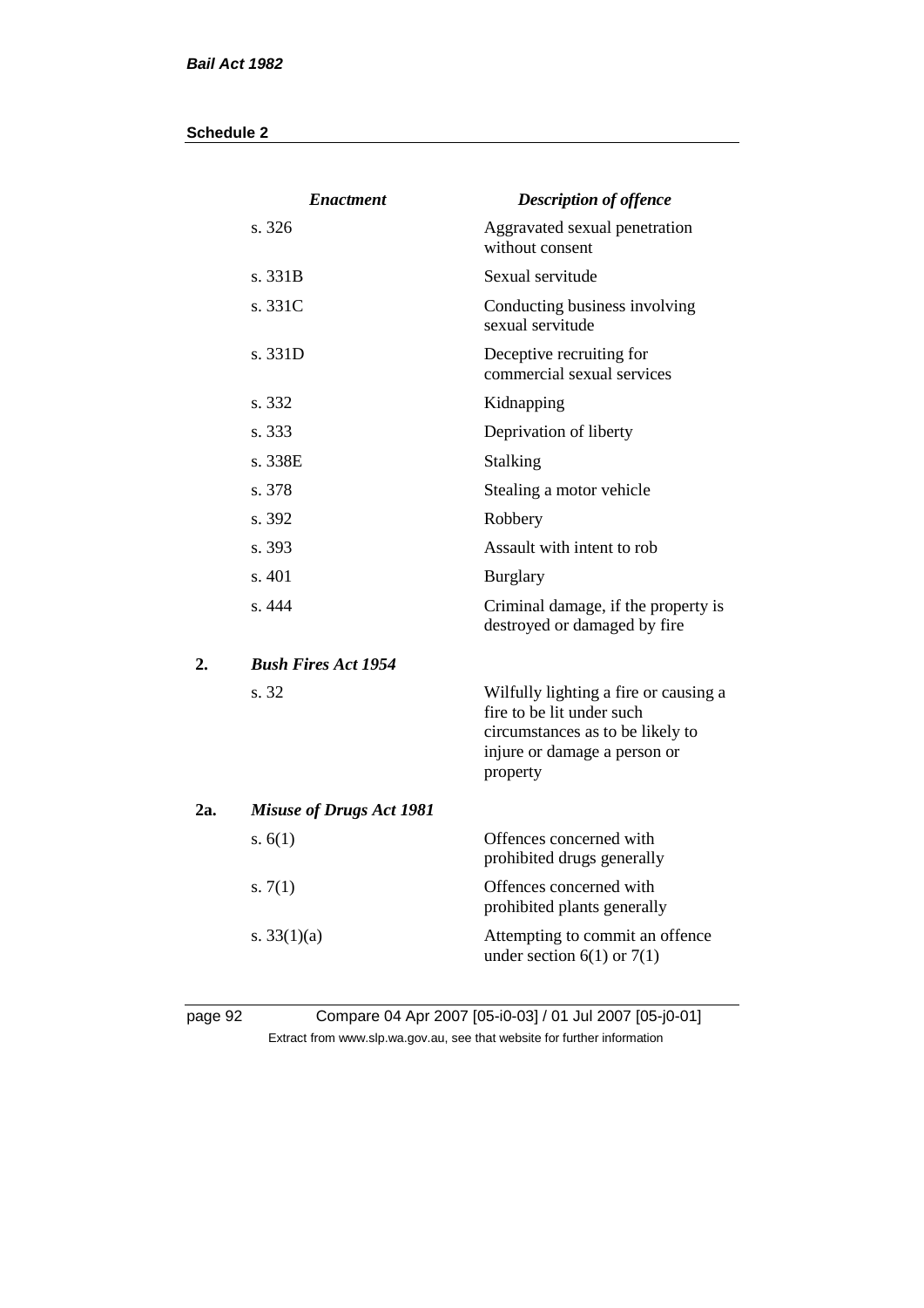| | *Enactment* | *Description of offence* |
|---|---|---|
| | s. 326 | Aggravated sexual penetration without consent |
| | s. 331B | Sexual servitude |
| | s. 331C | Conducting business involving sexual servitude |
| | s. 331D | Deceptive recruiting for commercial sexual services |
| | s. 332 | Kidnapping |
| | s. 333 | Deprivation of liberty |
| | s. 338E | Stalking |
| | s. 378 | Stealing a motor vehicle |
| | s. 392 | Robbery |
| | s. 393 | Assault with intent to rob |
| | s. 401 | Burglary |
| | s. 444 | Criminal damage, if the property is destroyed or damaged by fire |
| **2.** | ***Bush Fires Act 1954*** | |
| | s. 32 | Wilfully lighting a fire or causing a fire to be lit under such circumstances as to be likely to injure or damage a person or property |
| **2a.** | ***Misuse of Drugs Act 1981*** | |
| | s. 6(1) | Offences concerned with prohibited drugs generally |
| | s. 7(1) | Offences concerned with prohibited plants generally |
| | s. 33(1)(a) | Attempting to commit an offence under section 6(1) or 7(1) |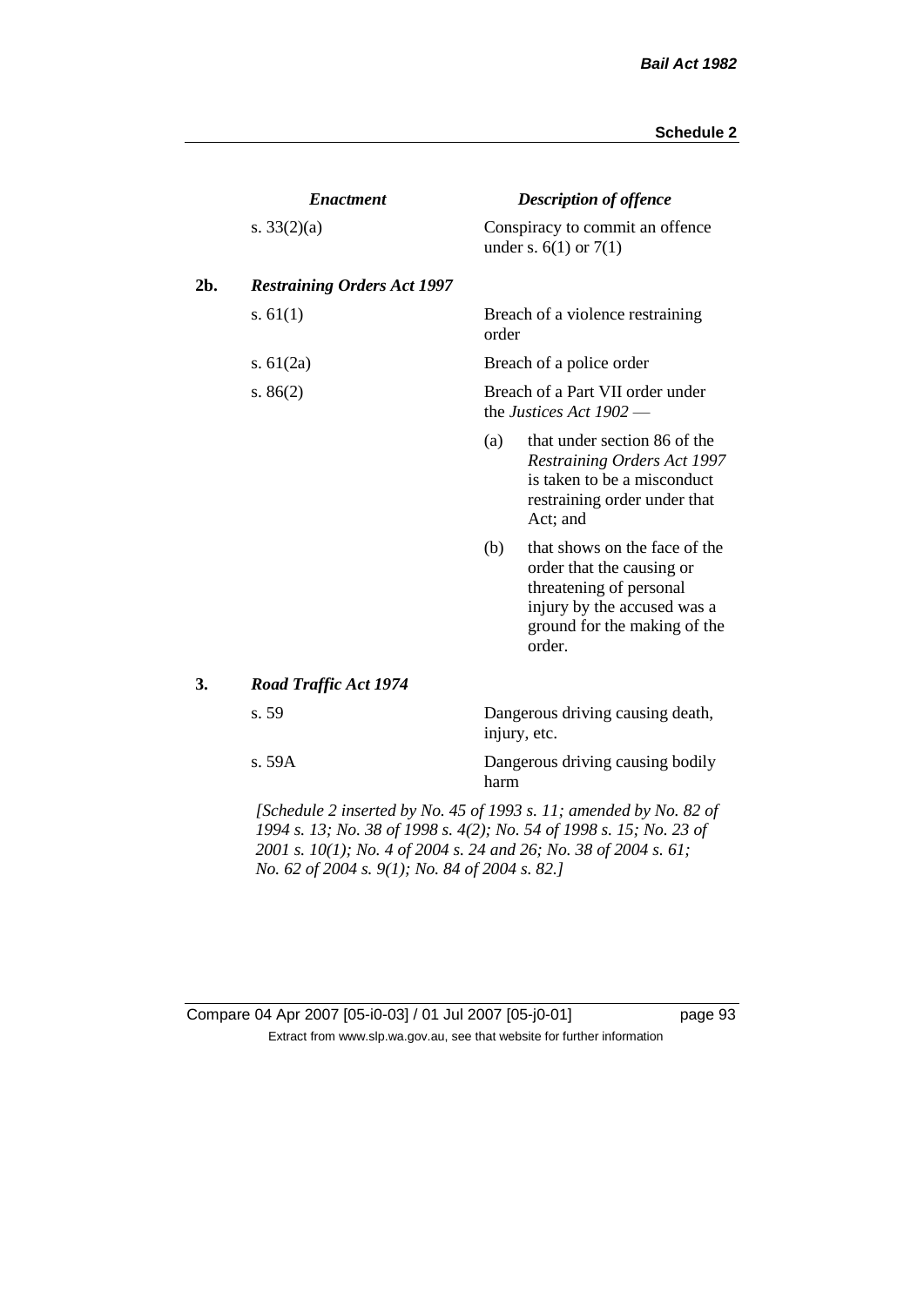| | *Enactment* | *Description of offence* |
|---|---|---|
| | s. 33(2)(a) | Conspiracy to commit an offence under s. 6(1) or 7(1) |
| **2b.** | ***Restraining Orders Act 1997*** | |
| | s. 61(1) | Breach of a violence restraining order |
| | s. 61(2a) | Breach of a police order |
| | s. 86(2) | Breach of a Part VII order under the *Justices Act 1902* —<br>(a) that under section 86 of the *Restraining Orders Act 1997* is taken to be a misconduct restraining order under that Act; and<br>(b) that shows on the face of the order that the causing or threatening of personal injury by the accused was a ground for the making of the order. |
| **3.** | ***Road Traffic Act 1974*** | |
| | s. 59 | Dangerous driving causing death, injury, etc. |
| | s. 59A | Dangerous driving causing bodily harm |

*[Schedule 2 inserted by No. 45 of 1993 s. 11; amended by No. 82 of 1994 s. 13; No. 38 of 1998 s. 4(2); No. 54 of 1998 s. 15; No. 23 of 2001 s. 10(1); No. 4 of 2004 s. 24 and 26; No. 38 of 2004 s. 61; No. 62 of 2004 s. 9(1); No. 84 of 2004 s. 82.]*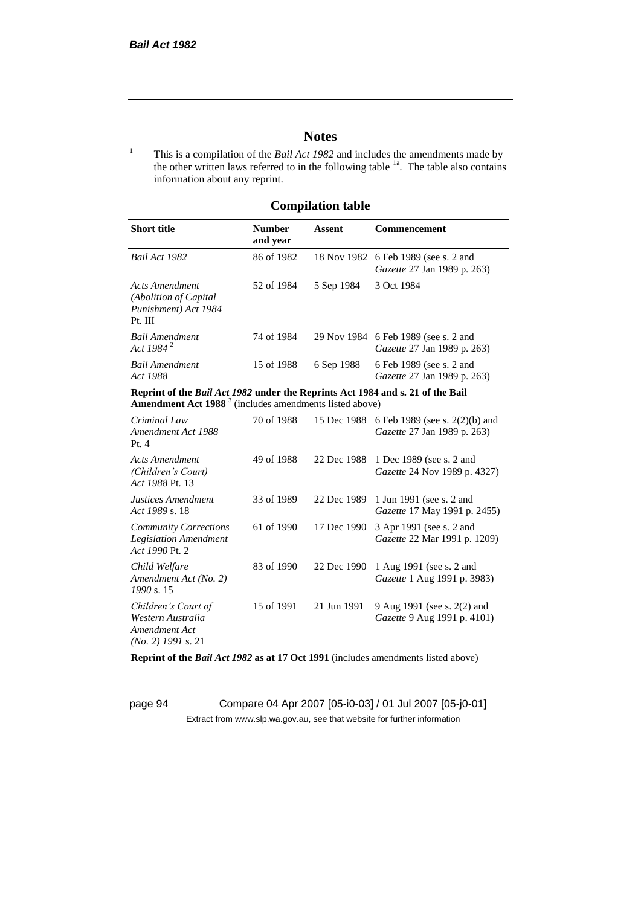## Notes

[1] This is a compilation of the *Bail Act 1982* and includes the amendments made by the other written laws referred to in the following table [1a]. The table also contains information about any reprint.

## Compilation table

| Short title | Number and year | Assent | Commencement |
|---|---|---|---|
| *Bail Act 1982* | 86 of 1982 | 18 Nov 1982 | 6 Feb 1989 (see s. 2 and *Gazette* 27 Jan 1989 p. 263) |
| *Acts Amendment (Abolition of Capital Punishment) Act 1984* Pt. III | 52 of 1984 | 5 Sep 1984 | 3 Oct 1984 |
| *Bail Amendment Act 1984* [2] | 74 of 1984 | 29 Nov 1984 | 6 Feb 1989 (see s. 2 and *Gazette* 27 Jan 1989 p. 263) |
| *Bail Amendment Act 1988* | 15 of 1988 | 6 Sep 1988 | 6 Feb 1989 (see s. 2 and *Gazette* 27 Jan 1989 p. 263) |
| **Reprint of the *Bail Act 1982* under the Reprints Act 1984 and s. 21 of the Bail Amendment Act 1988** [3] (includes amendments listed above) | | | |
| *Criminal Law Amendment Act 1988* Pt. 4 | 70 of 1988 | 15 Dec 1988 | 6 Feb 1989 (see s. 2(2)(b) and *Gazette* 27 Jan 1989 p. 263) |
| *Acts Amendment (Children's Court) Act 1988* Pt. 13 | 49 of 1988 | 22 Dec 1988 | 1 Dec 1989 (see s. 2 and *Gazette* 24 Nov 1989 p. 4327) |
| *Justices Amendment Act 1989* s. 18 | 33 of 1989 | 22 Dec 1989 | 1 Jun 1991 (see s. 2 and *Gazette* 17 May 1991 p. 2455) |
| *Community Corrections Legislation Amendment Act 1990* Pt. 2 | 61 of 1990 | 17 Dec 1990 | 3 Apr 1991 (see s. 2 and *Gazette* 22 Mar 1991 p. 1209) |
| *Child Welfare Amendment Act (No. 2) 1990* s. 15 | 83 of 1990 | 22 Dec 1990 | 1 Aug 1991 (see s. 2 and *Gazette* 1 Aug 1991 p. 3983) |
| *Children's Court of Western Australia Amendment Act (No. 2) 1991* s. 21 | 15 of 1991 | 21 Jun 1991 | 9 Aug 1991 (see s. 2(2) and *Gazette* 9 Aug 1991 p. 4101) |
| **Reprint of the *Bail Act 1982* as at 17 Oct 1991** (includes amendments listed above) | | | |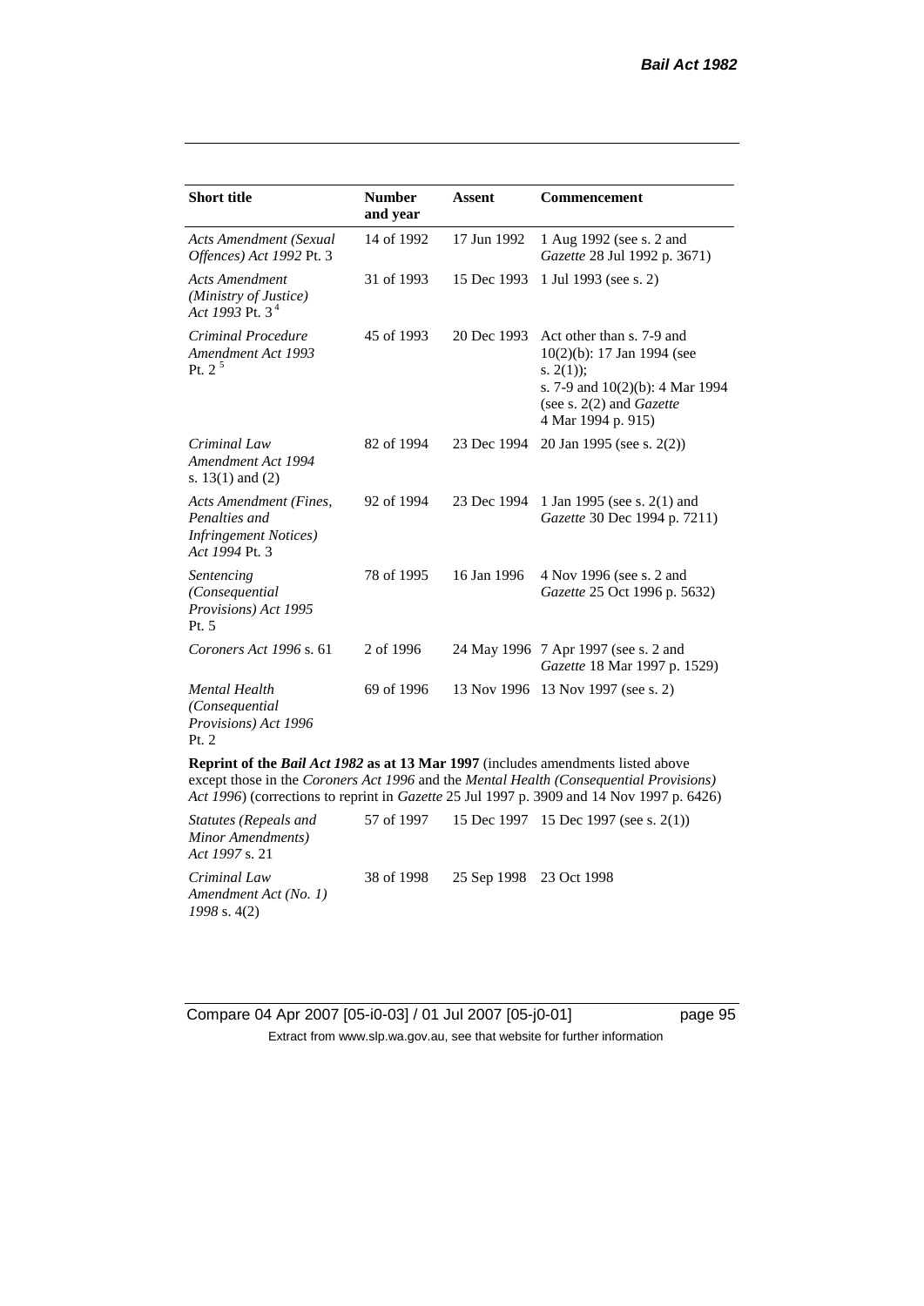| **Short title** | **Number and year** | **Assent** | **Commencement** |
|---|---|---|---|
| *Acts Amendment (Sexual Offences) Act 1992* Pt. 3 | 14 of 1992 | 17 Jun 1992 | 1 Aug 1992 (see s. 2 and *Gazette* 28 Jul 1992 p. 3671) |
| *Acts Amendment (Ministry of Justice) Act 1993* Pt. 3[4] | 31 of 1993 | 15 Dec 1993 | 1 Jul 1993 (see s. 2) |
| *Criminal Procedure Amendment Act 1993* Pt. 2[5] | 45 of 1993 | 20 Dec 1993 | Act other than s. 7-9 and 10(2)(b): 17 Jan 1994 (see s. 2(1)); s. 7-9 and 10(2)(b): 4 Mar 1994 (see s. 2(2) and *Gazette* 4 Mar 1994 p. 915) |
| *Criminal Law Amendment Act 1994* s. 13(1) and (2) | 82 of 1994 | 23 Dec 1994 | 20 Jan 1995 (see s. 2(2)) |
| *Acts Amendment (Fines, Penalties and Infringement Notices) Act 1994* Pt. 3 | 92 of 1994 | 23 Dec 1994 | 1 Jan 1995 (see s. 2(1) and *Gazette* 30 Dec 1994 p. 7211) |
| *Sentencing (Consequential Provisions) Act 1995* Pt. 5 | 78 of 1995 | 16 Jan 1996 | 4 Nov 1996 (see s. 2 and *Gazette* 25 Oct 1996 p. 5632) |
| *Coroners Act 1996* s. 61 | 2 of 1996 | 24 May 1996 | 7 Apr 1997 (see s. 2 and *Gazette* 18 Mar 1997 p. 1529) |
| *Mental Health (Consequential Provisions) Act 1996* Pt. 2 | 69 of 1996 | 13 Nov 1996 | 13 Nov 1997 (see s. 2) |
| **Reprint of the *Bail Act 1982* as at 13 Mar 1997** (includes amendments listed above except those in the *Coroners Act 1996* and the *Mental Health (Consequential Provisions) Act 1996*) (corrections to reprint in *Gazette* 25 Jul 1997 p. 3909 and 14 Nov 1997 p. 6426) | | | |
| *Statutes (Repeals and Minor Amendments) Act 1997* s. 21 | 57 of 1997 | 15 Dec 1997 | 15 Dec 1997 (see s. 2(1)) |
| *Criminal Law Amendment Act (No. 1) 1998* s. 4(2) | 38 of 1998 | 25 Sep 1998 | 23 Oct 1998 |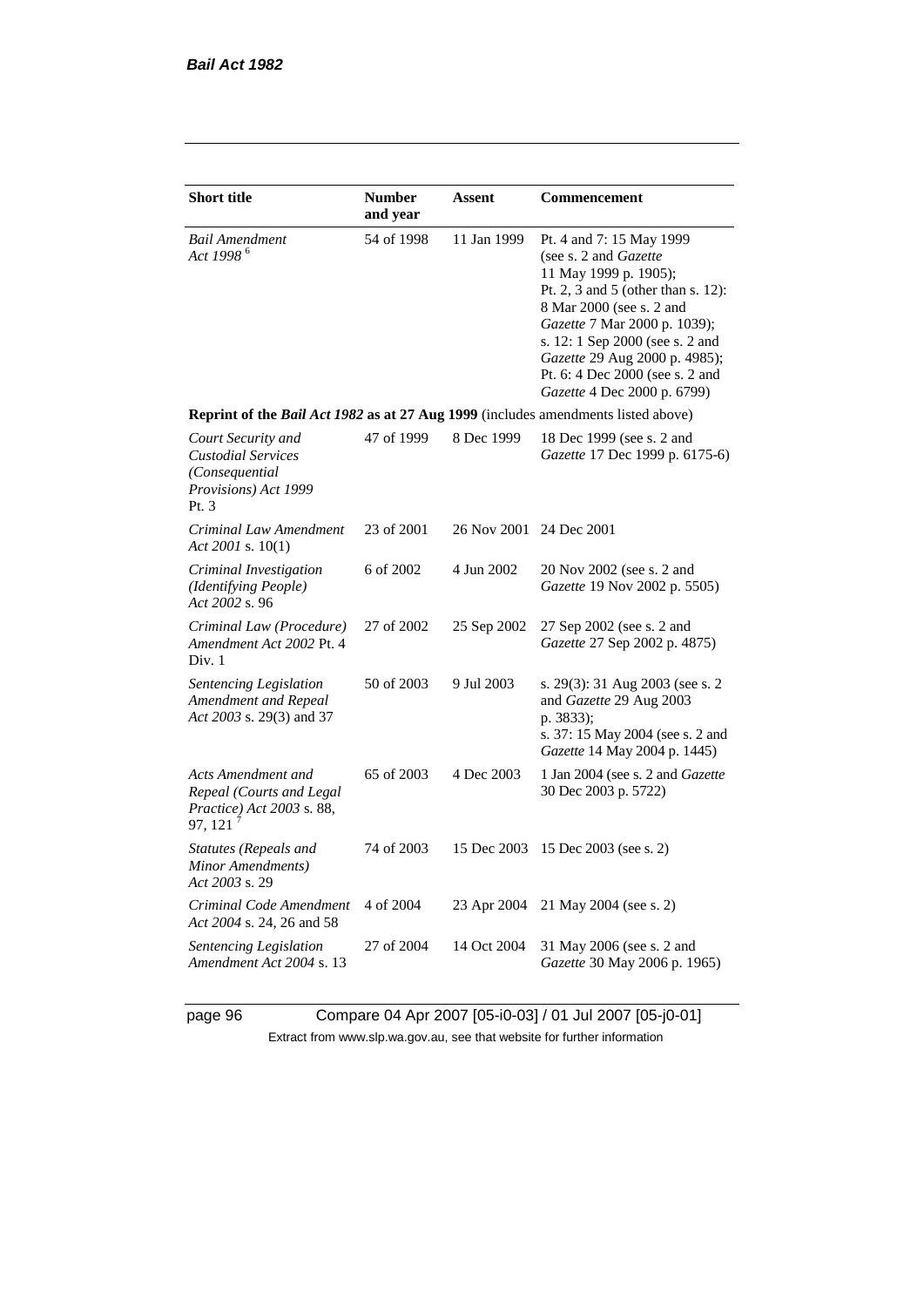| Short title | Number and year | Assent | Commencement |
|---|---|---|---|
| *Bail Amendment Act 1998* [6] | 54 of 1998 | 11 Jan 1999 | Pt. 4 and 7: 15 May 1999 (see s. 2 and *Gazette* 11 May 1999 p. 1905); Pt. 2, 3 and 5 (other than s. 12): 8 Mar 2000 (see s. 2 and *Gazette* 7 Mar 2000 p. 1039); s. 12: 1 Sep 2000 (see s. 2 and *Gazette* 29 Aug 2000 p. 4985); Pt. 6: 4 Dec 2000 (see s. 2 and *Gazette* 4 Dec 2000 p. 6799) |
| **Reprint of the *Bail Act 1982* as at 27 Aug 1999** (includes amendments listed above) | | | |
| *Court Security and Custodial Services (Consequential Provisions) Act 1999* Pt. 3 | 47 of 1999 | 8 Dec 1999 | 18 Dec 1999 (see s. 2 and *Gazette* 17 Dec 1999 p. 6175-6) |
| *Criminal Law Amendment Act 2001* s. 10(1) | 23 of 2001 | 26 Nov 2001 | 24 Dec 2001 |
| *Criminal Investigation (Identifying People) Act 2002* s. 96 | 6 of 2002 | 4 Jun 2002 | 20 Nov 2002 (see s. 2 and *Gazette* 19 Nov 2002 p. 5505) |
| *Criminal Law (Procedure) Amendment Act 2002* Pt. 4 Div. 1 | 27 of 2002 | 25 Sep 2002 | 27 Sep 2002 (see s. 2 and *Gazette* 27 Sep 2002 p. 4875) |
| *Sentencing Legislation Amendment and Repeal Act 2003* s. 29(3) and 37 | 50 of 2003 | 9 Jul 2003 | s. 29(3): 31 Aug 2003 (see s. 2 and *Gazette* 29 Aug 2003 p. 3833); s. 37: 15 May 2004 (see s. 2 and *Gazette* 14 May 2004 p. 1445) |
| *Acts Amendment and Repeal (Courts and Legal Practice) Act 2003* s. 88, 97, 121 [7] | 65 of 2003 | 4 Dec 2003 | 1 Jan 2004 (see s. 2 and *Gazette* 30 Dec 2003 p. 5722) |
| *Statutes (Repeals and Minor Amendments) Act 2003* s. 29 | 74 of 2003 | 15 Dec 2003 | 15 Dec 2003 (see s. 2) |
| *Criminal Code Amendment Act 2004* s. 24, 26 and 58 | 4 of 2004 | 23 Apr 2004 | 21 May 2004 (see s. 2) |
| *Sentencing Legislation Amendment Act 2004* s. 13 | 27 of 2004 | 14 Oct 2004 | 31 May 2006 (see s. 2 and *Gazette* 30 May 2006 p. 1965) |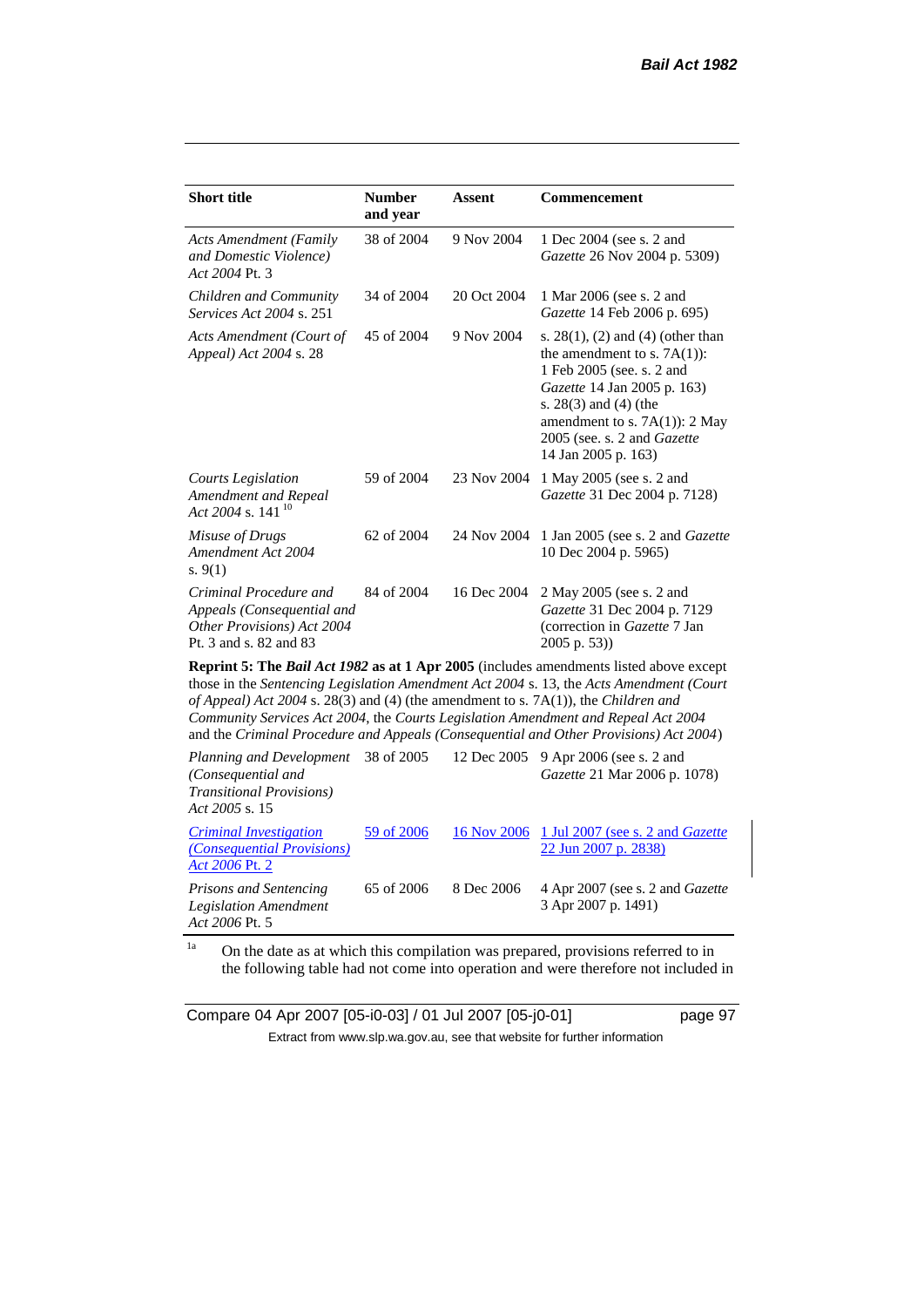| Short title | Number and year | Assent | Commencement |
|---|---|---|---|
| *Acts Amendment (Family and Domestic Violence) Act 2004* Pt. 3 | 38 of 2004 | 9 Nov 2004 | 1 Dec 2004 (see s. 2 and *Gazette* 26 Nov 2004 p. 5309) |
| *Children and Community Services Act 2004* s. 251 | 34 of 2004 | 20 Oct 2004 | 1 Mar 2006 (see s. 2 and *Gazette* 14 Feb 2006 p. 695) |
| *Acts Amendment (Court of Appeal) Act 2004* s. 28 | 45 of 2004 | 9 Nov 2004 | s. 28(1), (2) and (4) (other than the amendment to s. 7A(1)): 1 Feb 2005 (see. s. 2 and *Gazette* 14 Jan 2005 p. 163) s. 28(3) and (4) (the amendment to s. 7A(1)): 2 May 2005 (see. s. 2 and *Gazette* 14 Jan 2005 p. 163) |
| *Courts Legislation Amendment and Repeal Act 2004* s. 141 [10] | 59 of 2004 | 23 Nov 2004 | 1 May 2005 (see s. 2 and *Gazette* 31 Dec 2004 p. 7128) |
| *Misuse of Drugs Amendment Act 2004* s. 9(1) | 62 of 2004 | 24 Nov 2004 | 1 Jan 2005 (see s. 2 and *Gazette* 10 Dec 2004 p. 5965) |
| *Criminal Procedure and Appeals (Consequential and Other Provisions) Act 2004* Pt. 3 and s. 82 and 83 | 84 of 2004 | 16 Dec 2004 | 2 May 2005 (see s. 2 and *Gazette* 31 Dec 2004 p. 7129 (correction in *Gazette* 7 Jan 2005 p. 53)) |
| **Reprint 5: The *Bail Act 1982* as at 1 Apr 2005** (includes amendments listed above except those in the *Sentencing Legislation Amendment Act 2004* s. 13, the *Acts Amendment (Court of Appeal) Act 2004* s. 28(3) and (4) (the amendment to s. 7A(1)), the *Children and Community Services Act 2004*, the *Courts Legislation Amendment and Repeal Act 2004* and the *Criminal Procedure and Appeals (Consequential and Other Provisions) Act 2004*) | | | |
| *Planning and Development (Consequential and Transitional Provisions) Act 2005* s. 15 | 38 of 2005 | 12 Dec 2005 | 9 Apr 2006 (see s. 2 and *Gazette* 21 Mar 2006 p. 1078) |
| *Criminal Investigation (Consequential Provisions) Act 2006* Pt. 2 | 59 of 2006 | 16 Nov 2006 | 1 Jul 2007 (see s. 2 and *Gazette* 22 Jun 2007 p. 2838) |
| *Prisons and Sentencing Legislation Amendment Act 2006* Pt. 5 | 65 of 2006 | 8 Dec 2006 | 4 Apr 2007 (see s. 2 and *Gazette* 3 Apr 2007 p. 1491) |

[1a] On the date as at which this compilation was prepared, provisions referred to in the following table had not come into operation and were therefore not included in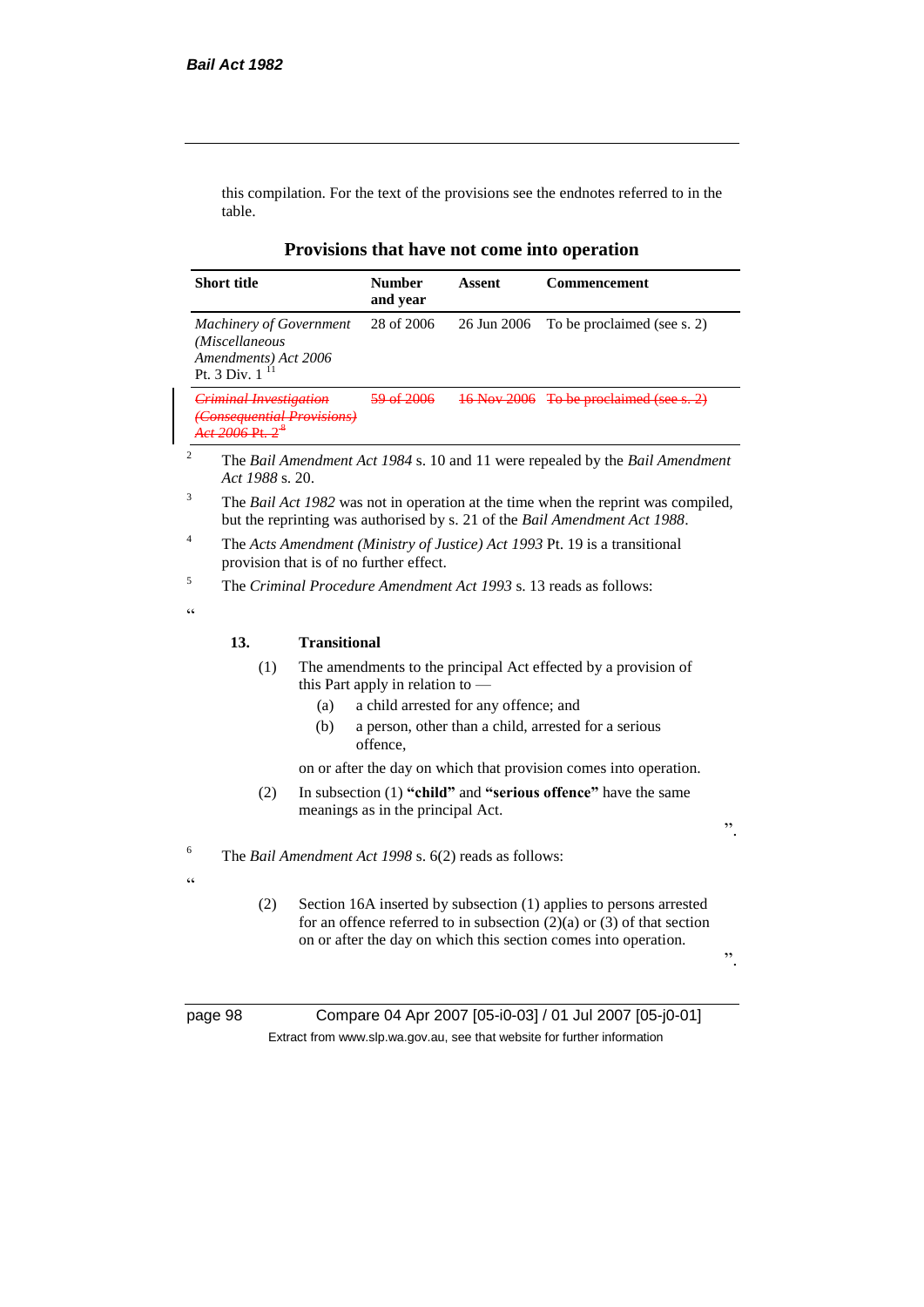this compilation. For the text of the provisions see the endnotes referred to in the table.

**Provisions that have not come into operation**

| Short title | Number and year | Assent | Commencement |
|---|---|---|---|
| *Machinery of Government (Miscellaneous Amendments) Act 2006* Pt. 3 Div. 1 [11] | 28 of 2006 | 26 Jun 2006 | To be proclaimed (see s. 2) |
| ~~*Criminal Investigation (Consequential Provisions) Act 2006* Pt. 2~~ [8] | ~~59 of 2006~~ | ~~16 Nov 2006~~ | ~~To be proclaimed (see s. 2)~~ |

[2] The *Bail Amendment Act 1984* s. 10 and 11 were repealed by the *Bail Amendment Act 1988* s. 20.

[3] The *Bail Act 1982* was not in operation at the time when the reprint was compiled, but the reprinting was authorised by s. 21 of the *Bail Amendment Act 1988*.

[4] The *Acts Amendment (Ministry of Justice) Act 1993* Pt. 19 is a transitional provision that is of no further effect.

[5] The *Criminal Procedure Amendment Act 1993* s. 13 reads as follows:

"

**13. Transitional**

(1) The amendments to the principal Act effected by a provision of this Part apply in relation to —

(a) a child arrested for any offence; and

(b) a person, other than a child, arrested for a serious offence,

on or after the day on which that provision comes into operation.

(2) In subsection (1) **"child"** and **"serious offence"** have the same meanings as in the principal Act.

".

[6] The *Bail Amendment Act 1998* s. 6(2) reads as follows:

"

(2) Section 16A inserted by subsection (1) applies to persons arrested for an offence referred to in subsection (2)(a) or (3) of that section on or after the day on which this section comes into operation.

".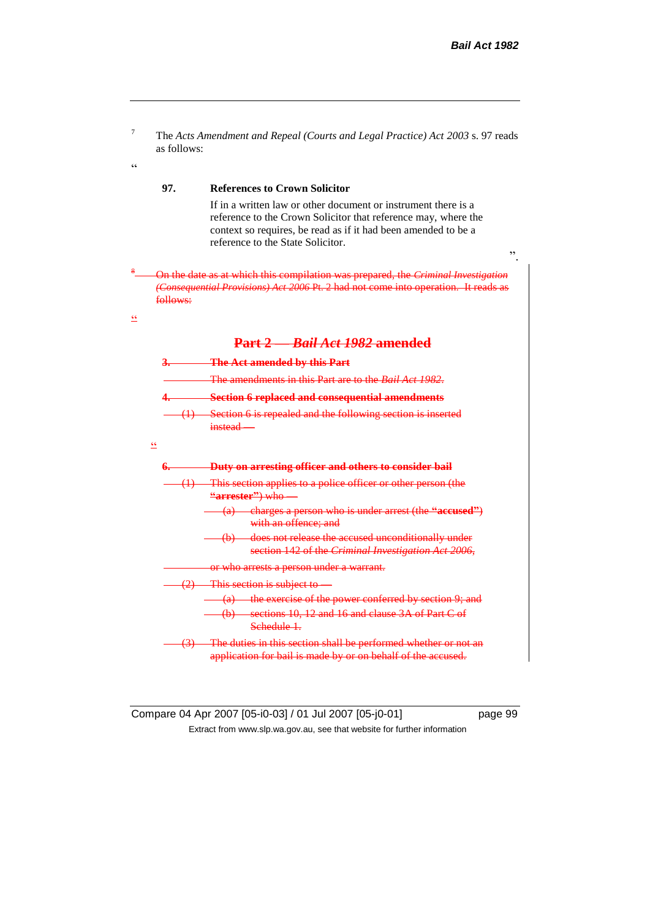[7] The *Acts Amendment and Repeal (Courts and Legal Practice) Act 2003* s. 97 reads as follows:

"

**97. References to Crown Solicitor**

If in a written law or other document or instrument there is a reference to the Crown Solicitor that reference may, where the context so requires, be read as if it had been amended to be a reference to the State Solicitor.

".

~~[8] On the date as at which this compilation was prepared, the *Criminal Investigation (Consequential Provisions) Act 2006* Pt. 2 had not come into operation. It reads as follows:~~

~~"~~

## ~~Part 2 — *Bail Act 1982* amended~~

~~**3. The Act amended by this Part**~~

~~The amendments in this Part are to the *Bail Act 1982*.~~

~~**4. Section 6 replaced and consequential amendments**~~

~~(1) Section 6 is repealed and the following section is inserted instead —~~

~~"~~

~~**6. Duty on arresting officer and others to consider bail**~~

~~(1) This section applies to a police officer or other person (the **"arrester"**) who —~~

~~(a) charges a person who is under arrest (the **"accused"**) with an offence; and~~

~~(b) does not release the accused unconditionally under section 142 of the *Criminal Investigation Act 2006*,~~

~~or who arrests a person under a warrant.~~

~~(2) This section is subject to —~~

~~(a) the exercise of the power conferred by section 9; and~~

~~(b) sections 10, 12 and 16 and clause 3A of Part C of Schedule 1.~~

~~(3) The duties in this section shall be performed whether or not an application for bail is made by or on behalf of the accused.~~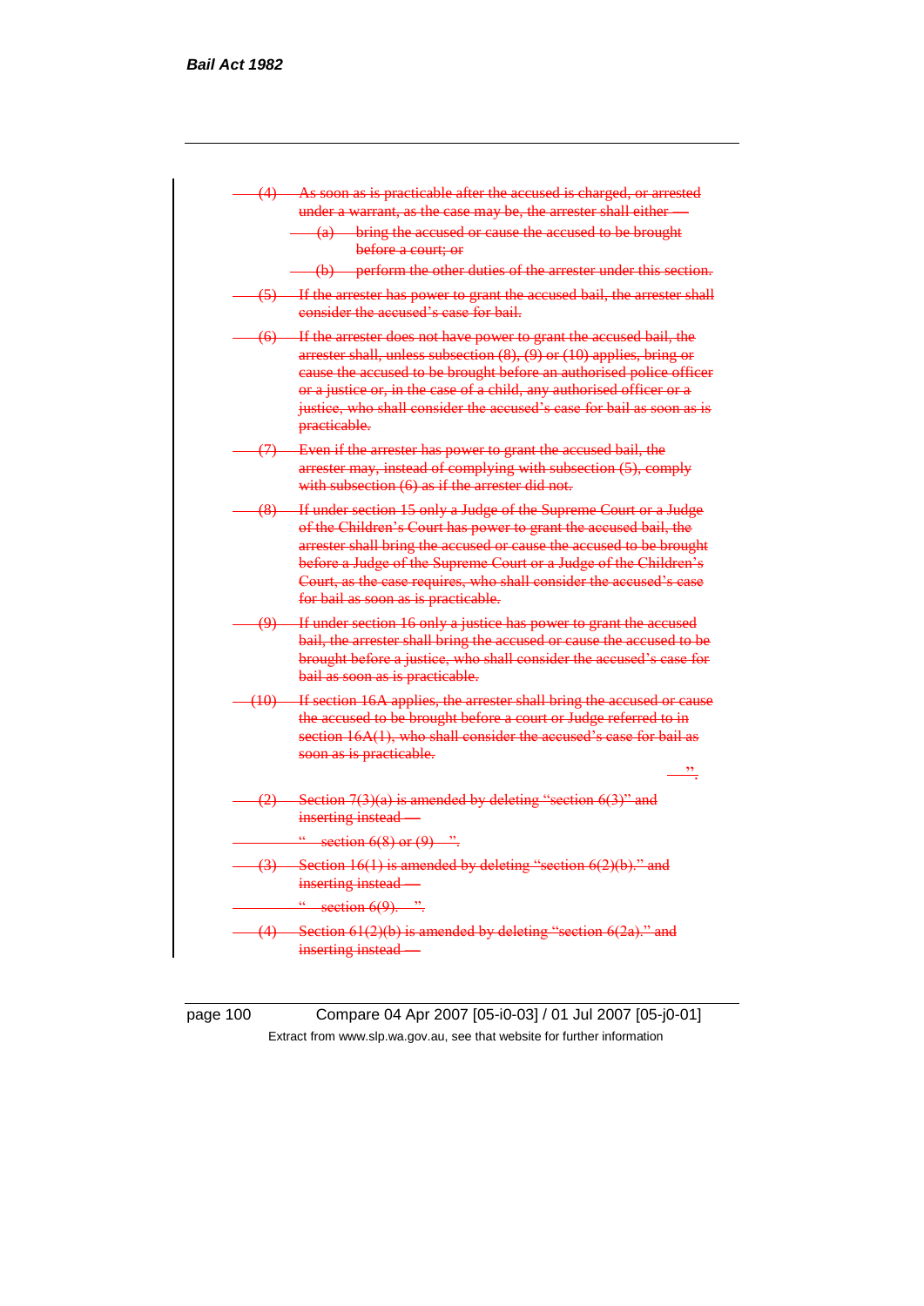~~(4) As soon as is practicable after the accused is charged, or arrested under a warrant, as the case may be, the arrester shall either —~~

~~(a) bring the accused or cause the accused to be brought before a court; or~~

~~(b) perform the other duties of the arrester under this section.~~

~~(5) If the arrester has power to grant the accused bail, the arrester shall consider the accused's case for bail.~~

~~(6) If the arrester does not have power to grant the accused bail, the arrester shall, unless subsection (8), (9) or (10) applies, bring or cause the accused to be brought before an authorised police officer or a justice or, in the case of a child, any authorised officer or a justice, who shall consider the accused's case for bail as soon as is practicable.~~

~~(7) Even if the arrester has power to grant the accused bail, the arrester may, instead of complying with subsection (5), comply with subsection (6) as if the arrester did not.~~

~~(8) If under section 15 only a Judge of the Supreme Court or a Judge of the Children's Court has power to grant the accused bail, the arrester shall bring the accused or cause the accused to be brought before a Judge of the Supreme Court or a Judge of the Children's Court, as the case requires, who shall consider the accused's case for bail as soon as is practicable.~~

~~(9) If under section 16 only a justice has power to grant the accused bail, the arrester shall bring the accused or cause the accused to be brought before a justice, who shall consider the accused's case for bail as soon as is practicable.~~

~~(10) If section 16A applies, the arrester shall bring the accused or cause the accused to be brought before a court or Judge referred to in section 16A(1), who shall consider the accused's case for bail as soon as is practicable.~~

~~".~~

~~(2) Section 7(3)(a) is amended by deleting "section 6(3)" and inserting instead —~~

~~" section 6(8) or (9) ".~~

~~(3) Section 16(1) is amended by deleting "section 6(2)(b)." and inserting instead —~~

~~" section 6(9). ".~~

~~(4) Section 61(2)(b) is amended by deleting "section 6(2a)." and inserting instead —~~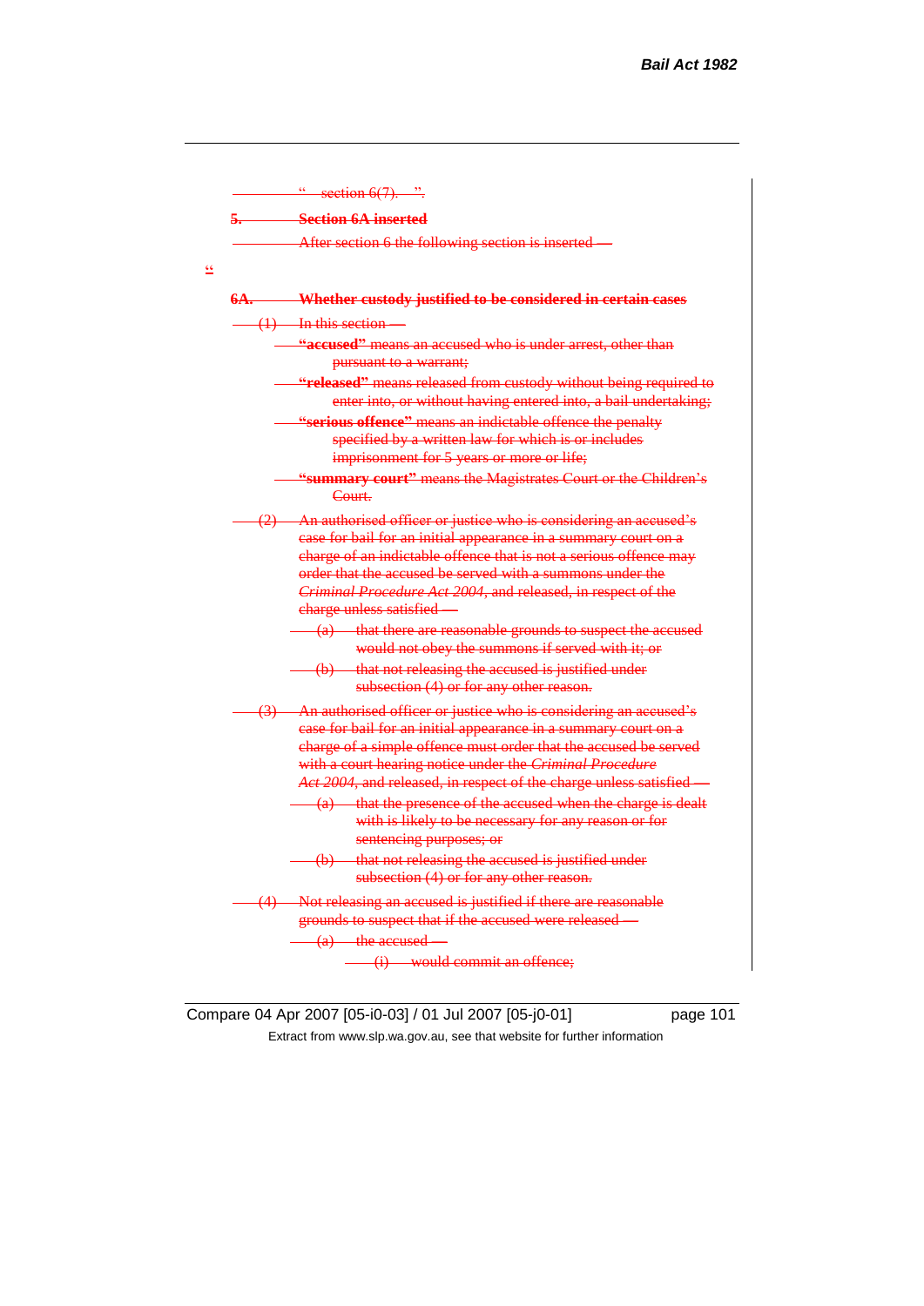" section 6(7). ".

**5. Section 6A inserted**

After section 6 the following section is inserted —

"

**6A. Whether custody justified to be considered in certain cases**

(1) In this section —

**"accused"** means an accused who is under arrest, other than pursuant to a warrant;

**"released"** means released from custody without being required to enter into, or without having entered into, a bail undertaking;

**"serious offence"** means an indictable offence the penalty specified by a written law for which is or includes imprisonment for 5 years or more or life;

**"summary court"** means the Magistrates Court or the Children's Court.

(2) An authorised officer or justice who is considering an accused's case for bail for an initial appearance in a summary court on a charge of an indictable offence that is not a serious offence may order that the accused be served with a summons under the *Criminal Procedure Act 2004*, and released, in respect of the charge unless satisfied —

(a) that there are reasonable grounds to suspect the accused would not obey the summons if served with it; or

(b) that not releasing the accused is justified under subsection (4) or for any other reason.

(3) An authorised officer or justice who is considering an accused's case for bail for an initial appearance in a summary court on a charge of a simple offence must order that the accused be served with a court hearing notice under the *Criminal Procedure Act 2004*, and released, in respect of the charge unless satisfied —

(a) that the presence of the accused when the charge is dealt with is likely to be necessary for any reason or for sentencing purposes; or

(b) that not releasing the accused is justified under subsection (4) or for any other reason.

(4) Not releasing an accused is justified if there are reasonable grounds to suspect that if the accused were released —

(a) the accused —

(i) would commit an offence;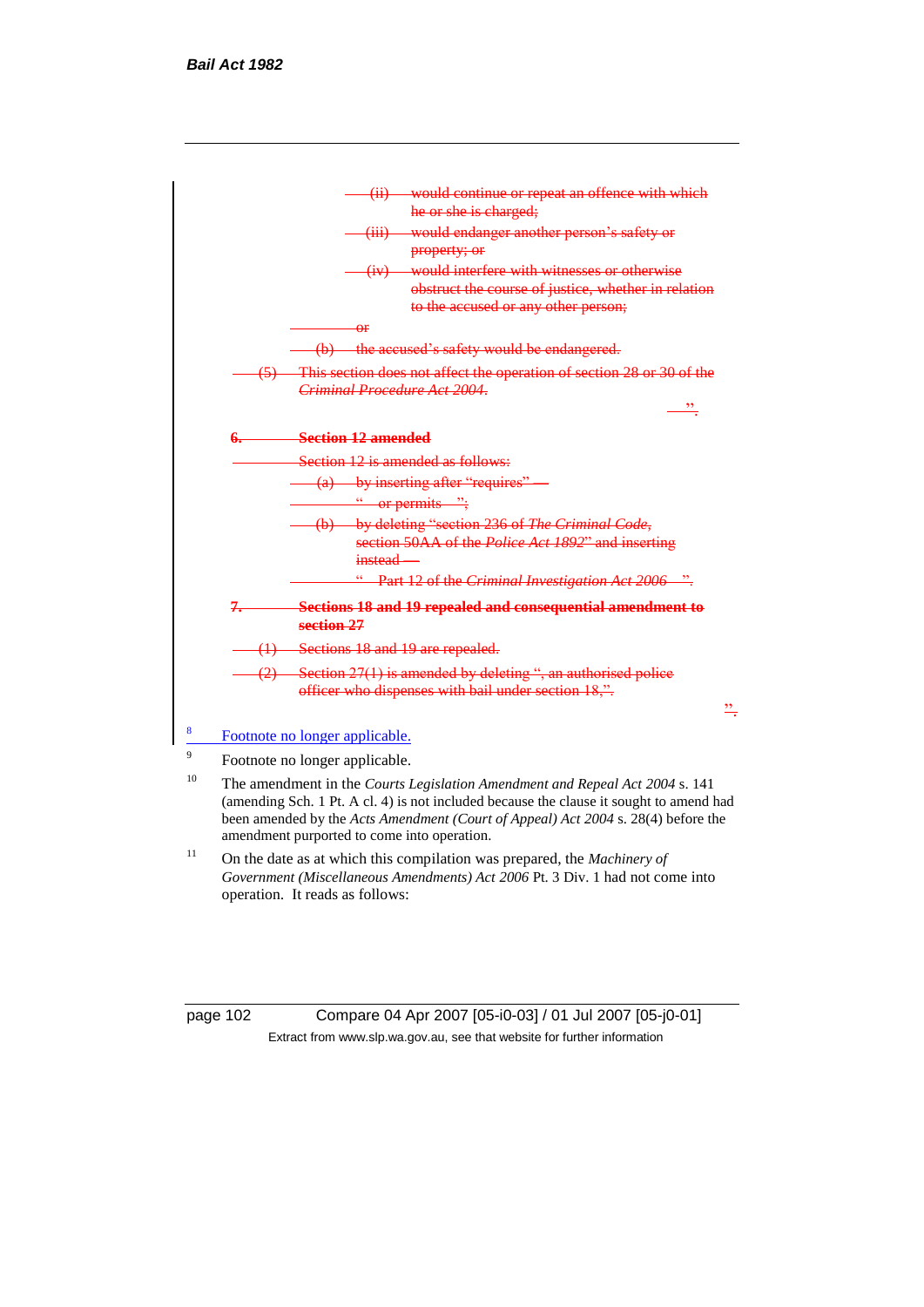(ii) would continue or repeat an offence with which he or she is charged;

(iii) would endanger another person's safety or property; or

(iv) would interfere with witnesses or otherwise obstruct the course of justice, whether in relation to the accused or any other person;

or

(b) the accused's safety would be endangered.

(5) This section does not affect the operation of section 28 or 30 of the *Criminal Procedure Act 2004*.

".

**6. Section 12 amended**

Section 12 is amended as follows:

(a) by inserting after "requires" —

" or permits ";

(b) by deleting "section 236 of *The Criminal Code*, section 50AA of the *Police Act 1892*" and inserting instead —

" Part 12 of the *Criminal Investigation Act 2006* ".

**7. Sections 18 and 19 repealed and consequential amendment to section 27**

(1) Sections 18 and 19 are repealed.

(2) Section 27(1) is amended by deleting ", an authorised police officer who dispenses with bail under section 18,".

".

[8] Footnote no longer applicable.

[9] Footnote no longer applicable.

[10] The amendment in the *Courts Legislation Amendment and Repeal Act 2004* s. 141 (amending Sch. 1 Pt. A cl. 4) is not included because the clause it sought to amend had been amended by the *Acts Amendment (Court of Appeal) Act 2004* s. 28(4) before the amendment purported to come into operation.

[11] On the date as at which this compilation was prepared, the *Machinery of Government (Miscellaneous Amendments) Act 2006* Pt. 3 Div. 1 had not come into operation. It reads as follows: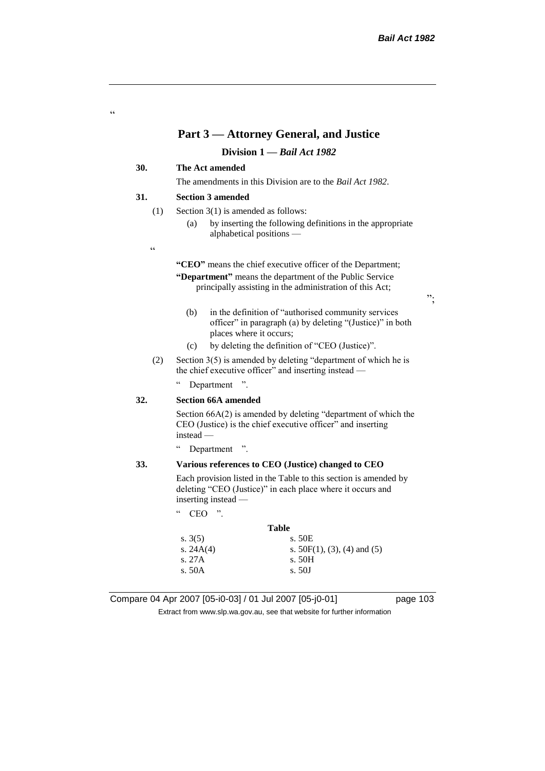"

## Part 3 — Attorney General, and Justice

### Division 1 — *Bail Act 1982*

**30. The Act amended**

The amendments in this Division are to the *Bail Act 1982*.

**31. Section 3 amended**

(1) Section 3(1) is amended as follows:

(a) by inserting the following definitions in the appropriate alphabetical positions —

"

**"CEO"** means the chief executive officer of the Department;

**"Department"** means the department of the Public Service principally assisting in the administration of this Act;

";

(b) in the definition of "authorised community services officer" in paragraph (a) by deleting "(Justice)" in both places where it occurs;

(c) by deleting the definition of "CEO (Justice)".

(2) Section 3(5) is amended by deleting "department of which he is the chief executive officer" and inserting instead —

" Department ".

**32. Section 66A amended**

Section 66A(2) is amended by deleting "department of which the CEO (Justice) is the chief executive officer" and inserting instead —

" Department ".

**33. Various references to CEO (Justice) changed to CEO**

Each provision listed in the Table to this section is amended by deleting "CEO (Justice)" in each place where it occurs and inserting instead —

" CEO ".

**Table**

| | |
|---|---|
| s. 3(5) | s. 50E |
| s. 24A(4) | s. 50F(1), (3), (4) and (5) |
| s. 27A | s. 50H |
| s. 50A | s. 50J |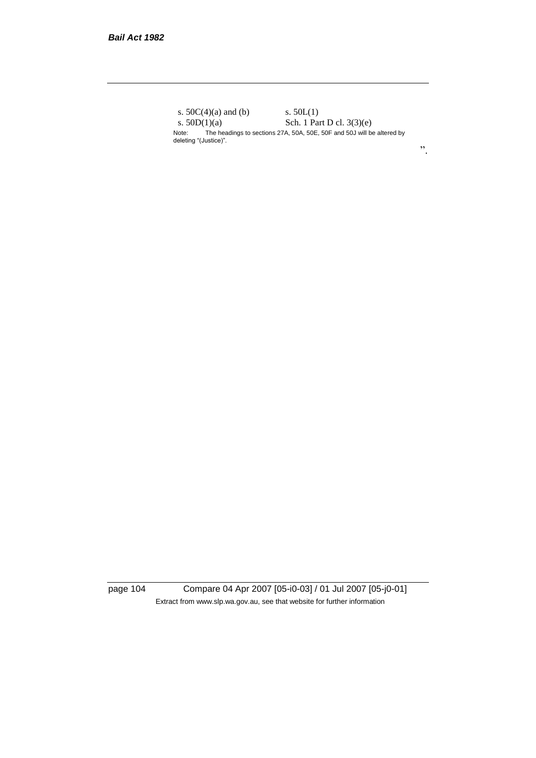| | |
|---|---|
| s. 50C(4)(a) and (b) | s. 50L(1) |
| s. 50D(1)(a) | Sch. 1 Part D cl. 3(3)(e) |

Note: The headings to sections 27A, 50A, 50E, 50F and 50J will be altered by deleting "(Justice)".

".